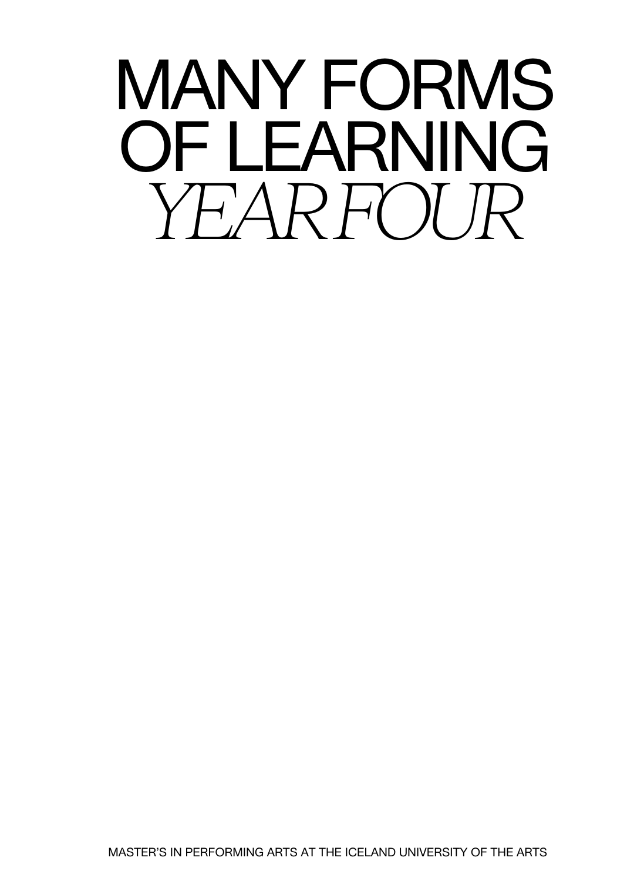# MANY FORMS OF LEARNING *YEAR FOUR*

MASTER'S IN PERFORMING ARTS AT THE ICELAND UNIVERSITY OF THE ARTS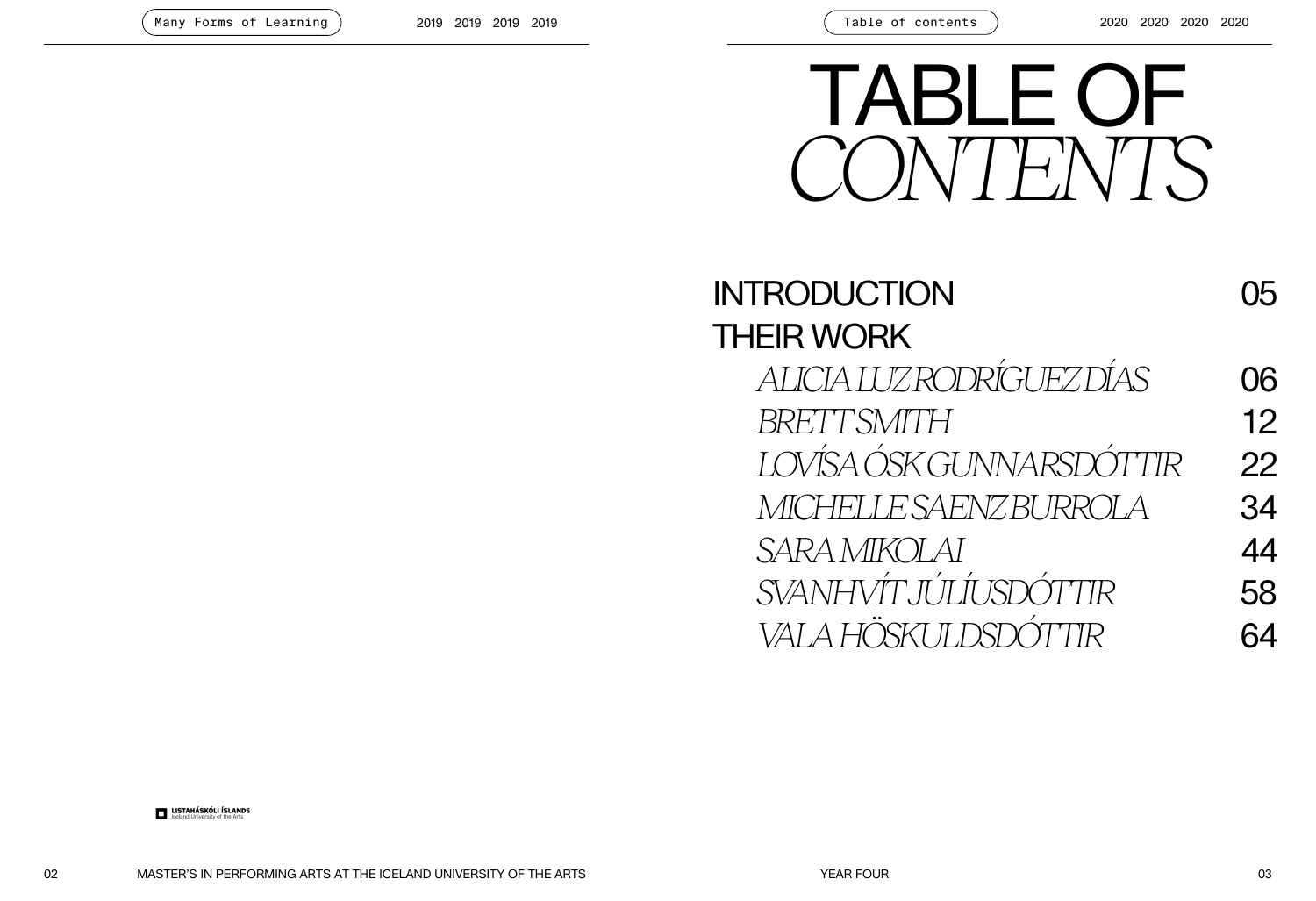# TABLE OF *CONTENTS*

| | |
|---|---|
| INTRODUCTION | 05 |
| THEIR WORK | |
| *ALICIA LUZ RODRÍGUEZ DÍAS* | 06 |
| *BRETT SMITH* | 12 |
| *LOVÍSA ÓSK GUNNARSDÓTTIR* | 22 |
| *MICHELLE SAENZ BURROLA* | 34 |
| *SARA MIKOLAI* | 44 |
| *SVANHVÍT JÚLÍUSDÓTTIR* | 58 |
| *VALA HÖSKULDSDÓTTIR* | 64 |

LISTAHÁSKÓLI ÍSLANDS
Iceland University of the Arts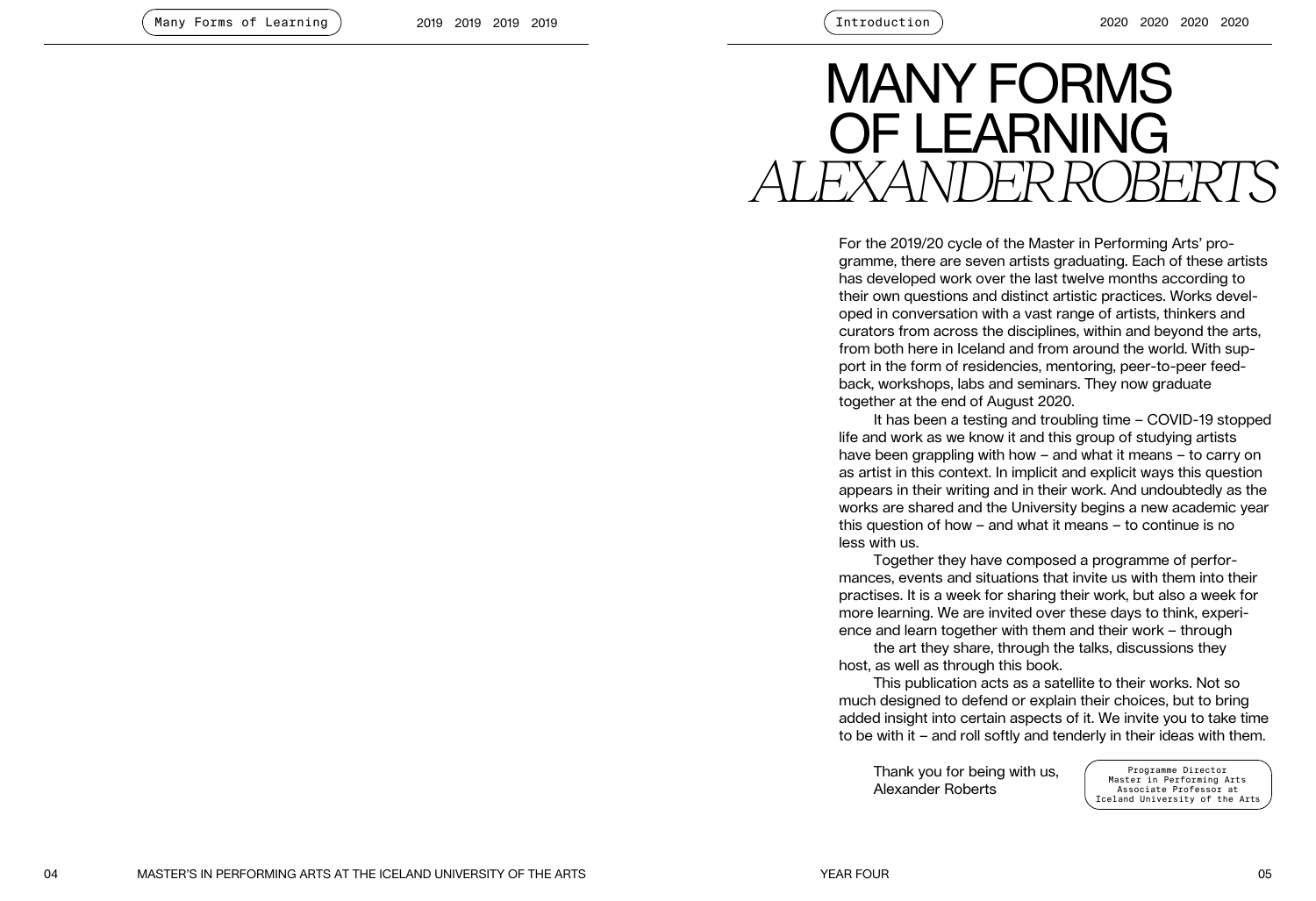# MANY FORMS OF LEARNING

*ALEXANDER ROBERTS*

For the 2019/20 cycle of the Master in Performing Arts' programme, there are seven artists graduating. Each of these artists has developed work over the last twelve months according to their own questions and distinct artistic practices. Works developed in conversation with a vast range of artists, thinkers and curators from across the disciplines, within and beyond the arts, from both here in Iceland and from around the world. With support in the form of residencies, mentoring, peer-to-peer feedback, workshops, labs and seminars. They now graduate together at the end of August 2020.

It has been a testing and troubling time – COVID-19 stopped life and work as we know it and this group of studying artists have been grappling with how – and what it means – to carry on as artist in this context. In implicit and explicit ways this question appears in their writing and in their work. And undoubtedly as the works are shared and the University begins a new academic year this question of how – and what it means – to continue is no less with us.

Together they have composed a programme of performances, events and situations that invite us with them into their practises. It is a week for sharing their work, but also a week for more learning. We are invited over these days to think, experience and learn together with them and their work – through the art they share, through the talks, discussions they host, as well as through this book.

This publication acts as a satellite to their works. Not so much designed to defend or explain their choices, but to bring added insight into certain aspects of it. We invite you to take time to be with it – and roll softly and tenderly in their ideas with them.

Thank you for being with us,
Alexander Roberts

Programme Director
Master in Performing Arts
Associate Professor at
Iceland University of the Arts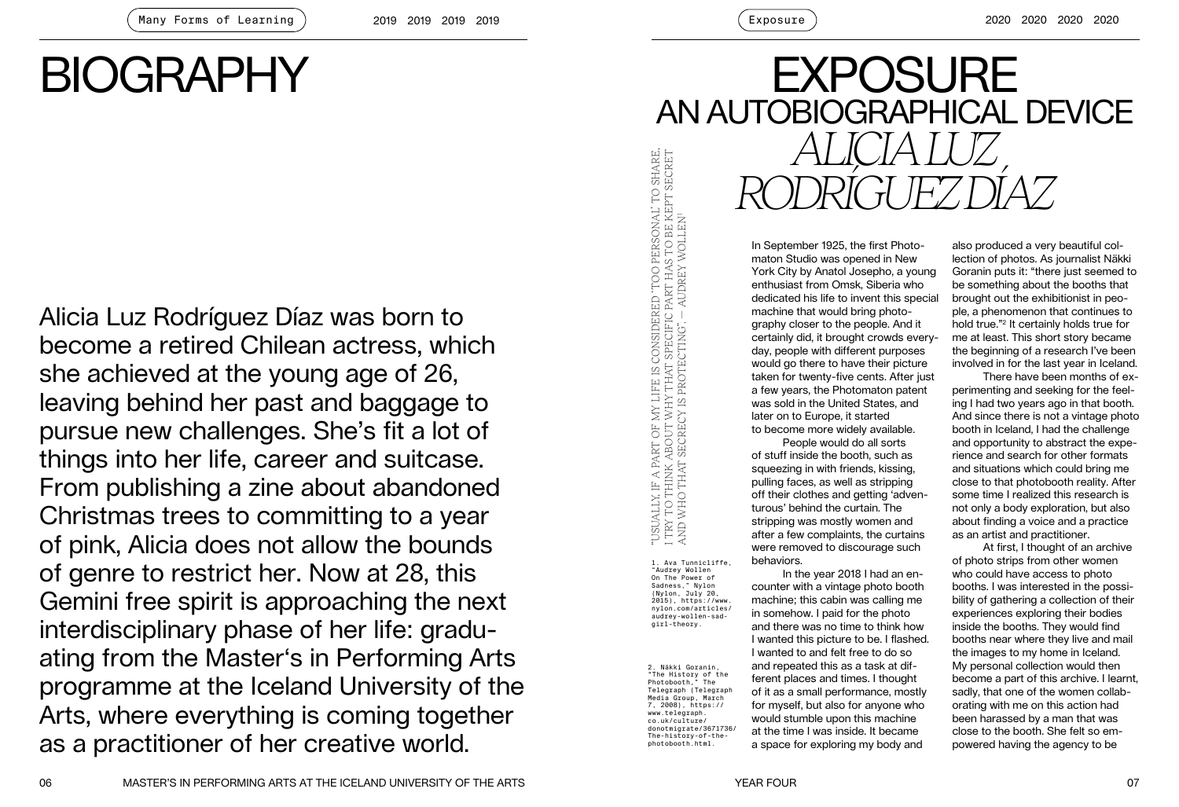# BIOGRAPHY

Alicia Luz Rodríguez Díaz was born to become a retired Chilean actress, which she achieved at the young age of 26, leaving behind her past and baggage to pursue new challenges. She's fit a lot of things into her life, career and suitcase. From publishing a zine about abandoned Christmas trees to committing to a year of pink, Alicia does not allow the bounds of genre to restrict her. Now at 28, this Gemini free spirit is approaching the next interdisciplinary phase of her life: graduating from the Master's in Performing Arts programme at the Iceland University of the Arts, where everything is coming together as a practitioner of her creative world.

# EXPOSURE

## AN AUTOBIOGRAPHICAL DEVICE

## *ALICIA LUZ RODRÍGUEZ DÍAZ*

"USUALLY, IF A PART OF MY LIFE IS CONSIDERED 'TOO PERSONAL' TO SHARE, I TRY TO THINK ABOUT WHY THAT SPECIFIC PART HAS TO BE KEPT SECRET AND WHO THAT SECRECY IS PROTECTING." — AUDREY WOLLEN[1]

In September 1925, the first Photomaton Studio was opened in New York City by Anatol Josepho, a young enthusiast from Omsk, Siberia who dedicated his life to invent this special machine that would bring photography closer to the people. And it certainly did, it brought crowds everyday, people with different purposes would go there to have their picture taken for twenty-five cents. After just a few years, the Photomaton patent was sold in the United States, and later on to Europe, it started to become more widely available.

People would do all sorts of stuff inside the booth, such as squeezing in with friends, kissing, pulling faces, as well as stripping off their clothes and getting 'adventurous' behind the curtain. The stripping was mostly women and after a few complaints, the curtains were removed to discourage such behaviors.

In the year 2018 I had an encounter with a vintage photo booth machine; this cabin was calling me in somehow. I paid for the photo and there was no time to think how I wanted this picture to be. I flashed. I wanted to and felt free to do so and repeated this as a task at different places and times. I thought of it as a small performance, mostly for myself, but also for anyone who would stumble upon this machine at the time I was inside. It became a space for exploring my body and also produced a very beautiful collection of photos. As journalist Näkki Goranin puts it: "there just seemed to be something about the booths that brought out the exhibitionist in people, a phenomenon that continues to hold true."[2] It certainly holds true for me at least. This short story became the beginning of a research I've been involved in for the last year in Iceland.

There have been months of experimenting and seeking for the feeling I had two years ago in that booth. And since there is not a vintage photo booth in Iceland, I had the challenge and opportunity to abstract the experience and search for other formats and situations which could bring me close to that photobooth reality. After some time I realized this research is not only a body exploration, but also about finding a voice and a practice as an artist and practitioner.

At first, I thought of an archive of photo strips from other women who could have access to photo booths. I was interested in the possibility of gathering a collection of their experiences exploring their bodies inside the booths. They would find booths near where they live and mail the images to my home in Iceland. My personal collection would then become a part of this archive. I learnt, sadly, that one of the women collaborating with me on this action had been harassed by a man that was close to the booth. She felt so empowered having the agency to be

1. Ava Tunnicliffe, "Audrey Wollen On The Power of Sadness," Nylon (Nylon, July 20, 2015), https://www.nylon.com/articles/audrey-wollen-sad-girl-theory.

2. Näkki Goranin, "The History of the Photobooth," The Telegraph (Telegraph Media Group, March 7, 2008), https://www.telegraph.co.uk/culture/donotmigrate/3671736/The-history-of-the-photobooth.html.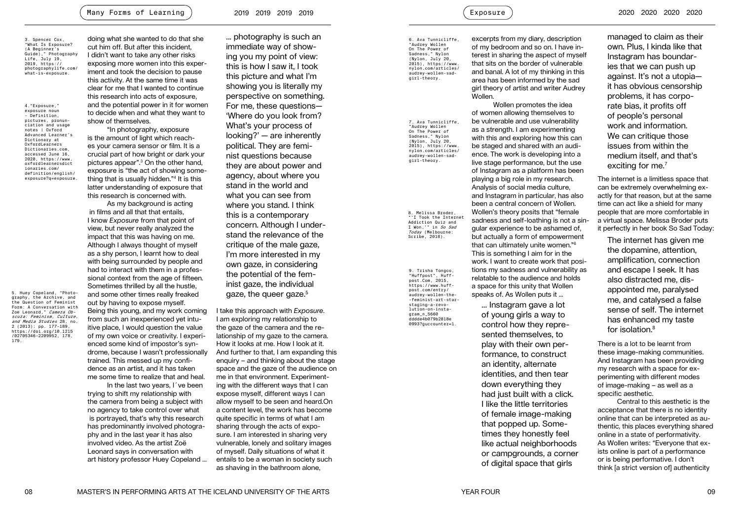doing what she wanted to do that she cut him off. But after this incident, I didn't want to take any other risks exposing more women into this experiment and took the decision to pause this activity. At the same time it was clear for me that I wanted to continue this research into acts of exposure, and the potential power in it for women to decide when and what they want to show of themselves.

"In photography, exposure is the amount of light which reaches your camera sensor or film. It is a crucial part of how bright or dark your pictures appear".[3] On the other hand, exposure is "the act of showing something that is usually hidden."[4] It is this latter understanding of exposure that this research is concerned with.

As my background is acting in films and all that that entails, I know *Exposure* from that point of view, but never really analyzed the impact that this was having on me. Although I always thought of myself as a shy person, I learnt how to deal with being surrounded by people and had to interact with them in a professional context from the age of fifteen. Sometimes thrilled by all the hustle, and some other times really freaked out by having to expose myself. Being this young, and my work coming from such an inexperienced yet intuitive place, I would question the value of my own voice or creativity. I experienced some kind of impostor's syndrome, because I wasn't professionally trained. This messed up my confidence as an artist, and it has taken me some time to realize that and heal.

In the last two years, I´ve been trying to shift my relationship with the camera from being a subject with no agency to take control over what is portrayed, that's why this research has predominantly involved photography and in the last year it has also involved video. As the artist Zoë Leonard says in conversation with art history professor Huey Copeland ...

> ... photography is such an immediate way of showing you my point of view: this is how I saw it, I took this picture and what I'm showing you is literally my perspective on something. For me, these questions— 'Where do you look from? What's your process of looking?' — are inherently political. They are feminist questions because they are about power and agency, about where you stand in the world and what you can see from where you stand. I think this is a contemporary concern. Although I understand the relevance of the critique of the male gaze, I'm more interested in my own gaze, in considering the potential of the feminist gaze, the individual gaze, the queer gaze.[5]

I take this approach with *Exposure*. I am exploring my relationship to the gaze of the camera and the relationship of my gaze to the camera. How it looks at me. How I look at it. And further to that, I am expanding this enquiry – and thinking about the stage space and the gaze of the audience on me in that environment. Experimenting with the different ways that I can expose myself, different ways I can allow myself to be seen and heard.On a content level, the work has become quite specific in terms of what I am sharing through the acts of exposure. I am interested in sharing very vulnerable, lonely and solitary images of myself. Daily situations of what it entails to be a woman in society such as shaving in the bathroom alone, excerpts from my diary, description of my bedroom and so on. I have interest in sharing the aspect of myself that sits on the border of vulnerable and banal. A lot of my thinking in this area has been informed by the sad girl theory of artist and writer Audrey Wollen.

Wollen promotes the idea of women allowing themselves to be vulnerable and use vulnerability as a strength. I am experimenting with this and exploring how this can be staged and shared with an audience. The work is developing into a live stage performance, but the use of Instagram as a platform has been playing a big role in my research. Analysis of social media culture, and Instagram in particular, has also been a central concern of Wollen. Wollen's theory posits that "female sadness and self-loathing is not a singular experience to be ashamed of, but actually a form of empowerment that can ultimately unite women."[6] This is something I aim for in the work. I want to create work that positions my sadness and vulnerability as relatable to the audience and holds a space for this unity that Wollen speaks of. As Wollen puts it ...

> ... Instagram gave a lot of young girls a way to control how they represented themselves, to play with their own performance, to construct an identity, alternate identities, and then tear down everything they had just built with a click. I like the little territories of female image-making that popped up. Sometimes they honestly feel like actual neighborhoods or campgrounds, a corner of digital space that girls managed to claim as their own. Plus, I kinda like that Instagram has boundaries that we can push up against. It's not a utopia— it has obvious censorship problems, it has corporate bias, it profits off of people's personal work and information. We can critique those issues from within the medium itself, and that's exciting for me.[7]

The internet is a limitless space that can be extremely overwhelming exactly for that reason, but at the same time can act like a shield for many people that are more comfortable in a virtual space. Melissa Broder puts it perfectly in her book So Sad Today:

> The internet has given me the dopamine, attention, amplification, connection and escape I seek. It has also distracted me, disappointed me, paralysed me, and catalysed a false sense of self. The internet has enhanced my taste for isolation.[8]

There is a lot to be learnt from these image-making communities. And Instagram has been providing my research with a space for experimenting with different modes of image-making – as well as a specific aesthetic.

Central to this aesthetic is the acceptance that there is no identity online that can be interpreted as authentic, this places everything shared online in a state of performativity. As Wollen writes: "Everyone that exists online is part of a performance or is being performative. I don't think [a strict version of] authenticity

---

3. Spencer Cox, "What Is Exposure? (A Beginner's Guide)," Photography Life, July 19, 2019, https://photographylife.com/what-is-exposure.

4. "Exposure," exposure noun - Definition, pictures, pronunciation and usage notes | Oxford Advanced Learner's Dictionary at OxfordLearners Dictionaries.com, accessed June 16, 2020, https://www.oxfordlearnersdictionaries.com/definition/english/exposure?q=exposure.

5. Huey Copeland, "Photography, the Archive, and the Question of Feminist Form: A Conversation with Zoe Leonard," *Camera Obscura: Feminism, Culture, and Media Studies* 28, no. 2 (2013): pp. 177-189, https://doi.org/10.1215/02705346-2209952, 178, 179.

6. Ava Tunnicliffe, "Audrey Wollen On The Power of Sadness," Nylon (Nylon, July 20, 2015), https://www.nylon.com/articles/audrey-wollen-sad-girl-theory.

7. Ava Tunnicliffe, "Audrey Wollen On The Power of Sadness," Nylon (Nylon, July 20, 2015), https://www.nylon.com/articles/audrey-wollen-sad-girl-theory.

8. Melissa Broder, "'I Took the Internet Addiction Quiz and I Won,'" in *So Sad Today* (Melbourne: Scribe, 2018).

9. Trisha Tongco, "Huffpost", Huffpost.Com, 2015, https://www.huffpost.com/entry/audrey-wollen-the--feminist-art-star-staging-a-revolution-on-instagram_n_5660dddde4b079b2818e0993?guccounter=1.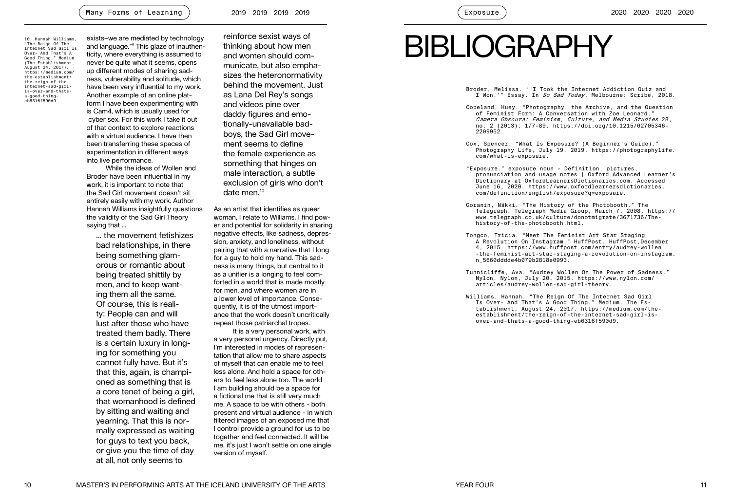exists–we are mediated by technology and language."[9] This glaze of inauthenticity, where everything is assumed to never be quite what it seems, opens up different modes of sharing sadness, vulnerability and solitude, which have been very influential to my work. Another example of an online platform I have been experimenting with is Cam4, which is usually used for cyber sex. For this work I take it out of that context to explore reactions with a virtual audience. I have then been transferring these spaces of experimentation in different ways into live performance.

While the ideas of Wollen and Broder have been influential in my work, it is important to note that the Sad Girl movement doesn't sit entirely easily with my work. Author Hannah Williams insightfully questions the validity of the Sad Girl Theory saying that ...

> ... the movement fetishizes bad relationships, in there being something glamorous or romantic about being treated shittily by men, and to keep wanting them all the same. Of course, this is reality: People can and will lust after those who have treated them badly. There is a certain luxury in longing for something you cannot fully have. But it's that this, again, is championed as something that is a core tenet of being a girl, that womanhood is defined by sitting and waiting and yearning. That this is normally expressed as waiting for guys to text you back, or give you the time of day at all, not only seems to reinforce sexist ways of thinking about how men and women should communicate, but also emphasizes the heteronormativity behind the movement. Just as Lana Del Rey's songs and videos pine over daddy figures and emotionally-unavailable badboys, the Sad Girl movement seems to define the female experience as something that hinges on male interaction, a subtle exclusion of girls who don't date men.[10]

10. Hannah Williams, "The Reign Of The Internet Sad Girl Is Over- And That's A Good Thing," Medium (The Establishment, August 24, 2017), https://medium.com/the-establishment/the-reign-of-the-internet-sad-girl-is-over-and-thats-a-good-thing-eb6316f590d9.

As an artist that identifies as queer woman, I relate to Williams. I find power and potential for solidarity in sharing negative effects, like sadness, depression, anxiety, and loneliness, without pairing that with a narrative that I long for a guy to hold my hand. This sadness is many things, but central to it as a unifier is a longing to feel comforted in a world that is made mostly for men, and where women are in a lower level of importance. Consequently, it is of the utmost importance that the work doesn't uncritically repeat those patriarchal tropes.

It is a very personal work, with a very personal urgency. Directly put, I'm interested in modes of representation that allow me to share aspects of myself that can enable me to feel less alone. And hold a space for others to feel less alone too. The world I am building should be a space for a fictional me that is still very much me. A space to be with others - both present and virtual audience - in which filtered images of an exposed me that I control provide a ground for us to be together and feel connected. It will be me, it's just I won't settle on one single version of myself.

# BIBLIOGRAPHY

Broder, Melissa. "'I Took the Internet Addiction Quiz and I Won.'" Essay. In *So Sad Today*. Melbourne: Scribe, 2018.

Copeland, Huey. "Photography, the Archive, and the Question of Feminist Form: A Conversation with Zoe Leonard." *Camera Obscura: Feminism, Culture, and Media Studies* 28, no. 2 (2013): 177–89. https://doi.org/10.1215/02705346-2209952.

Cox, Spencer. "What Is Exposure? (A Beginner's Guide)." Photography Life, July 19, 2019. https://photographylife.com/what-is-exposure.

"Exposure." exposure noun - Definition, pictures, pronunciation and usage notes | Oxford Advanced Learner's Dictionary at OxfordLearnersDictionaries.com. Accessed June 16, 2020. https://www.oxfordlearnersdictionaries.com/definition/english/exposure?q=exposure.

Goranin, Näkki. "The History of the Photobooth." The Telegraph. Telegraph Media Group, March 7, 2008. https://www.telegraph.co.uk/culture/donotmigrate/3671736/The-history-of-the-photobooth.html.

Tongco, Tricia. "Meet The Feminist Art Star Staging A Revolution On Instagram." HuffPost. HuffPost,December 4, 2015. https://www.huffpost.com/entry/audrey-wollen-the-feminist-art-star-staging-a-revolution-on-instagram_n_5660dddde4b079b2818e0993.

Tunnicliffe, Ava. "Audrey Wollen On The Power of Sadness." Nylon. Nylon, July 20, 2015. https://www.nylon.com/articles/audrey-wollen-sad-girl-theory.

Williams, Hannah. "The Reign Of The Internet Sad Girl Is Over- And That's A Good Thing." Medium. The Establishment, August 24, 2017. https://medium.com/the-establishment/the-reign-of-the-internet-sad-girl-is-over-and-thats-a-good-thing-eb6316f590d9.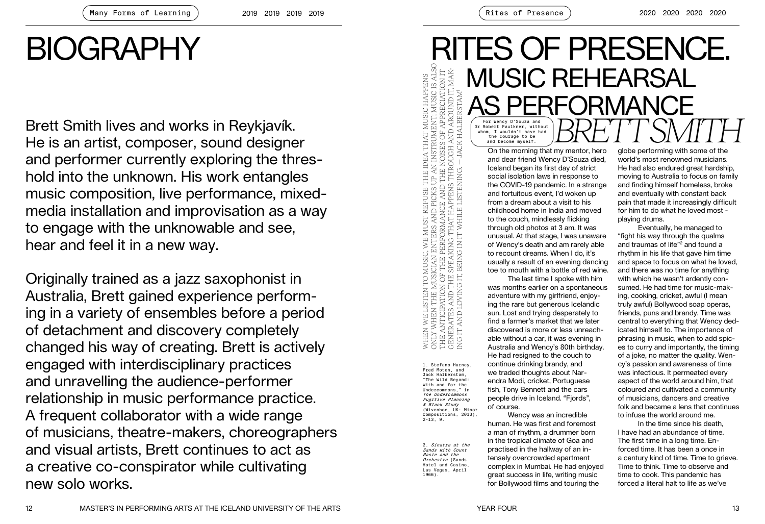# BIOGRAPHY

Brett Smith lives and works in Reykjavík. He is an artist, composer, sound designer and performer currently exploring the threshold into the unknown. His work entangles music composition, live performance, mixed-media installation and improvisation as a way to engage with the unknowable and see, hear and feel it in a new way.

Originally trained as a jazz saxophonist in Australia, Brett gained experience performing in a variety of ensembles before a period of detachment and discovery completely changed his way of creating. Brett is actively engaged with interdisciplinary practices and unravelling the audience-performer relationship in music performance practice. A frequent collaborator with a wide range of musicians, theatre-makers, choreographers and visual artists, Brett continues to act as a creative co-conspirator while cultivating new solo works.

# RITES OF PRESENCE. MUSIC REHEARSAL AS PERFORMANCE

*BRETT SMITH*

For Wency D'Souza and Dr Robert Faulkner, without whom, I wouldn't have had the courage to be and become myself.

WHEN WE LISTEN TO MUSIC, WE MUST REFUSE THE IDEA THAT MUSIC HAPPENS ONLY WHEN THE MUSICIAN ENTERS AND PICKS UP AN INSTRUMENT; MUSIC IS ALSO THE ANTICIPATION OF THE PERFORMANCE AND THE NOISES OF APPRECIATION IT GENERATES AND THE SPEAKING THAT HAPPENS THROUGH AND AROUND IT, MAKING IT AND LOVING IT, BEING IN IT WHILE LISTENING. — JACK HALBERSTAM[1]

On the morning that my mentor, hero and dear friend Wency D'Souza died, Iceland began its first day of strict social isolation laws in response to the COVID-19 pandemic. In a strange and fortuitous event, I'd woken up from a dream about a visit to his childhood home in India and moved to the couch, mindlessly flicking through old photos at 3 am. It was unusual. At that stage, I was unaware of Wency's death and am rarely able to recount dreams. When I do, it's usually a result of an evening dancing toe to mouth with a bottle of red wine.

The last time I spoke with him was months earlier on a spontaneous adventure with my girlfriend, enjoying the rare but generous Icelandic sun. Lost and trying desperately to find a farmer's market that we later discovered is more or less unreachable without a car, it was evening in Australia and Wency's 80th birthday. He had resigned to the couch to continue drinking brandy, and we traded thoughts about Narendra Modi, cricket, Portuguese fish, Tony Bennett and the cars people drive in Iceland. "Fjords", of course.

Wency was an incredible human. He was first and foremost a man of rhythm, a drummer born in the tropical climate of Goa and practised in the hallway of an intensely overcrowded apartment complex in Mumbai. He had enjoyed great success in life, writing music for Bollywood films and touring the globe performing with some of the world's most renowned musicians. He had also endured great hardship, moving to Australia to focus on family and finding himself homeless, broke and eventually with constant back pain that made it increasingly difficult for him to do what he loved most - playing drums.

Eventually, he managed to "fight his way through the qualms and traumas of life"[2] and found a rhythm in his life that gave him time and space to focus on what he loved, and there was no time for anything with which he wasn't ardently consumed. He had time for music-making, cooking, cricket, awful (I mean truly awful) Bollywood soap operas, friends, puns and brandy. Time was central to everything that Wency dedicated himself to. The importance of phrasing in music, when to add spices to curry and importantly, the timing of a joke, no matter the quality. Wency's passion and awareness of time was infectious. It permeated every aspect of the world around him, that coloured and cultivated a community of musicians, dancers and creative folk and became a lens that continues to infuse the world around me.

In the time since his death, I have had an abundance of time. The first time in a long time. Enforced time. It has been a once in a century kind of time. Time to grieve. Time to think. Time to observe and time to cook. This pandemic has forced a literal halt to life as we've

1. Stefano Harney, Fred Moten, and Jack Halberstam, "The Wild Beyond: With and for the Undercommons," in *The Undercommons Fugitive Planning & Black Study* (Wivenhoe, UK: Minor Compositions, 2013), 2-13, 9.

2. *Sinatra at the Sands with Count Basie and the Orchestra* (Sands Hotel and Casino, Las Vegas, April 1966).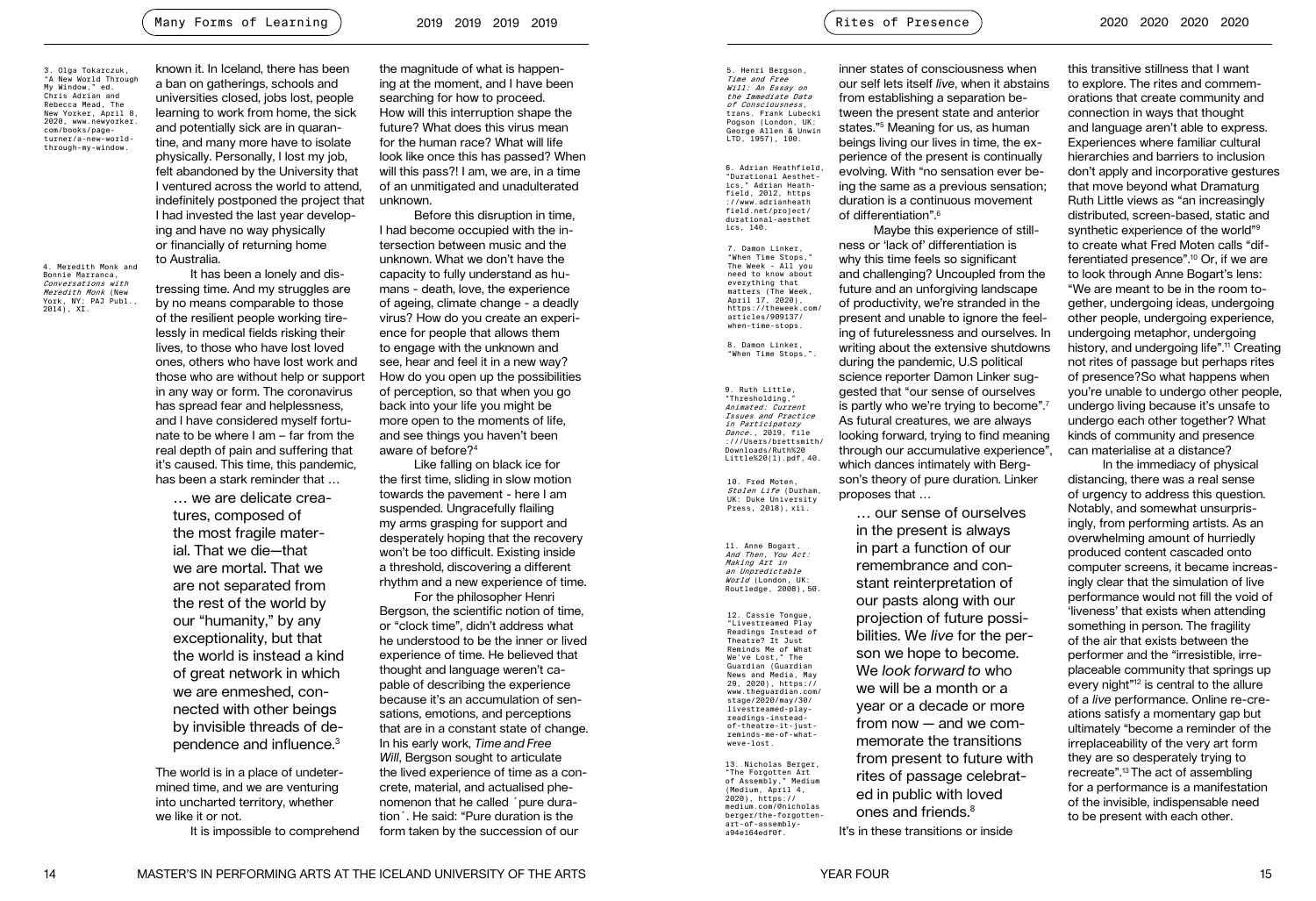known it. In Iceland, there has been a ban on gatherings, schools and universities closed, jobs lost, people learning to work from home, the sick and potentially sick are in quarantine, and many more have to isolate physically. Personally, I lost my job, felt abandoned by the University that I ventured across the world to attend, indefinitely postponed the project that I had invested the last year developing and have no way physically or financially of returning home to Australia.

It has been a lonely and distressing time. And my struggles are by no means comparable to those of the resilient people working tirelessly in medical fields risking their lives, to those who have lost loved ones, others who have lost work and those who are without help or support in any way or form. The coronavirus has spread fear and helplessness, and I have considered myself fortunate to be where I am – far from the real depth of pain and suffering that it's caused. This time, this pandemic, has been a stark reminder that …

> … we are delicate creatures, composed of the most fragile material. That we die—that we are mortal. That we are not separated from the rest of the world by our "humanity," by any exceptionality, but that the world is instead a kind of great network in which we are enmeshed, connected with other beings by invisible threads of dependence and influence.[3]

The world is in a place of undetermined time, and we are venturing into uncharted territory, whether we like it or not.

It is impossible to comprehend the magnitude of what is happening at the moment, and I have been searching for how to proceed. How will this interruption shape the future? What does this virus mean for the human race? What will life look like once this has passed? When will this pass?! I am, we are, in a time of an unmitigated and unadulterated unknown.

Before this disruption in time, I had become occupied with the intersection between music and the unknown. What we don't have the capacity to fully understand as humans - death, love, the experience of ageing, climate change - a deadly virus? How do you create an experience for people that allows them to engage with the unknown and see, hear and feel it in a new way? How do you open up the possibilities of perception, so that when you go back into your life you might be more open to the moments of life, and see things you haven't been aware of before?[4]

Like falling on black ice for the first time, sliding in slow motion towards the pavement - here I am suspended. Ungracefully flailing my arms grasping for support and desperately hoping that the recovery won't be too difficult. Existing inside a threshold, discovering a different rhythm and a new experience of time.

For the philosopher Henri Bergson, the scientific notion of time, or "clock time", didn't address what he understood to be the inner or lived experience of time. He believed that thought and language weren't capable of describing the experience because it's an accumulation of sensations, emotions, and perceptions that are in a constant state of change. In his early work, *Time and Free Will*, Bergson sought to articulate the lived experience of time as a concrete, material, and actualised phenomenon that he called ´pure duration´. He said: "Pure duration is the form taken by the succession of our inner states of consciousness when our self lets itself *live*, when it abstains from establishing a separation between the present state and anterior states."[5] Meaning for us, as human beings living our lives in time, the experience of the present is continually evolving. With "no sensation ever being the same as a previous sensation; duration is a continuous movement of differentiation".[6]

Maybe this experience of stillness or 'lack of' differentiation is why this time feels so significant and challenging? Uncoupled from the future and an unforgiving landscape of productivity, we're stranded in the present and unable to ignore the feeling of futurelessness and ourselves. In writing about the extensive shutdowns during the pandemic, U.S political science reporter Damon Linker suggested that "our sense of ourselves is partly who we're trying to become".[7] As futural creatures, we are always looking forward, trying to find meaning through our accumulative experience", which dances intimately with Bergson's theory of pure duration. Linker proposes that …

> … our sense of ourselves in the present is always in part a function of our remembrance and constant reinterpretation of our pasts along with our projection of future possibilities. We *live* for the person we hope to become. We *look forward to* who we will be a month or a year or a decade or more from now — and we commemorate the transitions from present to future with rites of passage celebrated in public with loved ones and friends.[8]

It's in these transitions or inside this transitive stillness that I want to explore. The rites and commemorations that create community and connection in ways that thought and language aren't able to express. Experiences where familiar cultural hierarchies and barriers to inclusion don't apply and incorporative gestures that move beyond what Dramaturg Ruth Little views as "an increasingly distributed, screen-based, static and synthetic experience of the world"[9] to create what Fred Moten calls "differentiated presence".[10] Or, if we are to look through Anne Bogart's lens: "We are meant to be in the room together, undergoing ideas, undergoing other people, undergoing experience, undergoing metaphor, undergoing history, and undergoing life".[11] Creating not rites of passage but perhaps rites of presence?So what happens when you're unable to undergo other people, undergo living because it's unsafe to undergo each other together? What kinds of community and presence can materialise at a distance?

In the immediacy of physical distancing, there was a real sense of urgency to address this question. Notably, and somewhat unsurprisingly, from performing artists. As an overwhelming amount of hurriedly produced content cascaded onto computer screens, it became increasingly clear that the simulation of live performance would not fill the void of 'liveness' that exists when attending something in person. The fragility of the air that exists between the performer and the "irresistible, irreplaceable community that springs up every night"[12] is central to the allure of a *live* performance. Online re-creations satisfy a momentary gap but ultimately "become a reminder of the irreplaceability of the very art form they are so desperately trying to recreate".[13] The act of assembling for a performance is a manifestation of the invisible, indispensable need to be present with each other.

---

3. Olga Tokarczuk, "A New World Through My Window," ed. Chris Adrian and Rebecca Mead, The New Yorker, April 8, 2020, www.newyorker.com/books/page-turner/a-new-world-through-my-window.

4. Meredith Monk and Bonnie Marranca, *Conversations with Meredith Monk* (New York, NY: PAJ Publ., 2014), XI.

5. Henri Bergson, *Time and Free Will: An Essay on the Immediate Data of Consciousness*, trans. Frank Lubecki Pogson (London, UK: George Allen & Unwin LTD, 1957), 100.

6. Adrian Heathfield, "Durational Aesthetics," Adrian Heathfield, 2012, https://www.adrianheathfield.net/project/durational-aesthetics, 140.

7. Damon Linker, "When Time Stops," The Week - All you need to know about everything that matters (The Week, April 17, 2020), https://theweek.com/articles/909137/when-time-stops.

8. Damon Linker, "When Time Stops,".

9. Ruth Little, "Thresholding," *Animated: Current Issues and Practice in Participatory Dance.*, 2019, file:///Users/brettsmith/Downloads/Ruth%20Little%20(1).pdf, 40.

10. Fred Moten, *Stolen Life* (Durham, UK: Duke University Press, 2018), xii.

11. Anne Bogart, *And Then, You Act: Making Art in an Unpredictable World* (London, UK: Routledge, 2008), 50.

12. Cassie Tongue, "Livestreamed Play Readings Instead of Theatre? It Just Reminds Me of What We've Lost," The Guardian (Guardian News and Media, May 29, 2020), https://www.theguardian.com/stage/2020/may/30/livestreamed-play-readings-instead-of-theatre-it-just-reminds-me-of-what-weve-lost.

13. Nicholas Berger, "The Forgotten Art of Assembly," Medium (Medium, April 4, 2020), https://medium.com/@nicholasberger/the-forgotten-art-of-assembly-a94e164edf0f.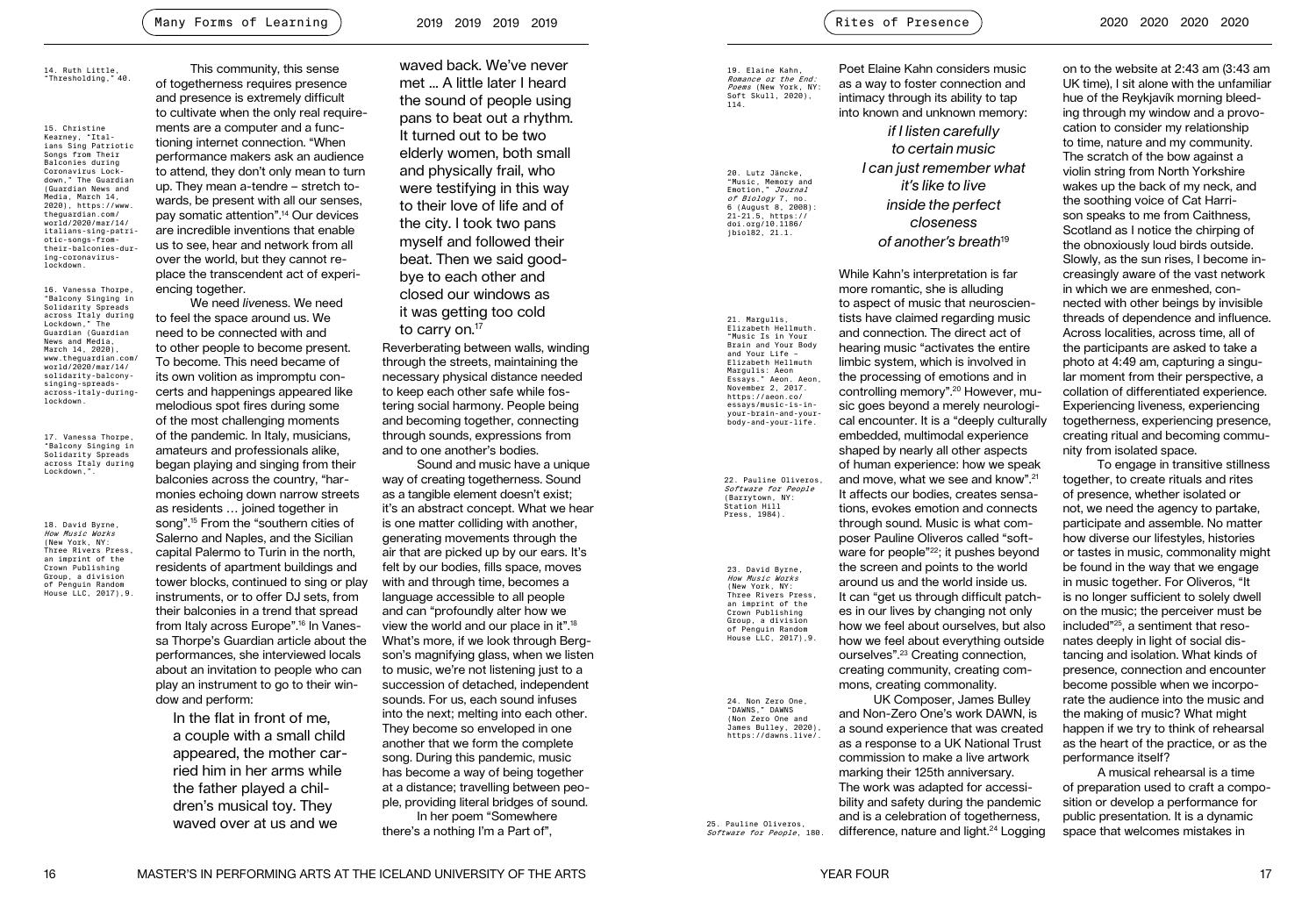This community, this sense of togetherness requires presence and presence is extremely difficult to cultivate when the only real requirements are a computer and a functioning internet connection. "When performance makers ask an audience to attend, they don't only mean to turn up. They mean a-tendre – stretch towards, be present with all our senses, pay somatic attention".[14] Our devices are incredible inventions that enable us to see, hear and network from all over the world, but they cannot replace the transcendent act of experiencing together.

We need *live*ness. We need to feel the space around us. We need to be connected with and to other people to become present. To become. This need became of its own volition as impromptu concerts and happenings appeared like melodious spot fires during some of the most challenging moments of the pandemic. In Italy, musicians, amateurs and professionals alike, began playing and singing from their balconies across the country, "harmonies echoing down narrow streets as residents … joined together in song".[15] From the "southern cities of Salerno and Naples, and the Sicilian capital Palermo to Turin in the north, residents of apartment buildings and tower blocks, continued to sing or play instruments, or to offer DJ sets, from their balconies in a trend that spread from Italy across Europe".[16] In Vanessa Thorpe's Guardian article about the performances, she interviewed locals about an invitation to people who can play an instrument to go to their window and perform:

> In the flat in front of me, a couple with a small child appeared, the mother carried him in her arms while the father played a children's musical toy. They waved over at us and we waved back. We've never met … A little later I heard the sound of people using pans to beat out a rhythm. It turned out to be two elderly women, both small and physically frail, who were testifying in this way to their love of life and of the city. I took two pans myself and followed their beat. Then we said goodbye to each other and closed our windows as it was getting too cold to carry on.[17]

Reverberating between walls, winding through the streets, maintaining the necessary physical distance needed to keep each other safe while fostering social harmony. People being and becoming together, connecting through sounds, expressions from and to one another's bodies.

Sound and music have a unique way of creating togetherness. Sound as a tangible element doesn't exist; it's an abstract concept. What we hear is one matter colliding with another, generating movements through the air that are picked up by our ears. It's felt by our bodies, fills space, moves with and through time, becomes a language accessible to all people and can "profoundly alter how we view the world and our place in it".[18] What's more, if we look through Bergson's magnifying glass, when we listen to music, we're not listening just to a succession of detached, independent sounds. For us, each sound infuses into the next; melting into each other. They become so enveloped in one another that we form the complete song. During this pandemic, music has become a way of being together at a distance; travelling between people, providing literal bridges of sound.

In her poem "Somewhere there's a nothing I'm a Part of", Poet Elaine Kahn considers music as a way to foster connection and intimacy through its ability to tap into known and unknown memory:

> *if I listen carefully*
> *to certain music*
> *I can just remember what*
> *it's like to live*
> *inside the perfect*
> *closeness*
> *of another's breath*[19]

While Kahn's interpretation is far more romantic, she is alluding to aspect of music that neuroscientists have claimed regarding music and connection. The direct act of hearing music "activates the entire limbic system, which is involved in the processing of emotions and in controlling memory".[20] However, music goes beyond a merely neurological encounter. It is a "deeply culturally embedded, multimodal experience shaped by nearly all other aspects of human experience: how we speak and move, what we see and know".[21] It affects our bodies, creates sensations, evokes emotion and connects through sound. Music is what composer Pauline Oliveros called "software for people"[22]; it pushes beyond the screen and points to the world around us and the world inside us. It can "get us through difficult patches in our lives by changing not only how we feel about ourselves, but also how we feel about everything outside ourselves".[23] Creating connection, creating community, creating commons, creating commonality.

UK Composer, James Bulley and Non-Zero One's work DAWN, is a sound experience that was created as a response to a UK National Trust commission to make a live artwork marking their 125th anniversary. The work was adapted for accessibility and safety during the pandemic and is a celebration of togetherness, difference, nature and light.[24] Logging on to the website at 2:43 am (3:43 am UK time), I sit alone with the unfamiliar hue of the Reykjavík morning bleeding through my window and a provocation to consider my relationship to time, nature and my community. The scratch of the bow against a violin string from North Yorkshire wakes up the back of my neck, and the soothing voice of Cat Harrison speaks to me from Caithness, Scotland as I notice the chirping of the obnoxiously loud birds outside. Slowly, as the sun rises, I become increasingly aware of the vast network in which we are enmeshed, connected with other beings by invisible threads of dependence and influence. Across localities, across time, all of the participants are asked to take a photo at 4:49 am, capturing a singular moment from their perspective, a collation of differentiated experience. Experiencing liveness, experiencing togetherness, experiencing presence, creating ritual and becoming community from isolated space.

To engage in transitive stillness together, to create rituals and rites of presence, whether isolated or not, we need the agency to partake, participate and assemble. No matter how diverse our lifestyles, histories or tastes in music, commonality might be found in the way that we engage in music together. For Oliveros, "It is no longer sufficient to solely dwell on the music; the perceiver must be included"[25], a sentiment that resonates deeply in light of social distancing and isolation. What kinds of presence, connection and encounter become possible when we incorporate the audience into the music and the making of music? What might happen if we try to think of rehearsal as the heart of the practice, or as the performance itself?

A musical rehearsal is a time of preparation used to craft a composition or develop a performance for public presentation. It is a dynamic space that welcomes mistakes in

---

14. Ruth Little, "Thresholding," 40.

15. Christine Kearney, "Italians Sing Patriotic Songs from Their Balconies during Coronavirus Lockdown," The Guardian (Guardian News and Media, March 14, 2020), https://www.theguardian.com/world/2020/mar/14/italians-sing-patriotic-songs-from-their-balconies-during-coronavirus-lockdown.

16. Vanessa Thorpe, "Balcony Singing in Solidarity Spreads across Italy during Lockdown," The Guardian (Guardian News and Media, March 14, 2020), www.theguardian.com/world/2020/mar/14/solidarity-balcony-singing-spreads-across-italy-during-lockdown.

17. Vanessa Thorpe, "Balcony Singing in Solidarity Spreads across Italy during Lockdown,".

18. David Byrne, *How Music Works* (New York, NY: Three Rivers Press, an imprint of the Crown Publishing Group, a division of Penguin Random House LLC, 2017),9.

19. Elaine Kahn, *Romance or the End: Poems* (New York, NY: Soft Skull, 2020), 114.

20. Lutz Jäncke, "Music, Memory and Emotion," *Journal of Biology* 7, no. 6 (August 8, 2008): 21–21.5, https://doi.org/10.1186/jbiol82, 21.1.

21. Margulis, Elizabeth Hellmuth. "Music Is in Your Brain and Your Body and Your Life – Elizabeth Hellmuth Margulis: Aeon Essays." Aeon. Aeon, November 2, 2017. https://aeon.co/essays/music-is-in-your-brain-and-your-body-and-your-life.

22. Pauline Oliveros, *Software for People* (Barrytown, NY: Station Hill Press, 1984).

23. David Byrne, *How Music Works* (New York, NY: Three Rivers Press, an imprint of the Crown Publishing Group, a division of Penguin Random House LLC, 2017),9.

24. Non Zero One, "DAWNS," DAWNS (Non Zero One and James Bulley, 2020), https://dawns.live/.

25. Pauline Oliveros, *Software for People*, 180.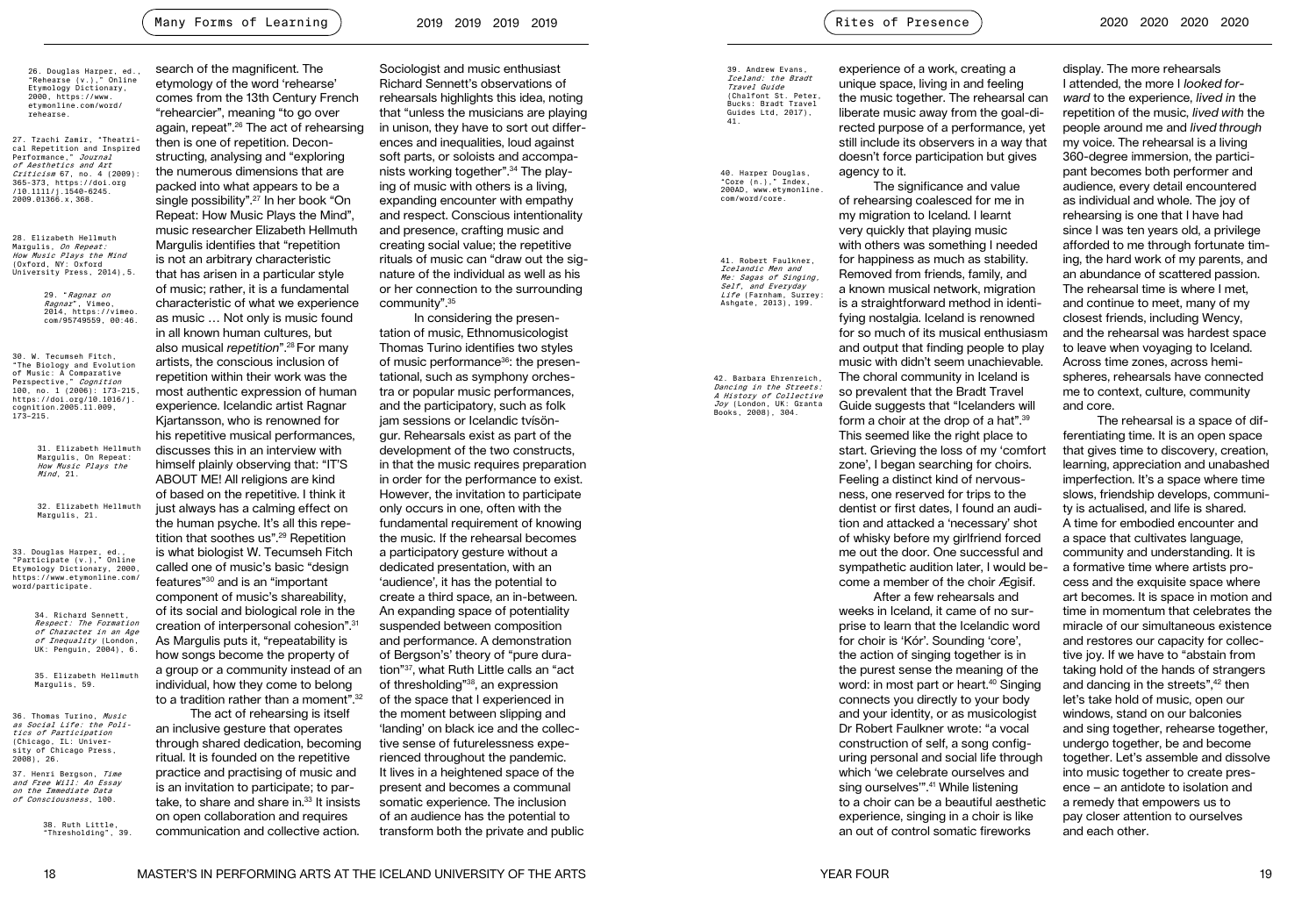search of the magnificent. The etymology of the word 'rehearse' comes from the 13th Century French "rehearcier", meaning "to go over again, repeat".[26] The act of rehearsing then is one of repetition. Deconstructing, analysing and "exploring the numerous dimensions that are packed into what appears to be a single possibility".[27] In her book "On Repeat: How Music Plays the Mind", music researcher Elizabeth Hellmuth Margulis identifies that "repetition is not an arbitrary characteristic that has arisen in a particular style of music; rather, it is a fundamental characteristic of what we experience as music … Not only is music found in all known human cultures, but also musical *repetition*".[28] For many artists, the conscious inclusion of repetition within their work was the most authentic expression of human experience. Icelandic artist Ragnar Kjartansson, who is renowned for his repetitive musical performances, discusses this in an interview with himself plainly observing that: "IT'S ABOUT ME! All religions are kind of based on the repetitive. I think it just always has a calming effect on the human psyche. It's all this repetition that soothes us".[29] Repetition is what biologist W. Tecumseh Fitch called one of music's basic "design features"[30] and is an "important component of music's shareability, of its social and biological role in the creation of interpersonal cohesion".[31] As Margulis puts it, "repeatability is how songs become the property of a group or a community instead of an individual, how they come to belong to a tradition rather than a moment".[32]

The act of rehearsing is itself an inclusive gesture that operates through shared dedication, becoming ritual. It is founded on the repetitive practice and practising of music and is an invitation to participate; to partake, to share and share in.[33] It insists on open collaboration and requires communication and collective action. Sociologist and music enthusiast Richard Sennett's observations of rehearsals highlights this idea, noting that "unless the musicians are playing in unison, they have to sort out differences and inequalities, loud against soft parts, or soloists and accompanists working together".[34] The playing of music with others is a living, expanding encounter with empathy and respect. Conscious intentionality and presence, crafting music and creating social value; the repetitive rituals of music can "draw out the signature of the individual as well as his or her connection to the surrounding community".[35]

In considering the presentation of music, Ethnomusicologist Thomas Turino identifies two styles of music performance[36]: the presentational, such as symphony orchestra or popular music performances, and the participatory, such as folk jam sessions or Icelandic tvísöngur. Rehearsals exist as part of the development of the two constructs, in that the music requires preparation in order for the performance to exist. However, the invitation to participate only occurs in one, often with the fundamental requirement of knowing the music. If the rehearsal becomes a participatory gesture without a dedicated presentation, with an 'audience', it has the potential to create a third space, an in-between. An expanding space of potentiality suspended between composition and performance. A demonstration of Bergson's' theory of "pure duration"[37], what Ruth Little calls an "act of thresholding"[38], an expression of the space that I experienced in the moment between slipping and 'landing' on black ice and the collective sense of futurelessness experienced throughout the pandemic. It lives in a heightened space of the present and becomes a communal somatic experience. The inclusion of an audience has the potential to transform both the private and public experience of a work, creating a unique space, living in and feeling the music together. The rehearsal can liberate music away from the goal-directed purpose of a performance, yet still include its observers in a way that doesn't force participation but gives agency to it.

The significance and value of rehearsing coalesced for me in my migration to Iceland. I learnt very quickly that playing music with others was something I needed for happiness as much as stability. Removed from friends, family, and a known musical network, migration is a straightforward method in identifying nostalgia. Iceland is renowned for so much of its musical enthusiasm and output that finding people to play music with didn't seem unachievable. The choral community in Iceland is so prevalent that the Bradt Travel Guide suggests that "Icelanders will form a choir at the drop of a hat".[39] This seemed like the right place to start. Grieving the loss of my 'comfort zone', I began searching for choirs. Feeling a distinct kind of nervousness, one reserved for trips to the dentist or first dates, I found an audition and attacked a 'necessary' shot of whisky before my girlfriend forced me out the door. One successful and sympathetic audition later, I would become a member of the choir Ægisif.

After a few rehearsals and weeks in Iceland, it came of no surprise to learn that the Icelandic word for choir is 'Kór'. Sounding 'core', the action of singing together is in the purest sense the meaning of the word: in most part or heart.[40] Singing connects you directly to your body and your identity, or as musicologist Dr Robert Faulkner wrote: "a vocal construction of self, a song configuring personal and social life through which 'we celebrate ourselves and sing ourselves'".[41] While listening to a choir can be a beautiful aesthetic experience, singing in a choir is like an out of control somatic fireworks display. The more rehearsals I attended, the more I *looked forward* to the experience, *lived in* the repetition of the music, *lived with* the people around me and *lived through* my voice. The rehearsal is a living 360-degree immersion, the participant becomes both performer and audience, every detail encountered as individual and whole. The joy of rehearsing is one that I have had since I was ten years old, a privilege afforded to me through fortunate timing, the hard work of my parents, and an abundance of scattered passion. The rehearsal time is where I met, and continue to meet, many of my closest friends, including Wency, and the rehearsal was hardest space to leave when voyaging to Iceland. Across time zones, across hemispheres, rehearsals have connected me to context, culture, community and core.

The rehearsal is a space of differentiating time. It is an open space that gives time to discovery, creation, learning, appreciation and unabashed imperfection. It's a space where time slows, friendship develops, community is actualised, and life is shared. A time for embodied encounter and a space that cultivates language, community and understanding. It is a formative time where artists process and the exquisite space where art becomes. It is space in motion and time in momentum that celebrates the miracle of our simultaneous existence and restores our capacity for collective joy. If we have to "abstain from taking hold of the hands of strangers and dancing in the streets",[42] then let's take hold of music, open our windows, stand on our balconies and sing together, rehearse together, undergo together, be and become together. Let's assemble and dissolve into music together to create presence – an antidote to isolation and a remedy that empowers us to pay closer attention to ourselves and each other.

---

26. Douglas Harper, ed., "Rehearse (v.)," Online Etymology Dictionary, 2000, https://www.etymonline.com/word/rehearse.

27. Tzachi Zamir, "Theatrical Repetition and Inspired Performance," *Journal of Aesthetics and Art Criticism* 67, no. 4 (2009): 365-373, https://doi.org/10.1111/j.1540-6245.2009.01366.x, 368.

28. Elizabeth Hellmuth Margulis, *On Repeat: How Music Plays the Mind* (Oxford, NY: Oxford University Press, 2014), 5.

29. "*Ragnar on Ragnar*", Vimeo, 2014, https://vimeo.com/95749559, 00:46.

30. W. Tecumseh Fitch, "The Biology and Evolution of Music: A Comparative Perspective," *Cognition* 100, no. 1 (2006): 173-215, https://doi.org/10.1016/j.cognition.2005.11.009, 173-215.

31. Elizabeth Hellmuth Margulis, On Repeat: *How Music Plays the Mind*, 21.

32. Elizabeth Hellmuth Margulis, 21.

33. Douglas Harper, ed., "Participate (v.)," Online Etymology Dictionary, 2000, https://www.etymonline.com/word/participate.

34. Richard Sennett, *Respect: The Formation of Character in an Age of Inequality* (London, UK: Penguin, 2004), 6.

35. Elizabeth Hellmuth Margulis, 59.

36. Thomas Turino, *Music as Social Life: the Politics of Participation* (Chicago, IL: University of Chicago Press, 2008), 26.

37. Henri Bergson, *Time and Free Will: An Essay on the Immediate Data of Consciousness*, 100.

38. Ruth Little, "Thresholding", 39.

39. Andrew Evans, *Iceland: the Bradt Travel Guide* (Chalfont St. Peter, Bucks: Bradt Travel Guides Ltd, 2017), 41.

40. Harper Douglas, "Core (n.)," Index, 200AD, www.etymonline.com/word/core.

41. Robert Faulkner, *Icelandic Men and Me: Sagas of Singing, Self, and Everyday Life* (Farnham, Surrey: Ashgate, 2013), 199.

42. Barbara Ehrenreich, *Dancing in the Streets: A History of Collective Joy* (London, UK: Granta Books, 2008), 304.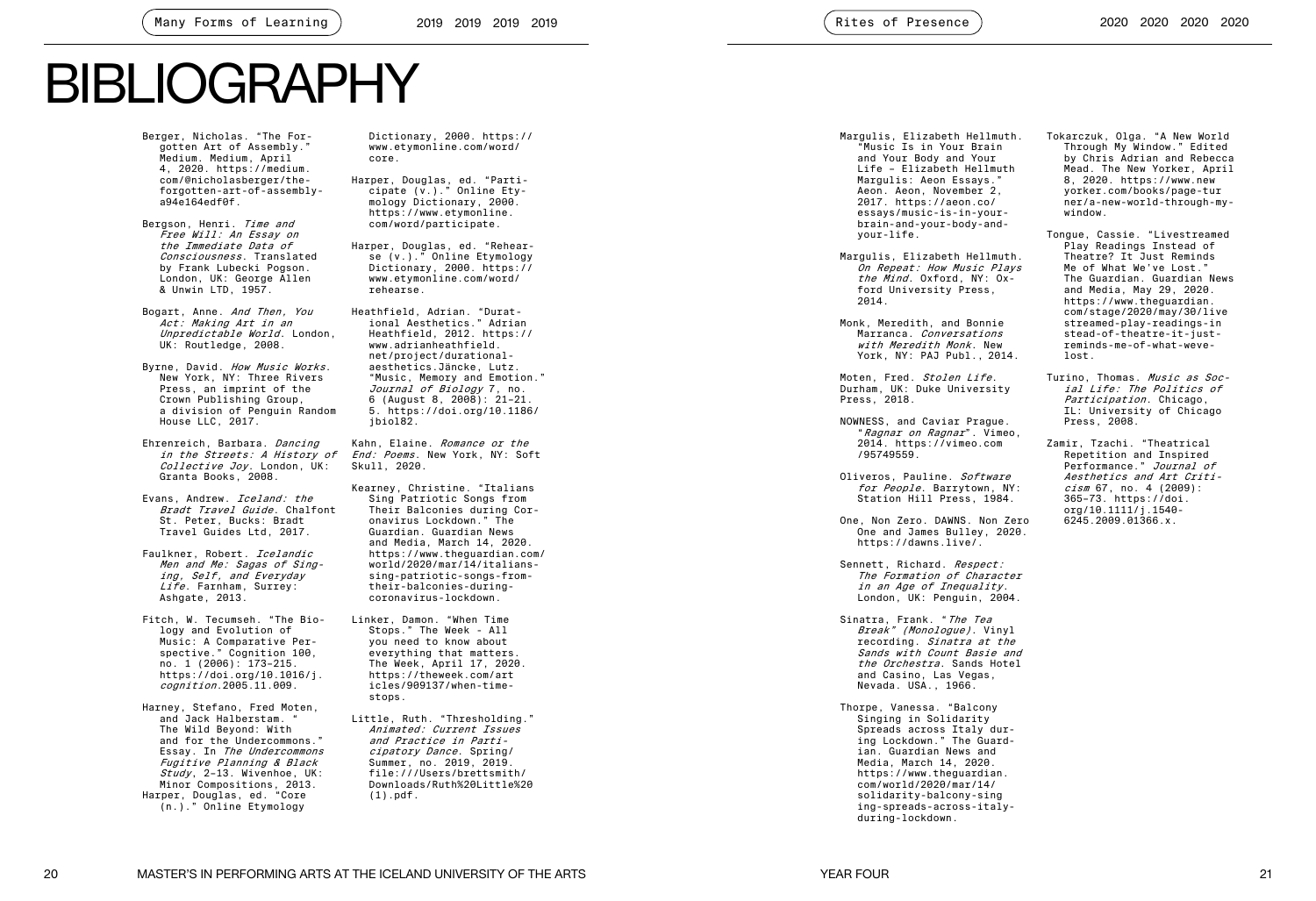# BIBLIOGRAPHY

Berger, Nicholas. "The Forgotten Art of Assembly." Medium. Medium, April 4, 2020. https://medium.com/@nicholasberger/the-forgotten-art-of-assembly-a94e164edf0f.

Bergson, Henri. *Time and Free Will: An Essay on the Immediate Data of Consciousness*. Translated by Frank Lubecki Pogson. London, UK: George Allen & Unwin LTD, 1957.

Bogart, Anne. *And Then, You Act: Making Art in an Unpredictable World*. London, UK: Routledge, 2008.

Byrne, David. *How Music Works*. New York, NY: Three Rivers Press, an imprint of the Crown Publishing Group, a division of Penguin Random House LLC, 2017.

Ehrenreich, Barbara. *Dancing in the Streets: A History of Collective Joy*. London, UK: Granta Books, 2008.

Evans, Andrew. *Iceland: the Bradt Travel Guide*. Chalfont St. Peter, Bucks: Bradt Travel Guides Ltd, 2017.

Faulkner, Robert. *Icelandic Men and Me: Sagas of Singing, Self, and Everyday Life*. Farnham, Surrey: Ashgate, 2013.

Fitch, W. Tecumseh. "The Biology and Evolution of Music: A Comparative Perspective." Cognition 100, no. 1 (2006): 173–215. https://doi.org/10.1016/j.*cognition*.2005.11.009.

Harney, Stefano, Fred Moten, and Jack Halberstam. " The Wild Beyond: With and for the Undercommons." Essay. In *The Undercommons Fugitive Planning & Black Study*, 2–13. Wivenhoe, UK: Minor Compositions, 2013.

Harper, Douglas, ed. "Core (n.)." Online Etymology Dictionary, 2000. https://www.etymonline.com/word/core.

Harper, Douglas, ed. "Participate (v.)." Online Etymology Dictionary, 2000. https://www.etymonline.com/word/participate.

Harper, Douglas, ed. "Rehearse (v.)." Online Etymology Dictionary, 2000. https://www.etymonline.com/word/rehearse.

Heathfield, Adrian. "Durational Aesthetics." Adrian Heathfield, 2012. https://www.adrianheathfield.net/project/durational-aesthetics.Jäncke, Lutz. "Music, Memory and Emotion." *Journal of Biology* 7, no. 6 (August 8, 2008): 21–21. 5. https://doi.org/10.1186/jbiol82.

Kahn, Elaine. *Romance or the End: Poems*. New York, NY: Soft Skull, 2020.

Kearney, Christine. "Italians Sing Patriotic Songs from Their Balconies during Coronavirus Lockdown." The Guardian. Guardian News and Media, March 14, 2020. https://www.theguardian.com/world/2020/mar/14/italians-sing-patriotic-songs-from-their-balconies-during-coronavirus-lockdown.

Linker, Damon. "When Time Stops." The Week - All you need to know about everything that matters. The Week, April 17, 2020. https://theweek.com/articles/909137/when-time-stops.

Little, Ruth. "Thresholding." *Animated: Current Issues and Practice in Participatory Dance*. Spring/Summer, no. 2019, 2019. file:///Users/brettsmith/Downloads/Ruth%20Little%20(1).pdf.

Margulis, Elizabeth Hellmuth. "Music Is in Your Brain and Your Body and Your Life – Elizabeth Hellmuth Margulis: Aeon Essays." Aeon. Aeon, November 2, 2017. https://aeon.co/essays/music-is-in-your-brain-and-your-body-and-your-life.

Margulis, Elizabeth Hellmuth. *On Repeat: How Music Plays the Mind*. Oxford, NY: Oxford University Press, 2014.

Monk, Meredith, and Bonnie Marranca. *Conversations with Meredith Monk*. New York, NY: PAJ Publ., 2014.

Moten, Fred. *Stolen Life*. Durham, UK: Duke University Press, 2018.

NOWNESS, and Caviar Prague. "*Ragnar on Ragnar*". Vimeo, 2014. https://vimeo.com/95749559.

Oliveros, Pauline. *Software for People*. Barrytown, NY: Station Hill Press, 1984.

One, Non Zero. DAWNS. Non Zero One and James Bulley, 2020. https://dawns.live/.

Sennett, Richard. *Respect: The Formation of Character in an Age of Inequality*. London, UK: Penguin, 2004.

Sinatra, Frank. "*The Tea Break" (Monologue)*. Vinyl recording. *Sinatra at the Sands with Count Basie and the Orchestra*. Sands Hotel and Casino, Las Vegas, Nevada. USA., 1966.

Thorpe, Vanessa. "Balcony Singing in Solidarity Spreads across Italy during Lockdown." The Guardian. Guardian News and Media, March 14, 2020. https://www.theguardian.com/world/2020/mar/14/solidarity-balcony-singing-spreads-across-italy-during-lockdown.

Tokarczuk, Olga. "A New World Through My Window." Edited by Chris Adrian and Rebecca Mead. The New Yorker, April 8, 2020. https://www.new yorker.com/books/page-turner/a-new-world-through-my-window.

Tongue, Cassie. "Livestreamed Play Readings Instead of Theatre? It Just Reminds Me of What We've Lost." The Guardian. Guardian News and Media, May 29, 2020. https://www.theguardian.com/stage/2020/may/30/livestreamed-play-readings-instead-of-theatre-it-just-reminds-me-of-what-weve-lost.

Turino, Thomas. *Music as Social Life: The Politics of Participation*. Chicago, IL: University of Chicago Press, 2008.

Zamir, Tzachi. "Theatrical Repetition and Inspired Performance." *Journal of Aesthetics and Art Criticism* 67, no. 4 (2009): 365–73. https://doi.org/10.1111/j.1540-6245.2009.01366.x.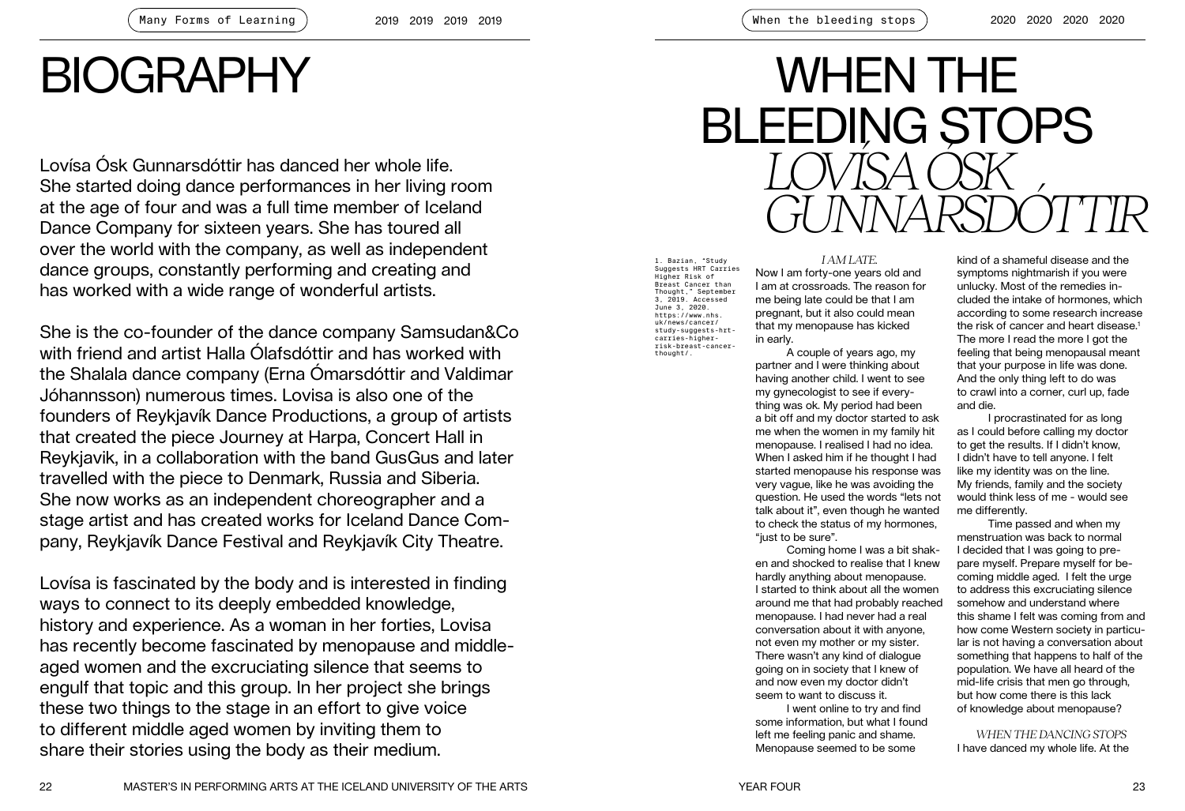# BIOGRAPHY

Lovísa Ósk Gunnarsdóttir has danced her whole life. She started doing dance performances in her living room at the age of four and was a full time member of Iceland Dance Company for sixteen years. She has toured all over the world with the company, as well as independent dance groups, constantly performing and creating and has worked with a wide range of wonderful artists.

She is the co-founder of the dance company Samsudan&Co with friend and artist Halla Ólafsdóttir and has worked with the Shalala dance company (Erna Ómarsdóttir and Valdimar Jóhannsson) numerous times. Lovisa is also one of the founders of Reykjavík Dance Productions, a group of artists that created the piece Journey at Harpa, Concert Hall in Reykjavik, in a collaboration with the band GusGus and later travelled with the piece to Denmark, Russia and Siberia. She now works as an independent choreographer and a stage artist and has created works for Iceland Dance Company, Reykjavík Dance Festival and Reykjavík City Theatre.

Lovísa is fascinated by the body and is interested in finding ways to connect to its deeply embedded knowledge, history and experience. As a woman in her forties, Lovisa has recently become fascinated by menopause and middle-aged women and the excruciating silence that seems to engulf that topic and this group. In her project she brings these two things to the stage in an effort to give voice to different middle aged women by inviting them to share their stories using the body as their medium.

# WHEN THE BLEEDING STOPS

## *LOVÍSA ÓSK GUNNARSDÓTTIR*

*I AM LATE.*

Now I am forty-one years old and I am at crossroads. The reason for me being late could be that I am pregnant, but it also could mean that my menopause has kicked in early.

A couple of years ago, my partner and I were thinking about having another child. I went to see my gynecologist to see if everything was ok. My period had been a bit off and my doctor started to ask me when the women in my family hit menopause. I realised I had no idea. When I asked him if he thought I had started menopause his response was very vague, like he was avoiding the question. He used the words "lets not talk about it", even though he wanted to check the status of my hormones, "just to be sure".

Coming home I was a bit shaken and shocked to realise that I knew hardly anything about menopause. I started to think about all the women around me that had probably reached menopause. I had never had a real conversation about it with anyone, not even my mother or my sister. There wasn't any kind of dialogue going on in society that I knew of and now even my doctor didn't seem to want to discuss it.

I went online to try and find some information, but what I found left me feeling panic and shame. Menopause seemed to be some kind of a shameful disease and the symptoms nightmarish if you were unlucky. Most of the remedies included the intake of hormones, which according to some research increase the risk of cancer and heart disease.[1] The more I read the more I got the feeling that being menopausal meant that your purpose in life was done. And the only thing left to do was to crawl into a corner, curl up, fade and die.

I procrastinated for as long as I could before calling my doctor to get the results. If I didn't know, I didn't have to tell anyone. I felt like my identity was on the line. My friends, family and the society would think less of me - would see me differently.

Time passed and when my menstruation was back to normal I decided that I was going to prepare myself. Prepare myself for becoming middle aged. I felt the urge to address this excruciating silence somehow and understand where this shame I felt was coming from and how come Western society in particular is not having a conversation about something that happens to half of the population. We have all heard of the mid-life crisis that men go through, but how come there is this lack of knowledge about menopause?

*WHEN THE DANCING STOPS*

I have danced my whole life. At the

1. Bazian, "Study Suggests HRT Carries Higher Risk of Breast Cancer than Thought," September 3, 2019. Accessed June 3, 2020. https://www.nhs.uk/news/cancer/study-suggests-hrt-carries-higher-risk-breast-cancer-thought/.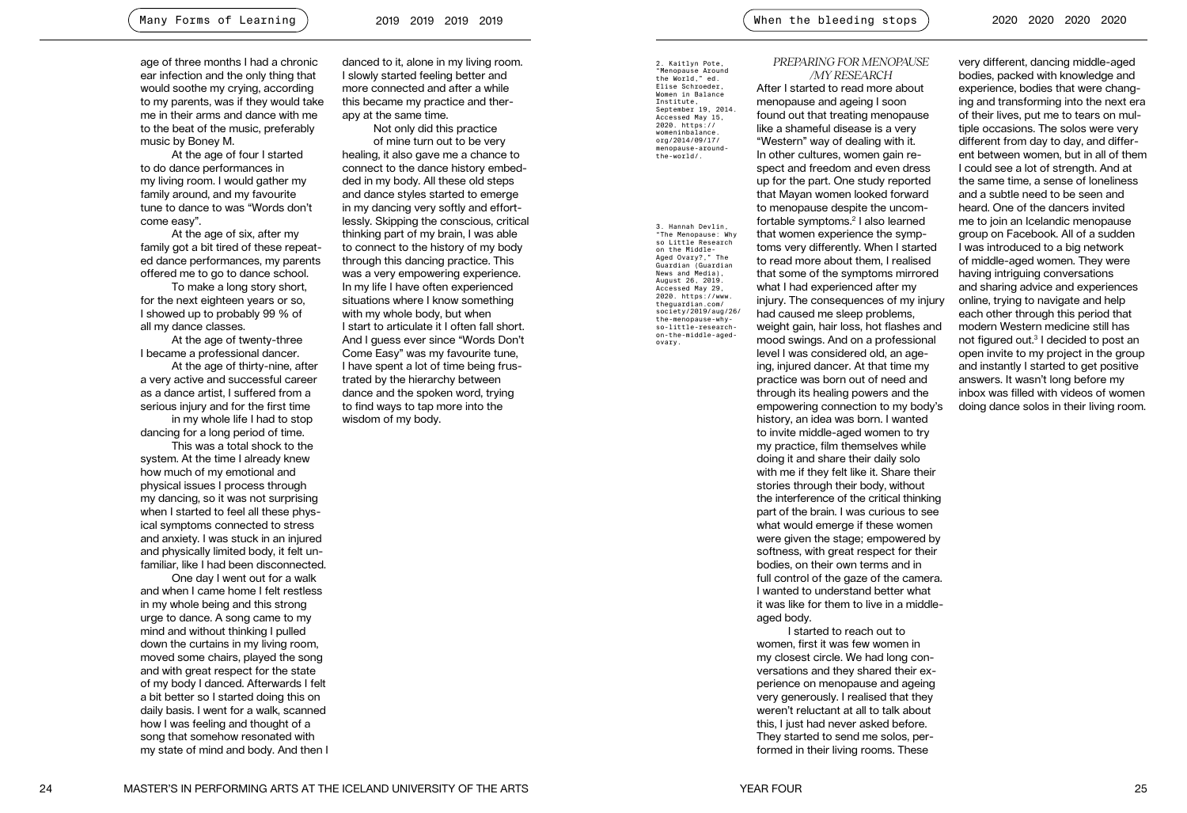age of three months I had a chronic ear infection and the only thing that would soothe my crying, according to my parents, was if they would take me in their arms and dance with me to the beat of the music, preferably music by Boney M.

At the age of four I started to do dance performances in my living room. I would gather my family around, and my favourite tune to dance to was "Words don't come easy".

At the age of six, after my family got a bit tired of these repeated dance performances, my parents offered me to go to dance school.

To make a long story short, for the next eighteen years or so, I showed up to probably 99 % of all my dance classes.

At the age of twenty-three I became a professional dancer.

At the age of thirty-nine, after a very active and successful career as a dance artist, I suffered from a serious injury and for the first time in my whole life I had to stop dancing for a long period of time.

This was a total shock to the system. At the time I already knew how much of my emotional and physical issues I process through my dancing, so it was not surprising when I started to feel all these physical symptoms connected to stress and anxiety. I was stuck in an injured and physically limited body, it felt unfamiliar, like I had been disconnected.

One day I went out for a walk and when I came home I felt restless in my whole being and this strong urge to dance. A song came to my mind and without thinking I pulled down the curtains in my living room, moved some chairs, played the song and with great respect for the state of my body I danced. Afterwards I felt a bit better so I started doing this on daily basis. I went for a walk, scanned how I was feeling and thought of a song that somehow resonated with my state of mind and body. And then I danced to it, alone in my living room. I slowly started feeling better and more connected and after a while this became my practice and therapy at the same time.

Not only did this practice of mine turn out to be very healing, it also gave me a chance to connect to the dance history embedded in my body. All these old steps and dance styles started to emerge in my dancing very softly and effortlessly. Skipping the conscious, critical thinking part of my brain, I was able to connect to the history of my body through this dancing practice. This was a very empowering experience. In my life I have often experienced situations where I know something with my whole body, but when I start to articulate it I often fall short. And I guess ever since "Words Don't Come Easy" was my favourite tune, I have spent a lot of time being frustrated by the hierarchy between dance and the spoken word, trying to find ways to tap more into the wisdom of my body.

### *PREPARING FOR MENOPAUSE /MY RESEARCH*

After I started to read more about menopause and ageing I soon found out that treating menopause like a shameful disease is a very "Western" way of dealing with it. In other cultures, women gain respect and freedom and even dress up for the part. One study reported that Mayan women looked forward to menopause despite the uncomfortable symptoms.[2] I also learned that women experience the symptoms very differently. When I started to read more about them, I realised that some of the symptoms mirrored what I had experienced after my injury. The consequences of my injury had caused me sleep problems, weight gain, hair loss, hot flashes and mood swings. And on a professional level I was considered old, an ageing, injured dancer. At that time my practice was born out of need and through its healing powers and the empowering connection to my body's history, an idea was born. I wanted to invite middle-aged women to try my practice, film themselves while doing it and share their daily solo with me if they felt like it. Share their stories through their body, without the interference of the critical thinking part of the brain. I was curious to see what would emerge if these women were given the stage; empowered by softness, with great respect for their bodies, on their own terms and in full control of the gaze of the camera. I wanted to understand better what it was like for them to live in a middle-aged body.

I started to reach out to women, first it was few women in my closest circle. We had long conversations and they shared their experience on menopause and ageing very generously. I realised that they weren't reluctant at all to talk about this, I just had never asked before. They started to send me solos, performed in their living rooms. These very different, dancing middle-aged bodies, packed with knowledge and experience, bodies that were changing and transforming into the next era of their lives, put me to tears on multiple occasions. The solos were very different from day to day, and different between women, but in all of them I could see a lot of strength. And at the same time, a sense of loneliness and a subtle need to be seen and heard. One of the dancers invited me to join an Icelandic menopause group on Facebook. All of a sudden I was introduced to a big network of middle-aged women. They were having intriguing conversations and sharing advice and experiences online, trying to navigate and help each other through this period that modern Western medicine still has not figured out.[3] I decided to post an open invite to my project in the group and instantly I started to get positive answers. It wasn't long before my inbox was filled with videos of women doing dance solos in their living room.

2. Kaitlyn Pote, "Menopause Around the World," ed. Elise Schroeder, Women in Balance Institute, September 19, 2014. Accessed May 15, 2020. https://womeninbalance.org/2014/09/17/menopause-around-the-world/.

3. Hannah Devlin, "The Menopause: Why so Little Research on the Middle-Aged Ovary?," The Guardian (Guardian News and Media), August 26, 2019. Accessed May 29, 2020. https://www.theguardian.com/society/2019/aug/26/the-menopause-why-so-little-research-on-the-middle-aged-ovary.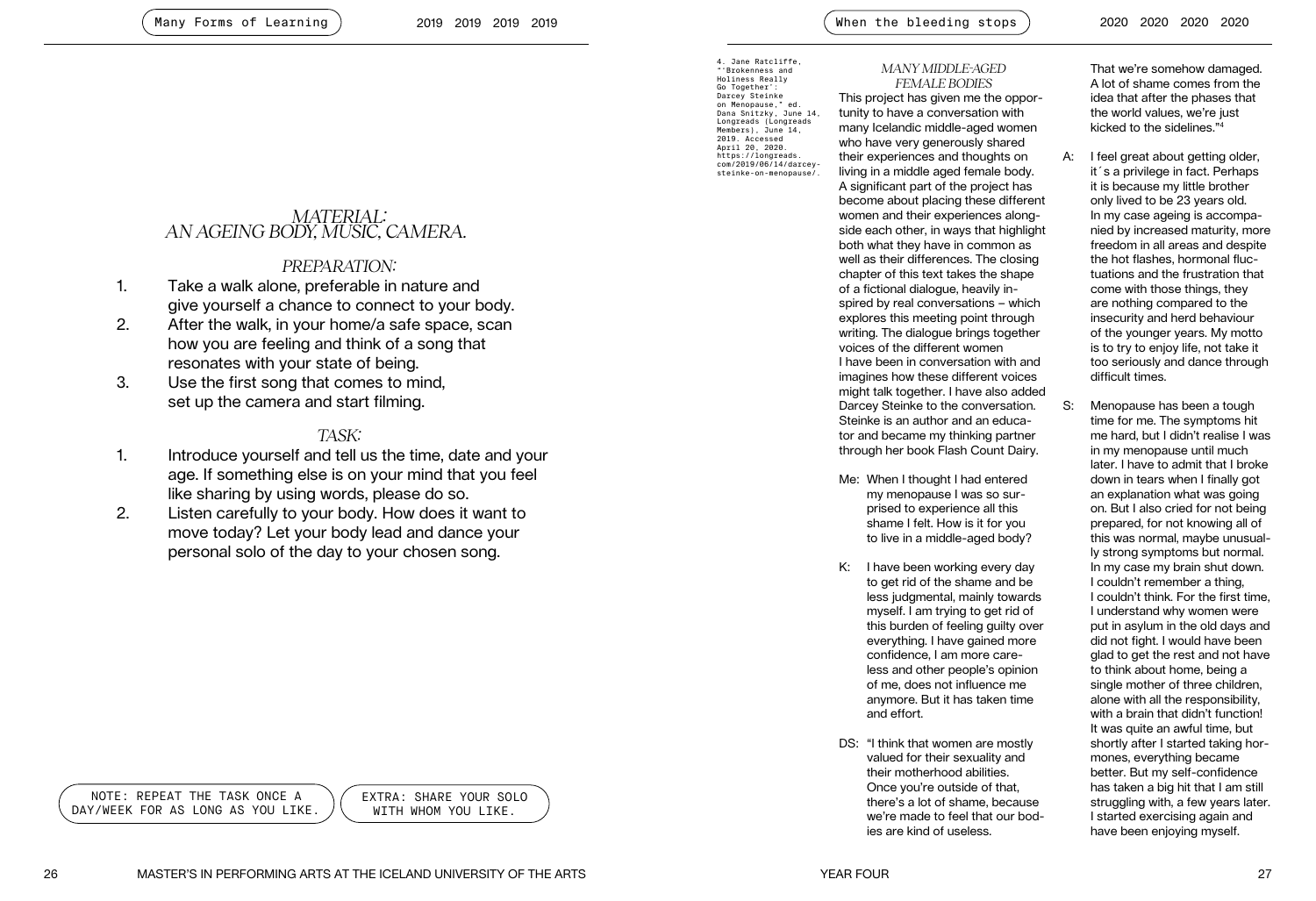## MATERIAL: AN AGEING BODY, MUSIC, CAMERA.

### PREPARATION:

1. Take a walk alone, preferable in nature and give yourself a chance to connect to your body.
2. After the walk, in your home/a safe space, scan how you are feeling and think of a song that resonates with your state of being.
3. Use the first song that comes to mind, set up the camera and start filming.

### TASK:

1. Introduce yourself and tell us the time, date and your age. If something else is on your mind that you feel like sharing by using words, please do so.
2. Listen carefully to your body. How does it want to move today? Let your body lead and dance your personal solo of the day to your chosen song.

NOTE: REPEAT THE TASK ONCE A DAY/WEEK FOR AS LONG AS YOU LIKE.

EXTRA: SHARE YOUR SOLO WITH WHOM YOU LIKE.

### *MANY MIDDLE-AGED FEMALE BODIES*

This project has given me the opportunity to have a conversation with many Icelandic middle-aged women who have very generously shared their experiences and thoughts on living in a middle aged female body. A significant part of the project has become about placing these different women and their experiences alongside each other, in ways that highlight both what they have in common as well as their differences. The closing chapter of this text takes the shape of a fictional dialogue, heavily inspired by real conversations – which explores this meeting point through writing. The dialogue brings together voices of the different women I have been in conversation with and imagines how these different voices might talk together. I have also added Darcey Steinke to the conversation. Steinke is an author and an educator and became my thinking partner through her book Flash Count Dairy.

Me: When I thought I had entered my menopause I was so surprised to experience all this shame I felt. How is it for you to live in a middle-aged body?

K: I have been working every day to get rid of the shame and be less judgmental, mainly towards myself. I am trying to get rid of this burden of feeling guilty over everything. I have gained more confidence, I am more careless and other people's opinion of me, does not influence me anymore. But it has taken time and effort.

DS: "I think that women are mostly valued for their sexuality and their motherhood abilities. Once you're outside of that, there's a lot of shame, because we're made to feel that our bodies are kind of useless. That we're somehow damaged. A lot of shame comes from the idea that after the phases that the world values, we're just kicked to the sidelines."[4]

A: I feel great about getting older, it´s a privilege in fact. Perhaps it is because my little brother only lived to be 23 years old. In my case ageing is accompanied by increased maturity, more freedom in all areas and despite the hot flashes, hormonal fluctuations and the frustration that come with those things, they are nothing compared to the insecurity and herd behaviour of the younger years. My motto is to try to enjoy life, not take it too seriously and dance through difficult times.

S: Menopause has been a tough time for me. The symptoms hit me hard, but I didn't realise I was in my menopause until much later. I have to admit that I broke down in tears when I finally got an explanation what was going on. But I also cried for not being prepared, for not knowing all of this was normal, maybe unusually strong symptoms but normal. In my case my brain shut down. I couldn't remember a thing, I couldn't think. For the first time, I understand why women were put in asylum in the old days and did not fight. I would have been glad to get the rest and not have to think about home, being a single mother of three children, alone with all the responsibility, with a brain that didn't function! It was quite an awful time, but shortly after I started taking hormones, everything became better. But my self-confidence has taken a big hit that I am still struggling with, a few years later. I started exercising again and have been enjoying myself.

4. Jane Ratcliffe, "'Brokenness and Holiness Really Go Together': Darcey Steinke on Menopause," ed. Dana Snitzky, June 14, Longreads (Longreads Members), June 14, 2019. Accessed April 20, 2020. https://longreads.com/2019/06/14/darcey-steinke-on-menopause/.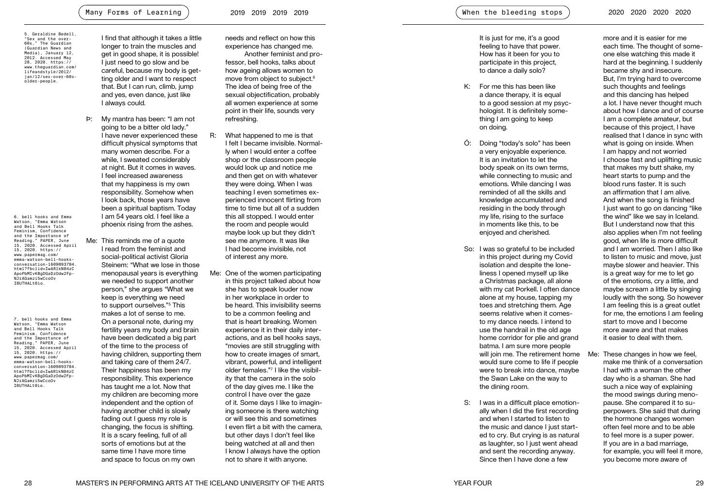I find that although it takes a little longer to train the muscles and get in good shape, it is possible! I just need to go slow and be careful, because my body is getting older and I want to respect that. But I can run, climb, jump and yes, even dance, just like I always could.

Þ: My mantra has been: "I am not going to be a bitter old lady." I have never experienced these difficult physical symptoms that many women describe. For a while, I sweated considerably at night. But it comes in waves. I feel increased awareness that my happiness is my own responsibility. Somehow when I look back, those years have been a spiritual baptism. Today I am 54 years old. I feel like a phoenix rising from the ashes.

Me: This reminds me of a quote I read from the feminist and social-political activist Gloria Steinem: "What we lose in those menopausal years is everything we needed to support another person," she argues "What we keep is everything we need to support ourselves."[5] This makes a lot of sense to me. On a personal note, during my fertility years my body and brain have been dedicated a big part of the time to the process of having children, supporting them and taking care of them 24/7. Their happiness has been my responsibility. This experience has taught me a lot. Now that my children are becoming more independent and the option of having another child is slowly fading out I guess my role is changing, the focus is shifting. It is a scary feeling, full of all sorts of emotions but at the same time I have more time and space to focus on my own needs and reflect on how this experience has changed me.

Another feminist and professor, bell hooks, talks about how ageing allows women to move from object to subject.[6] The idea of being free of the sexual objectification, probably all women experience at some point in their life, sounds very refreshing.

R: What happened to me is that I felt I became invisible. Normally when I would enter a coffee shop or the classroom people would look up and notice me and then get on with whatever they were doing. When I was teaching I even sometimes experienced innocent flirting from time to time but all of a sudden this all stopped. I would enter the room and people would maybe look up but they didn't see me anymore. It was like I had become invisible, not of interest any more.

Me: One of the women participating in this project talked about how she has to speak louder now in her workplace in order to be heard. This invisibility seems to be a common feeling and that is heart breaking. Women experience it in their daily interactions, and as bell hooks says, "movies are still struggling with how to create images of smart, vibrant, powerful, and intelligent older females."[7] I like the visibility that the camera in the solo of the day gives me. I like the control I have over the gaze of it. Some days I like to imagining someone is there watching or will see this and sometimes I even flirt a bit with the camera, but other days I don't feel like being watched at all and then I know I always have the option not to share it with anyone.

5. Geraldine Bedell, "Sex and the over-60s," The Guardian (Guardian News and Media), January 12, 2012. Accessed May 28, 2020. https://www.theguardian.com/lifeandstyle/2012/jan/12/sex-over-60s-older-people.

6. bell hooks and Emma Watson, "Emma Watson and Bell Hooks Talk Feminism, Confidence and the Importance of Reading," PAPER, June 15, 2020. Accessed April 15, 2020. https://www.papermag.com/emma-watson-bell-hooks-conversation-1609893784.html?fbclid=IwAR1kN04zCApoPbMIvKBgDGaDzOdw2Fp-NJrAGamzi5wCcoOvI8UTHALt0io.

7. bell hooks and Emma Watson, "Emma Watson and Bell Hooks Talk Feminism, Confidence and the Importance of Reading," PAPER, June 15, 2020. Accessed April 15, 2020. https://www.papermag.com/emma-watson-bell-hooks-conversation-1609893784.html?fbclid=IwAR1kN04zCApoPbMIvKBgDGaDzOdw2Fp-NJrAGamzi5wCcoOvI8UTHALt0io.

It is just for me, it's a good feeling to have that power. How has it been for you to participate in this project, to dance a daily solo?

K: For me this has been like a dance therapy, it is equal to a good session at my psychologist. It is definitely something I am going to keep on doing.

Ó: Doing "today's solo" has been a very enjoyable experience. It is an invitation to let the body speak on its own terms, while connecting to music and emotions. While dancing I was reminded of all the skills and knowledge accumulated and residing in the body through my life, rising to the surface in moments like this, to be enjoyed and cherished.

So: I was so grateful to be included in this project during my Covid isolation and despite the loneliness I opened myself up like a Christmas package, all alone with my cat Þorkell. I often dance alone at my house, tapping my toes and stretching them. Age seems relative when it comes to my dance needs. I intend to use the handrail in the old age home corridor for plie and grand batma. I am sure more people will join me. The retirement home would sure come to life if people were to break into dance, maybe the Swan Lake on the way to the dining room.

S: I was in a difficult place emotionally when I did the first recording and when I started to listen to the music and dance I just started to cry. But crying is as natural as laughter, so I just went ahead and sent the recording anyway. Since then I have done a few more and it is easier for me each time. The thought of someone else watching this made it hard at the beginning. I suddenly became shy and insecure. But, I'm trying hard to overcome such thoughts and feelings and this dancing has helped a lot. I have never thought much about how I dance and of course I am a complete amateur, but because of this project, I have realised that I dance in sync with what is going on inside. When I am happy and not worried I choose fast and uplifting music that makes my butt shake, my heart starts to pump and the blood runs faster. It is such an affirmation that I am alive. And when the song is finished I just want to go on dancing "like the wind" like we say in Iceland. But I understand now that this also applies when I'm not feeling good, when life is more difficult and I am worried. Then I also like to listen to music and move, just maybe slower and heavier. This is a great way for me to let go of the emotions, cry a little, and maybe scream a little by singing loudly with the song. So however I am feeling this is a great outlet for me, the emotions I am feeling start to move and I become more aware and that makes it easier to deal with them.

Me: These changes in how we feel, make me think of a conversation I had with a woman the other day who is a shaman. She had such a nice way of explaining the mood swings during menopause. She compared it to superpowers. She said that during the hormone changes women often feel more and to be able to feel more is a super power. If you are in a bad marriage, for example, you will feel it more, you become more aware of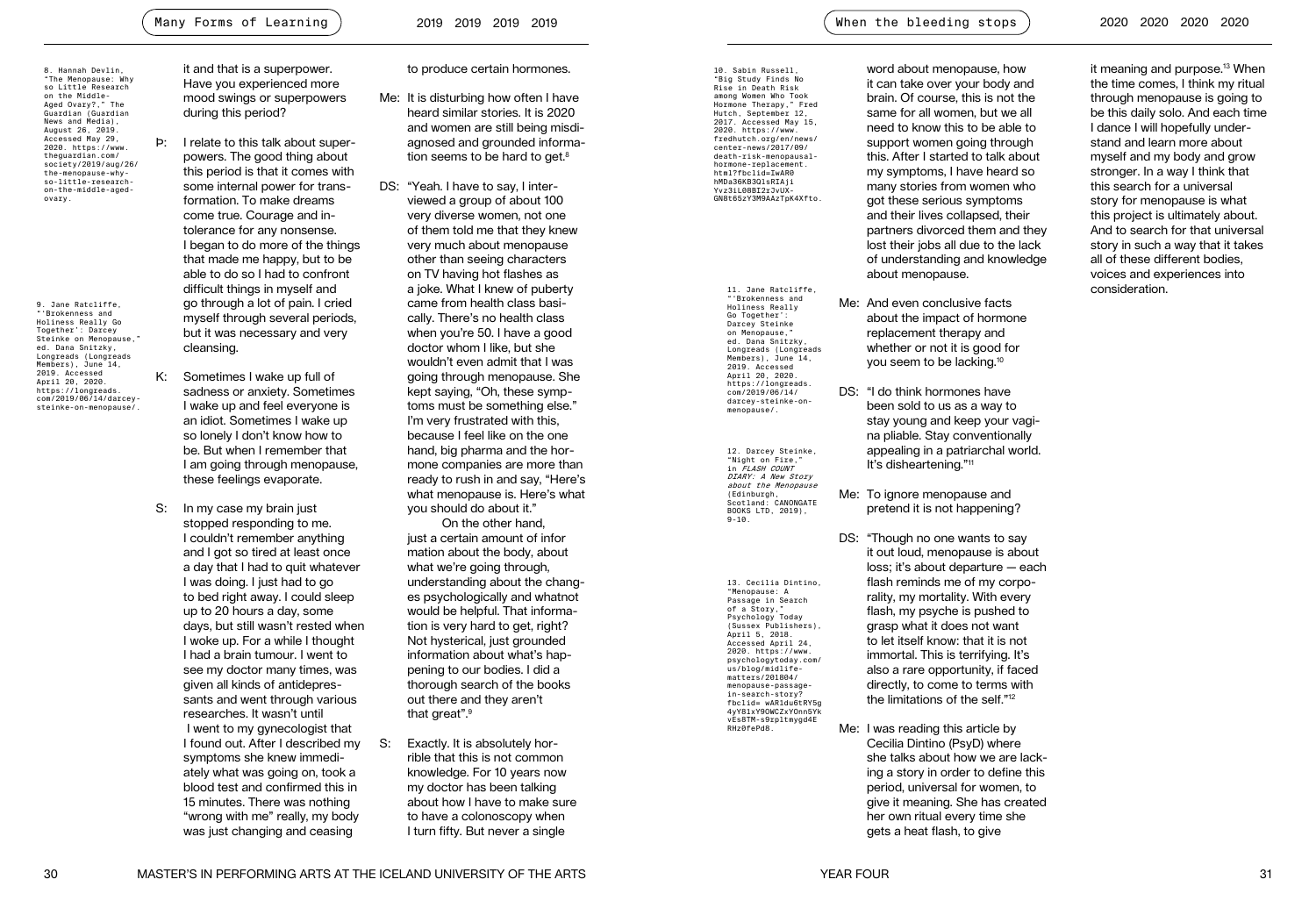it and that is a superpower. Have you experienced more mood swings or superpowers during this period?

Þ: I relate to this talk about superpowers. The good thing about this period is that it comes with some internal power for transformation. To make dreams come true. Courage and intolerance for any nonsense. I began to do more of the things that made me happy, but to be able to do so I had to confront difficult things in myself and go through a lot of pain. I cried myself through several periods, but it was necessary and very cleansing.

K: Sometimes I wake up full of sadness or anxiety. Sometimes I wake up and feel everyone is an idiot. Sometimes I wake up so lonely I don't know how to be. But when I remember that I am going through menopause, these feelings evaporate.

S: In my case my brain just stopped responding to me. I couldn't remember anything and I got so tired at least once a day that I had to quit whatever I was doing. I just had to go to bed right away. I could sleep up to 20 hours a day, some days, but still wasn't rested when I woke up. For a while I thought I had a brain tumour. I went to see my doctor many times, was given all kinds of antidepressants and went through various researches. It wasn't until I went to my gynecologist that I found out. After I described my symptoms she knew immediately what was going on, took a blood test and confirmed this in 15 minutes. There was nothing "wrong with me" really, my body was just changing and ceasing to produce certain hormones.

Me: It is disturbing how often I have heard similar stories. It is 2020 and women are still being misdiagnosed and grounded information seems to be hard to get.[8]

DS: "Yeah. I have to say, I interviewed a group of about 100 very diverse women, not one of them told me that they knew very much about menopause other than seeing characters on TV having hot flashes as a joke. What I knew of puberty came from health class basically. There's no health class when you're 50. I have a good doctor whom I like, but she wouldn't even admit that I was going through menopause. She kept saying, "Oh, these symptoms must be something else." I'm very frustrated with this, because I feel like on the one hand, big pharma and the hormone companies are more than ready to rush in and say, "Here's what menopause is. Here's what you should do about it."

On the other hand, just a certain amount of information about the body, about what we're going through, understanding about the changes psychologically and whatnot would be helpful. That information is very hard to get, right? Not hysterical, just grounded information about what's happening to our bodies. I did a thorough search of the books out there and they aren't that great".[9]

S: Exactly. It is absolutely horrible that this is not common knowledge. For 10 years now my doctor has been talking about how I have to make sure to have a colonoscopy when I turn fifty. But never a single word about menopause, how it can take over your body and brain. Of course, this is not the same for all women, but we all need to know this to be able to support women going through this. After I started to talk about my symptoms, I have heard so many stories from women who got these serious symptoms and their lives collapsed, their partners divorced them and they lost their jobs all due to the lack of understanding and knowledge about menopause.

Me: And even conclusive facts about the impact of hormone replacement therapy and whether or not it is good for you seem to be lacking.[10]

DS: "I do think hormones have been sold to us as a way to stay young and keep your vagina pliable. Stay conventionally appealing in a patriarchal world. It's disheartening."[11]

Me: To ignore menopause and pretend it is not happening?

DS: "Though no one wants to say it out loud, menopause is about loss; it's about departure — each flash reminds me of my corporality, my mortality. With every flash, my psyche is pushed to grasp what it does not want to let itself know: that it is not immortal. This is terrifying. It's also a rare opportunity, if faced directly, to come to terms with the limitations of the self."[12]

Me: I was reading this article by Cecilia Dintino (PsyD) where she talks about how we are lacking a story in order to define this period, universal for women, to give it meaning. She has created her own ritual every time she gets a heat flash, to give it meaning and purpose.[13] When the time comes, I think my ritual through menopause is going to be this daily solo. And each time I dance I will hopefully understand and learn more about myself and my body and grow stronger. In a way I think that this search for a universal story for menopause is what this project is ultimately about. And to search for that universal story in such a way that it takes all of these different bodies, voices and experiences into consideration.

---

8. Hannah Devlin, "The Menopause: Why so Little Research on the Middle-Aged Ovary?," The Guardian (Guardian News and Media), August 26, 2019. Accessed May 29, 2020. https://www.theguardian.com/society/2019/aug/26/the-menopause-why-so-little-research-on-the-middle-aged-ovary.

9. Jane Ratcliffe, "'Brokenness and Holiness Really Go Together': Darcey Steinke on Menopause," ed. Dana Snitzky, Longreads (Longreads Members), June 14, 2019. Accessed April 20, 2020. https://longreads.com/2019/06/14/darcey-steinke-on-menopause/.

10. Sabin Russell, "Big Study Finds No Rise in Death Risk among Women Who Took Hormone Therapy," Fred Hutch, September 12, 2017. Accessed May 15, 2020. https://www.fredhutch.org/en/news/center-news/2017/09/death-risk-menopausal-hormone-replacement.html?fbclid=IwAR0hMDa36KB3QlsRIAji Yvz3iL08BI2rJvUX-GN8t65zY3M9AAzTpK4Xfto.

11. Jane Ratcliffe, "'Brokenness and Holiness Really Go Together': Darcey Steinke on Menopause," ed. Dana Snitzky, Longreads (Longreads Members), June 14, 2019. Accessed April 20, 2020. https://longreads.com/2019/06/14/darcey-steinke-on-menopause/.

12. Darcey Steinke, "Night on Fire," in *FLASH COUNT DIARY: A New Story about the Menopause* (Edinburgh, Scotland: CANONGATE BOOKS LTD, 2019), 9-10.

13. Cecilia Dintino, "Menopause: A Passage in Search of a Story," Psychology Today (Sussex Publishers), April 5, 2018. Accessed April 24, 2020. https://www.psychologytoday.com/us/blog/midlife-matters/201804/menopause-passage-in-search-story?fbclid= wAR1du6tRY5g4yYB1xY9OWCZxYOnn5YkvEsBTM-s9rpltmygd4ERHz0fePd8.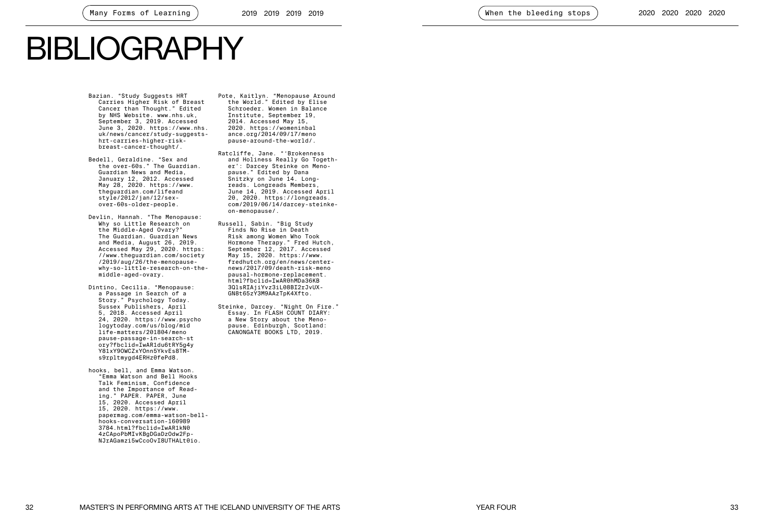# BIBLIOGRAPHY

Bazian. "Study Suggests HRT Carries Higher Risk of Breast Cancer than Thought." Edited by NHS Website. www.nhs.uk, September 3, 2019. Accessed June 3, 2020. https://www.nhs.uk/news/cancer/study-suggests-hrt-carries-higher-risk-breast-cancer-thought/.

Bedell, Geraldine. "Sex and the over-60s." The Guardian. Guardian News and Media, January 12, 2012. Accessed May 28, 2020. https://www.theguardian.com/lifeandstyle/2012/jan/12/sex-over-60s-older-people.

Devlin, Hannah. "The Menopause: Why so Little Research on the Middle-Aged Ovary?" The Guardian. Guardian News and Media, August 26, 2019. Accessed May 29, 2020. https://www.theguardian.com/society/2019/aug/26/the-menopause-why-so-little-research-on-the-middle-aged-ovary.

Dintino, Cecilia. "Menopause: a Passage in Search of a Story." Psychology Today. Sussex Publishers, April 5, 2018. Accessed April 24, 2020. https://www.psychologytoday.com/us/blog/midlife-matters/201804/menopause-passage-in-search-story?fbclid=IwAR1du6tRY5g4yY81xY9OWCZxYOnn5YkvEs8TM-s9rpltmygd4ERHz0fePd8.

hooks, bell, and Emma Watson. "Emma Watson and Bell Hooks Talk Feminism, Confidence and the Importance of Reading." PAPER. PAPER, June 15, 2020. Accessed April 15, 2020. https://www.papermag.com/emma-watson-bell-hooks-conversation-1609893784.html?fbclid=IwAR1kN04zCApoPbMIvKBgDGaDzOdw2Fp-NJrAGamzi5wCcoOvI8UTHALt0io.

Pote, Kaitlyn. "Menopause Around the World." Edited by Elise Schroeder. Women in Balance Institute, September 19, 2014. Accessed May 15, 2020. https://womeninbalance.org/2014/09/17/menopause-around-the-world/.

Ratcliffe, Jane. "'Brokenness and Holiness Really Go Together': Darcey Steinke on Menopause." Edited by Dana Snitzky on June 14. Longreads. Longreads Members, June 14, 2019. Accessed April 20, 2020. https://longreads.com/2019/06/14/darcey-steinke-on-menopause/.

Russell, Sabin. "Big Study Finds No Rise in Death Risk among Women Who Took Hormone Therapy." Fred Hutch, September 12, 2017. Accessed May 15, 2020. https://www.fredhutch.org/en/news/center-news/2017/09/death-risk-menopausal-hormone-replacement.html?fbclid=IwAR0hMDa36KB3QlsRIAjiYvz3iL08BI2rJvUX-GN8t65zY3M9AAzTpK4Xfto.

Steinke, Darcey. "Night On Fire." Essay. In FLASH COUNT DIARY: a New Story about the Menopause. Edinburgh, Scotland: CANONGATE BOOKS LTD, 2019.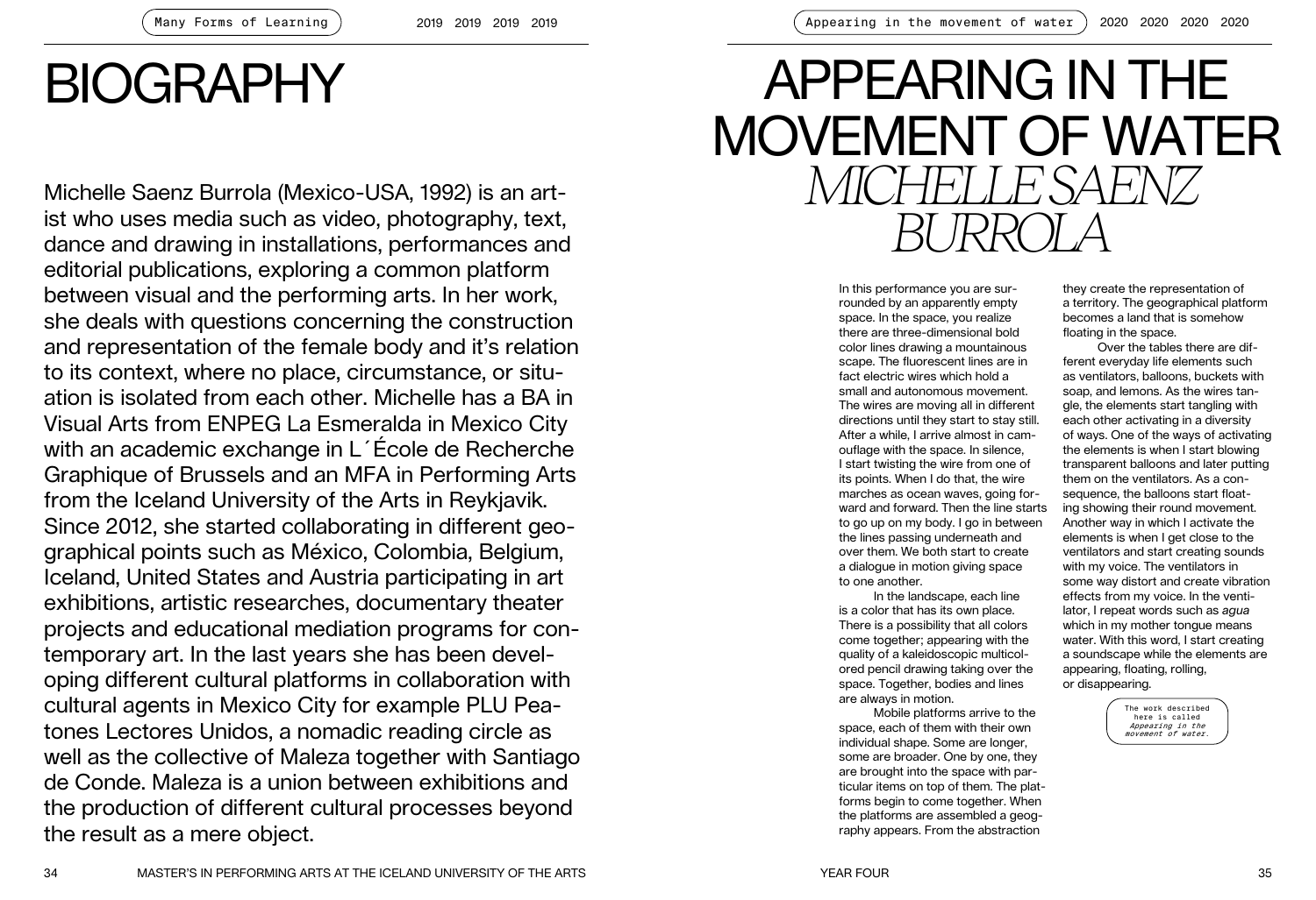# BIOGRAPHY

Michelle Saenz Burrola (Mexico-USA, 1992) is an artist who uses media such as video, photography, text, dance and drawing in installations, performances and editorial publications, exploring a common platform between visual and the performing arts. In her work, she deals with questions concerning the construction and representation of the female body and it's relation to its context, where no place, circumstance, or situation is isolated from each other. Michelle has a BA in Visual Arts from ENPEG La Esmeralda in Mexico City with an academic exchange in L´École de Recherche Graphique of Brussels and an MFA in Performing Arts from the Iceland University of the Arts in Reykjavik. Since 2012, she started collaborating in different geographical points such as México, Colombia, Belgium, Iceland, United States and Austria participating in art exhibitions, artistic researches, documentary theater projects and educational mediation programs for contemporary art. In the last years she has been developing different cultural platforms in collaboration with cultural agents in Mexico City for example PLU Peatones Lectores Unidos, a nomadic reading circle as well as the collective of Maleza together with Santiago de Conde. Maleza is a union between exhibitions and the production of different cultural processes beyond the result as a mere object.

# APPEARING IN THE MOVEMENT OF WATER

## *MICHELLE SAENZ BURROLA*

In this performance you are surrounded by an apparently empty space. In the space, you realize there are three-dimensional bold color lines drawing a mountainous scape. The fluorescent lines are in fact electric wires which hold a small and autonomous movement. The wires are moving all in different directions until they start to stay still. After a while, I arrive almost in camouflage with the space. In silence, I start twisting the wire from one of its points. When I do that, the wire marches as ocean waves, going forward and forward. Then the line starts to go up on my body. I go in between the lines passing underneath and over them. We both start to create a dialogue in motion giving space to one another.

In the landscape, each line is a color that has its own place. There is a possibility that all colors come together; appearing with the quality of a kaleidoscopic multicolored pencil drawing taking over the space. Together, bodies and lines are always in motion.

Mobile platforms arrive to the space, each of them with their own individual shape. Some are longer, some are broader. One by one, they are brought into the space with particular items on top of them. The platforms begin to come together. When the platforms are assembled a geography appears. From the abstraction they create the representation of a territory. The geographical platform becomes a land that is somehow floating in the space.

Over the tables there are different everyday life elements such as ventilators, balloons, buckets with soap, and lemons. As the wires tangle, the elements start tangling with each other activating in a diversity of ways. One of the ways of activating the elements is when I start blowing transparent balloons and later putting them on the ventilators. As a consequence, the balloons start floating showing their round movement. Another way in which I activate the elements is when I get close to the ventilators and start creating sounds with my voice. The ventilators in some way distort and create vibration effects from my voice. In the ventilator, I repeat words such as *agua* which in my mother tongue means water. With this word, I start creating a soundscape while the elements are appearing, floating, rolling, or disappearing.

The work described here is called *Appearing in the movement of water.*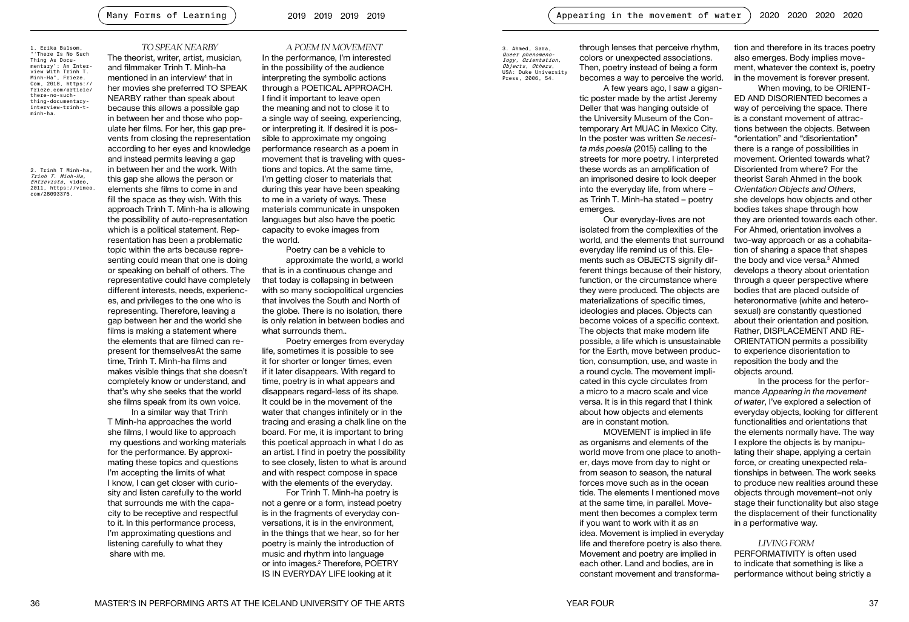## TO SPEAK NEARBY

The theorist, writer, artist, musician, and filmmaker Trinh T. Minh-ha mentioned in an interview[1] that in her movies she preferred TO SPEAK NEARBY rather than speak about because this allows a possible gap in between her and those who populate her films. For her, this gap prevents from closing the representation according to her eyes and knowledge and instead permits leaving a gap in between her and the work. With this gap she allows the person or elements she films to come in and fill the space as they wish. With this approach Trinh T. Minh-ha is allowing the possibility of auto-representation which is a political statement. Representation has been a problematic topic within the arts because representing could mean that one is doing or speaking on behalf of others. The representative could have completely different interests, needs, experiences, and privileges to the one who is representing. Therefore, leaving a gap between her and the world she films is making a statement where the elements that are filmed can represent for themselvesAt the same time, Trinh T. Minh-ha films and makes visible things that she doesn't completely know or understand, and that's why she seeks that the world she films speak from its own voice.

In a similar way that Trinh T Minh-ha approaches the world she films, I would like to approach my questions and working materials for the performance. By approximating these topics and questions I'm accepting the limits of what I know, I can get closer with curiosity and listen carefully to the world that surrounds me with the capacity to be receptive and respectful to it. In this performance process, I'm approximating questions and listening carefully to what they share with me.

1. Erika Balsom, "'There Is No Such Thing As Documentary': An Interview With Trinh T. Minh-Ha", Frieze. Com, 2018, https://frieze.com/article/there-no-such-thing-documentary-interview-trinh-t-minh-ha.

2. Trinh T Minh-ha, *Trinh T. Minh-Ha, Entrevista*, video, 2011, https://vimeo.com/28093375.

## A POEM IN MOVEMENT

In the performance, I'm interested in the possibility of the audience interpreting the symbolic actions through a POETICAL APPROACH. I find it important to leave open the meaning and not to close it to a single way of seeing, experiencing, or interpreting it. If desired it is possible to approximate my ongoing performance research as a poem in movement that is traveling with questions and topics. At the same time, I'm getting closer to materials that during this year have been speaking to me in a variety of ways. These materials communicate in unspoken languages but also have the poetic capacity to evoke images from the world.

Poetry can be a vehicle to approximate the world, a world that is in a continuous change and that today is collapsing in between with so many sociopolitical urgencies that involves the South and North of the globe. There is no isolation, there is only relation in between bodies and what surrounds them..

Poetry emerges from everyday life, sometimes it is possible to see it for shorter or longer times, even if it later disappears. With regard to time, poetry is in what appears and disappears regard-less of its shape. It could be in the movement of the water that changes infinitely or in the tracing and erasing a chalk line on the board. For me, it is important to bring this poetical approach in what I do as an artist. I find in poetry the possibility to see closely, listen to what is around and with respect compose in space with the elements of the everyday.

For Trinh T. Minh-ha poetry is not a genre or a form, instead poetry is in the fragments of everyday conversations, it is in the environment, in the things that we hear, so for her poetry is mainly the introduction of music and rhythm into language or into images.[2] Therefore, POETRY IS IN EVERYDAY LIFE looking at it through lenses that perceive rhythm, colors or unexpected associations. Then, poetry instead of being a form becomes a way to perceive the world.

A few years ago, I saw a gigantic poster made by the artist Jeremy Deller that was hanging outside of the University Museum of the Contemporary Art MUAC in Mexico City. In the poster was written *Se necesita más poesía* (2015) calling to the streets for more poetry. I interpreted these words as an amplification of an imprisoned desire to look deeper into the everyday life, from where – as Trinh T. Minh-ha stated – poetry emerges.

Our everyday-lives are not isolated from the complexities of the world, and the elements that surround everyday life remind us of this. Elements such as OBJECTS signify different things because of their history, function, or the circumstance where they were produced. The objects are materializations of specific times, ideologies and places. Objects can become voices of a specific context. The objects that make modern life possible, a life which is unsustainable for the Earth, move between production, consumption, use, and waste in a round cycle. The movement implicated in this cycle circulates from a micro to a macro scale and vice versa. It is in this regard that I think about how objects and elements are in constant motion.

MOVEMENT is implied in life as organisms and elements of the world move from one place to another, days move from day to night or from season to season, the natural forces move such as in the ocean tide. The elements I mentioned move at the same time, in parallel. Movement then becomes a complex term if you want to work with it as an idea. Movement is implied in everyday life and therefore poetry is also there. Movement and poetry are implied in each other. Land and bodies, are in constant movement and transformation and therefore in its traces poetry also emerges. Body implies movement, whatever the context is, poetry in the movement is forever present.

When moving, to be ORIENTED AND DISORIENTED becomes a way of perceiving the space. There is a constant movement of attractions between the objects. Between "orientation" and "disorientation" there is a range of possibilities in movement. Oriented towards what? Disoriented from where? For the theorist Sarah Ahmed in the book *Orientation Objects and Others*, she develops how objects and other bodies takes shape through how they are oriented towards each other. For Ahmed, orientation involves a two-way approach or as a cohabitation of sharing a space that shapes the body and vice versa.[3] Ahmed develops a theory about orientation through a queer perspective where bodies that are placed outside of heteronormative (white and heterosexual) are constantly questioned about their orientation and position. Rather, DISPLACEMENT AND REORIENTATION permits a possibility to experience disorientation to reposition the body and the objects around.

In the process for the performance *Appearing in the movement of water*, I've explored a selection of everyday objects, looking for different functionalities and orientations that the elements normally have. The way I explore the objects is by manipulating their shape, applying a certain force, or creating unexpected relationships in between. The work seeks to produce new realities around these objects through movement–not only stage their functionality but also stage the displacement of their functionality in a performative way.

3. Ahmed, Sara, *Queer phenomenology, Orientation, Objects, Others*, USA: Duke University Press, 2006, 54.

## LIVING FORM

PERFORMATIVITY is often used to indicate that something is like a performance without being strictly a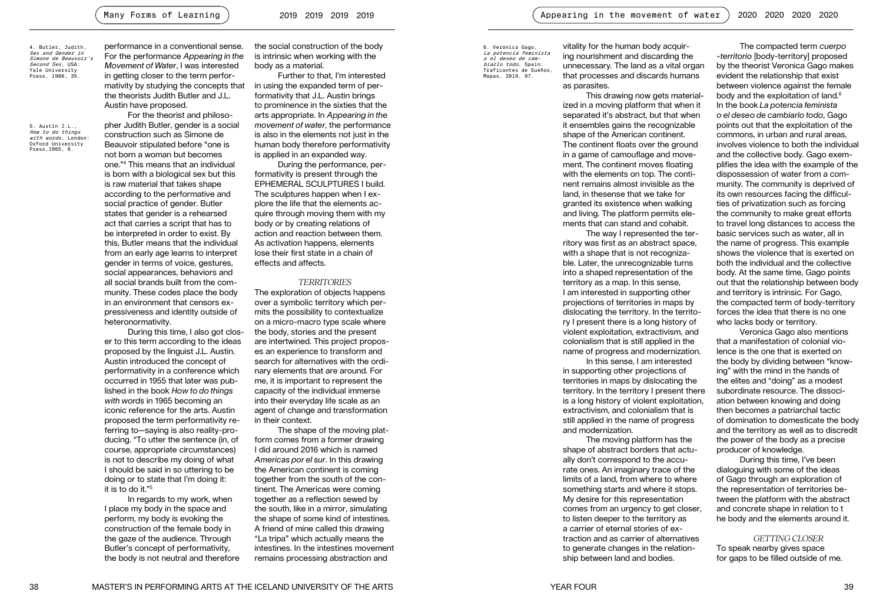performance in a conventional sense. For the performance *Appearing in the Movement of Water*, I was interested in getting closer to the term performativity by studying the concepts that the theorists Judith Butler and J.L. Austin have proposed.

For the theorist and philosopher Judith Butler, gender is a social construction such as Simone de Beauvoir stipulated before "one is not born a woman but becomes one."[4] This means that an individual is born with a biological sex but this is raw material that takes shape according to the performative and social practice of gender. Butler states that gender is a rehearsed act that carries a script that has to be interpreted in order to exist. By this, Butler means that the individual from an early age learns to interpret gender in terms of voice, gestures, social appearances, behaviors and all social brands built from the community. These codes place the body in an environment that censors expressiveness and identity outside of heteronormativity.

During this time, I also got closer to this term according to the ideas proposed by the linguist J.L. Austin. Austin introduced the concept of performativity in a conference which occurred in 1955 that later was published in the book *How to do things with words* in 1965 becoming an iconic reference for the arts. Austin proposed the term performativity referring to—saying is also reality-producing. "To utter the sentence (in, of course, appropriate circumstances) is not to describe my doing of what I should be said in so uttering to be doing or to state that I'm doing it: it is to do it."[5]

In regards to my work, when I place my body in the space and perform, my body is evoking the construction of the female body in the gaze of the audience. Through Butler's concept of performativity, the body is not neutral and therefore the social construction of the body is intrinsic when working with the body as a material.

Further to that, I'm interested in using the expanded term of performativity that J.L. Austin brings to prominence in the sixties that the arts appropriate. In *Appearing in the movement of water*, the performance is also in the elements not just in the human body therefore performativity is applied in an expanded way.

During the performance, performativity is present through the EPHEMERAL SCULPTURES I build. The sculptures happen when I explore the life that the elements acquire through moving them with my body or by creating relations of action and reaction between them. As activation happens, elements lose their first state in a chain of effects and affects.

4. Butler, Judith, *Sex and Gender in Simone de Beauvoir's Second Sex*, USA: Yale University Press, 1986, 35.

5. Austin J.L., *How to do things with words*, London: Oxford University Press,1965, 6.

### TERRITORIES

The exploration of objects happens over a symbolic territory which permits the possibility to contextualize on a micro-macro type scale where the body, stories and the present are intertwined. This project proposes an experience to transform and search for alternatives with the ordinary elements that are around. For me, it is important to represent the capacity of the individual immerse into their everyday life scale as an agent of change and transformation in their context.

The shape of the moving platform comes from a former drawing I did around 2016 which is named *Americas por el sur*. In this drawing the American continent is coming together from the south of the continent. The Americas were coming together as a reflection sewed by the south, like in a mirror, simulating the shape of some kind of intestines. A friend of mine called this drawing "La tripa" which actually means the intestines. In the intestines movement remains processing abstraction and vitality for the human body acquiring nourishment and discarding the unnecessary. The land as a vital organ that processes and discards humans as parasites.

This drawing now gets materialized in a moving platform that when it separated it's abstract, but that when it ensembles gains the recognizable shape of the American continent. The continent floats over the ground in a game of camouflage and movement. The continent moves floating with the elements on top. The continent remains almost invisible as the land, in thesense that we take for granted its existence when walking and living. The platform permits elements that can stand and cohabit.

The way I represented the territory was first as an abstract space, with a shape that is not recognizable. Later, the unrecognizable turns into a shaped representation of the territory as a map. In this sense, I am interested in supporting other projections of territories in maps by dislocating the territory. In the territory I present there is a long history of violent exploitation, extractivism, and colonialism that is still applied in the name of progress and modernization.

In this sense, I am interested in supporting other projections of territories in maps by dislocating the territory. In the territory I present there is a long history of violent exploitation, extractivism, and colonialism that is still applied in the name of progress and modernization.

The moving platform has the shape of abstract borders that actually don't correspond to the accurate ones. An imaginary trace of the limits of a land, from where to where something starts and where it stops. My desire for this representation comes from an urgency to get closer, to listen deeper to the territory as a carrier of eternal stories of extraction and as carrier of alternatives to generate changes in the relationship between land and bodies.

The compacted term *cuerpo -territorio* [body-territory] proposed by the theorist Veronica Gago makes evident the relationship that exist between violence against the female body and the exploitation of land.[6] In the book *La potencia feminista o el deseo de cambiarlo todo*, Gago points out that the exploitation of the commons, in urban and rural areas, involves violence to both the individual and the collective body. Gago exemplifies the idea with the example of the dispossession of water from a community. The community is deprived of its own resources facing the difficulties of privatization such as forcing the community to make great efforts to travel long distances to access the basic services such as water, all in the name of progress. This example shows the violence that is exerted on both the individual and the collective body. At the same time, Gago points out that the relationship between body and territory is intrinsic. For Gago, the compacted term of body-territory forces the idea that there is no one who lacks body or territory.

Veronica Gago also mentions that a manifestation of colonial violence is the one that is exerted on the body by dividing between "knowing" with the mind in the hands of the elites and "doing" as a modest subordinate resource. The dissociation between knowing and doing then becomes a patriarchal tactic of domination to domesticate the body and the territory as well as to discredit the power of the body as a precise producer of knowledge.

During this time, I've been dialoguing with some of the ideas of Gago through an exploration of the representation of territories between the platform with the abstract and concrete shape in relation to t he body and the elements around it.

6. Verónica Gago, *La potencia feminista o el deseo de cambiarlo todo*, Spain: Traficantes de Sueños, Mapas, 2019, 97.

### GETTING CLOSER

To speak nearby gives space for gaps to be filled outside of me.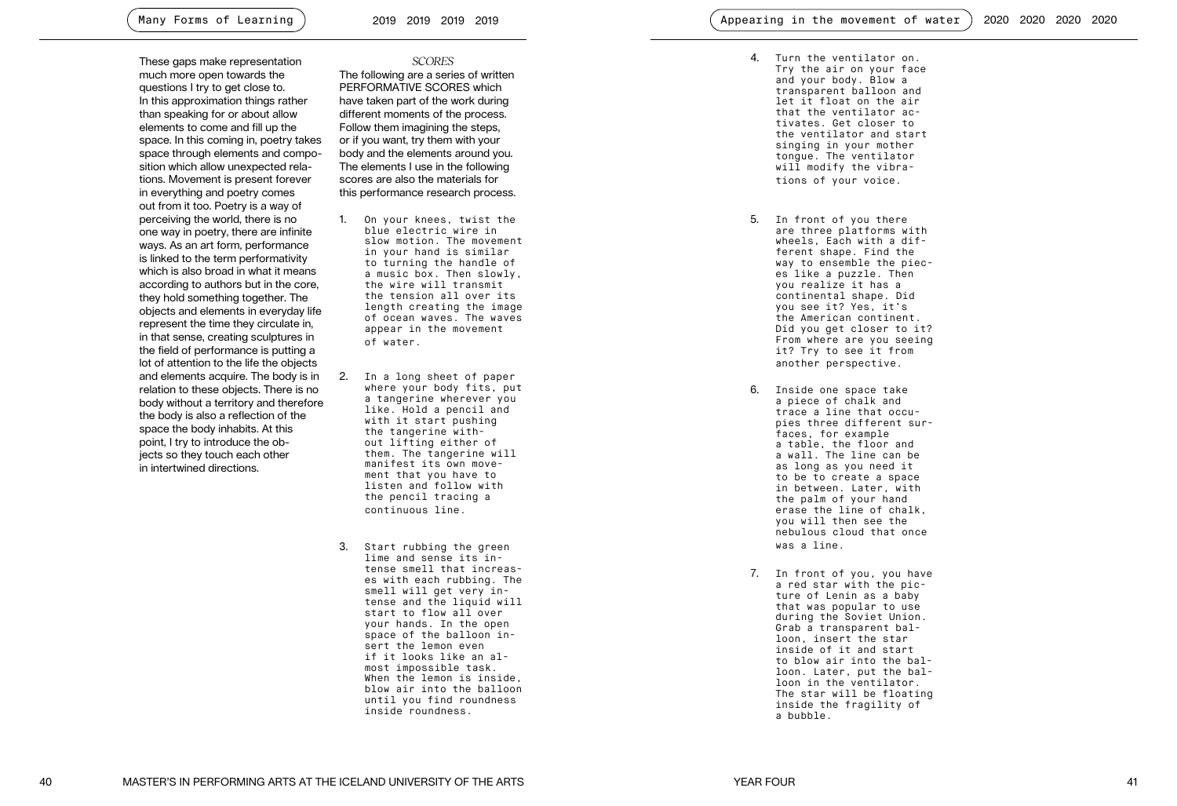These gaps make representation much more open towards the questions I try to get close to. In this approximation things rather than speaking for or about allow elements to come and fill up the space. In this coming in, poetry takes space through elements and composition which allow unexpected relations. Movement is present forever in everything and poetry comes out from it too. Poetry is a way of perceiving the world, there is no one way in poetry, there are infinite ways. As an art form, performance is linked to the term performativity which is also broad in what it means according to authors but in the core, they hold something together. The objects and elements in everyday life represent the time they circulate in, in that sense, creating sculptures in the field of performance is putting a lot of attention to the life the objects and elements acquire. The body is in relation to these objects. There is no body without a territory and therefore the body is also a reflection of the space the body inhabits. At this point, I try to introduce the objects so they touch each other in intertwined directions.

*SCORES*

The following are a series of written PERFORMATIVE SCORES which have taken part of the work during different moments of the process. Follow them imagining the steps, or if you want, try them with your body and the elements around you. The elements I use in the following scores are also the materials for this performance research process.

1. On your knees, twist the blue electric wire in slow motion. The movement in your hand is similar to turning the handle of a music box. Then slowly, the wire will transmit the tension all over its length creating the image of ocean waves. The waves appear in the movement of water.

2. In a long sheet of paper where your body fits, put a tangerine wherever you like. Hold a pencil and with it start pushing the tangerine without lifting either of them. The tangerine will manifest its own movement that you have to listen and follow with the pencil tracing a continuous line.

3. Start rubbing the green lime and sense its intense smell that increases with each rubbing. The smell will get very intense and the liquid will start to flow all over your hands. In the open space of the balloon insert the lemon even if it looks like an almost impossible task. When the lemon is inside, blow air into the balloon until you find roundness inside roundness.

4. Turn the ventilator on. Try the air on your face and your body. Blow a transparent balloon and let it float on the air that the ventilator activates. Get closer to the ventilator and start singing in your mother tongue. The ventilator will modify the vibrations of your voice.

5. In front of you there are three platforms with wheels, Each with a different shape. Find the way to ensemble the pieces like a puzzle. Then you realize it has a continental shape. Did you see it? Yes, it's the American continent. Did you get closer to it? From where are you seeing it? Try to see it from another perspective.

6. Inside one space take a piece of chalk and trace a line that occupies three different surfaces, for example a table, the floor and a wall. The line can be as long as you need it to be to create a space in between. Later, with the palm of your hand erase the line of chalk, you will then see the nebulous cloud that once was a line.

7. In front of you, you have a red star with the picture of Lenin as a baby that was popular to use during the Soviet Union. Grab a transparent balloon, insert the star inside of it and start to blow air into the balloon. Later, put the balloon in the ventilator. The star will be floating inside the fragility of a bubble.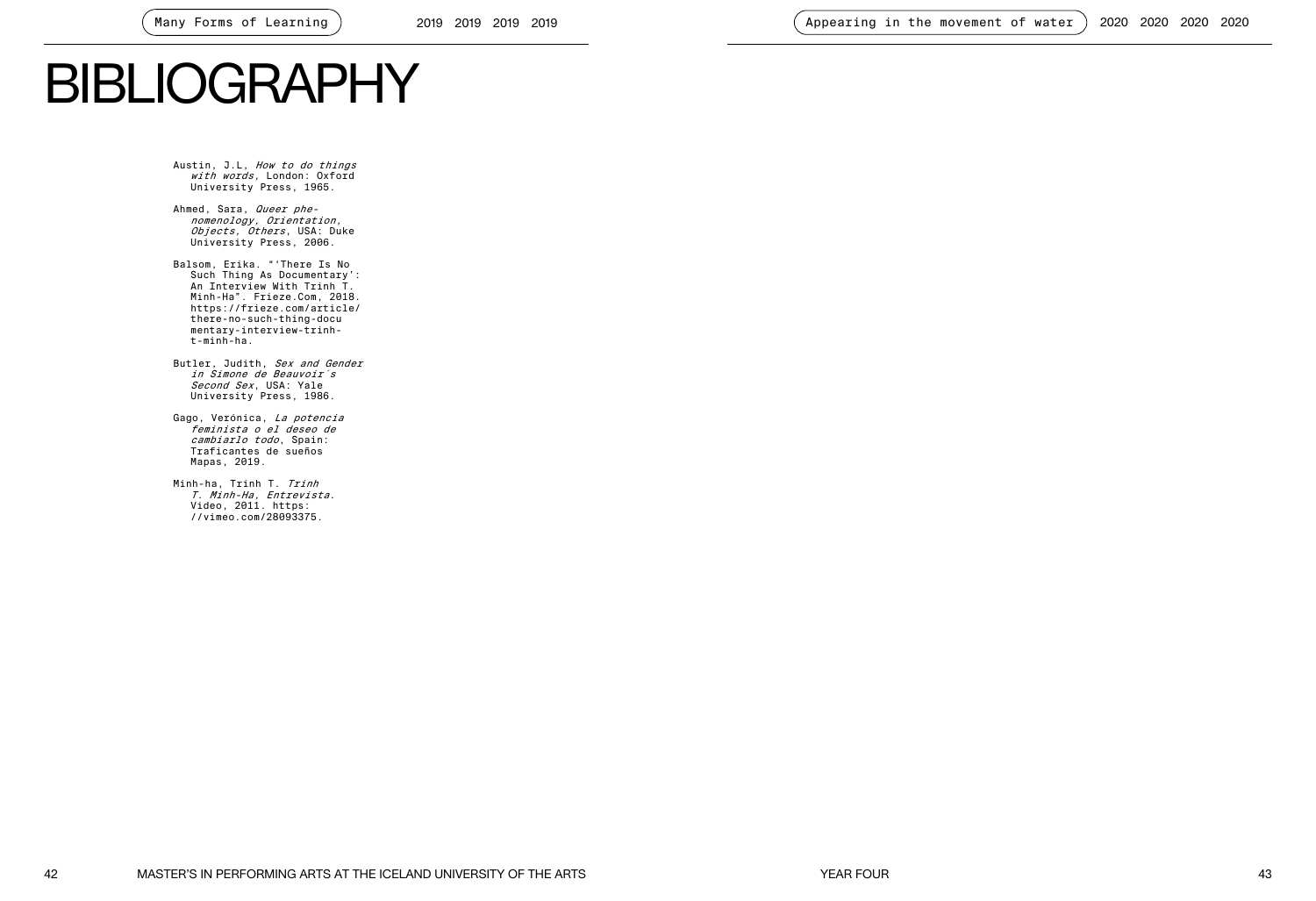# BIBLIOGRAPHY

Austin, J.L, *How to do things with words*, London: Oxford University Press, 1965.

Ahmed, Sara, *Queer phenomenology, Orientation, Objects, Others*, USA: Duke University Press, 2006.

Balsom, Erika. "'There Is No Such Thing As Documentary': An Interview With Trinh T. Minh-Ha". Frieze.Com, 2018. https://frieze.com/article/there-no-such-thing-documentary-interview-trinh-t-minh-ha.

Butler, Judith, *Sex and Gender in Simone de Beauvoir´s Second Sex*, USA: Yale University Press, 1986.

Gago, Verónica, *La potencia feminista o el deseo de cambiarlo todo*, Spain: Traficantes de sueños Mapas, 2019.

Minh-ha, Trinh T. *Trinh T. Minh-Ha, Entrevista.* Video, 2011. https://vimeo.com/28093375.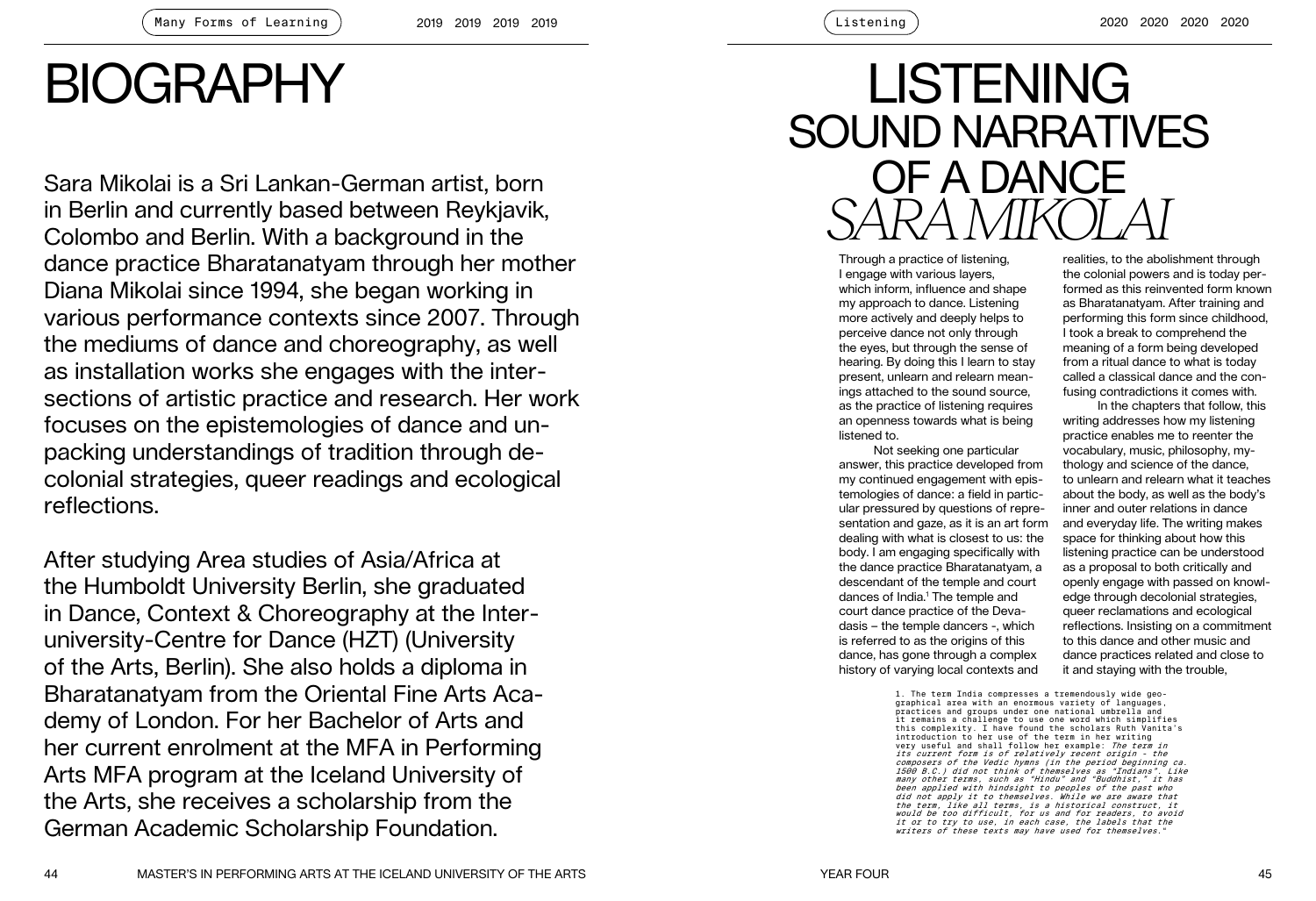# BIOGRAPHY

Sara Mikolai is a Sri Lankan-German artist, born in Berlin and currently based between Reykjavik, Colombo and Berlin. With a background in the dance practice Bharatanatyam through her mother Diana Mikolai since 1994, she began working in various performance contexts since 2007. Through the mediums of dance and choreography, as well as installation works she engages with the intersections of artistic practice and research. Her work focuses on the epistemologies of dance and unpacking understandings of tradition through decolonial strategies, queer readings and ecological reflections.

After studying Area studies of Asia/Africa at the Humboldt University Berlin, she graduated in Dance, Context & Choreography at the Inter-university-Centre for Dance (HZT) (University of the Arts, Berlin). She also holds a diploma in Bharatanatyam from the Oriental Fine Arts Academy of London. For her Bachelor of Arts and her current enrolment at the MFA in Performing Arts MFA program at the Iceland University of the Arts, she receives a scholarship from the German Academic Scholarship Foundation.

# LISTENING
## SOUND NARRATIVES OF A DANCE
### *SARA MIKOLAI*

Through a practice of listening, I engage with various layers, which inform, influence and shape my approach to dance. Listening more actively and deeply helps to perceive dance not only through the eyes, but through the sense of hearing. By doing this I learn to stay present, unlearn and relearn meanings attached to the sound source, as the practice of listening requires an openness towards what is being listened to.

Not seeking one particular answer, this practice developed from my continued engagement with epistemologies of dance: a field in particular pressured by questions of representation and gaze, as it is an art form dealing with what is closest to us: the body. I am engaging specifically with the dance practice Bharatanatyam, a descendant of the temple and court dances of India.[1] The temple and court dance practice of the Devadasis – the temple dancers -, which is referred to as the origins of this dance, has gone through a complex history of varying local contexts and realities, to the abolishment through the colonial powers and is today performed as this reinvented form known as Bharatanatyam. After training and performing this form since childhood, I took a break to comprehend the meaning of a form being developed from a ritual dance to what is today called a classical dance and the confusing contradictions it comes with.

In the chapters that follow, this writing addresses how my listening practice enables me to reenter the vocabulary, music, philosophy, mythology and science of the dance, to unlearn and relearn what it teaches about the body, as well as the body's inner and outer relations in dance and everyday life. The writing makes space for thinking about how this listening practice can be understood as a proposal to both critically and openly engage with passed on knowledge through decolonial strategies, queer reclamations and ecological reflections. Insisting on a commitment to this dance and other music and dance practices related and close to it and staying with the trouble,

1. The term India compresses a tremendously wide geographical area with an enormous variety of languages, practices and groups under one national umbrella and it remains a challenge to use one word which simplifies this complexity. I have found the scholars Ruth Vanita's introduction to her use of the term in her writing very useful and shall follow her example: *The term in its current form is of relatively recent origin - the composers of the Vedic hymns (in the period beginning ca. 1500 B.C.) did not think of themselves as "Indians". Like many other terms, such as "Hindu" and "Buddhist," it has been applied with hindsight to peoples of the past who did not apply it to themselves. While we are aware that the term, like all terms, is a historical construct, it would be too difficult, for us and for readers, to avoid it or to try to use, in each case, the labels that the writers of these texts may have used for themselves."*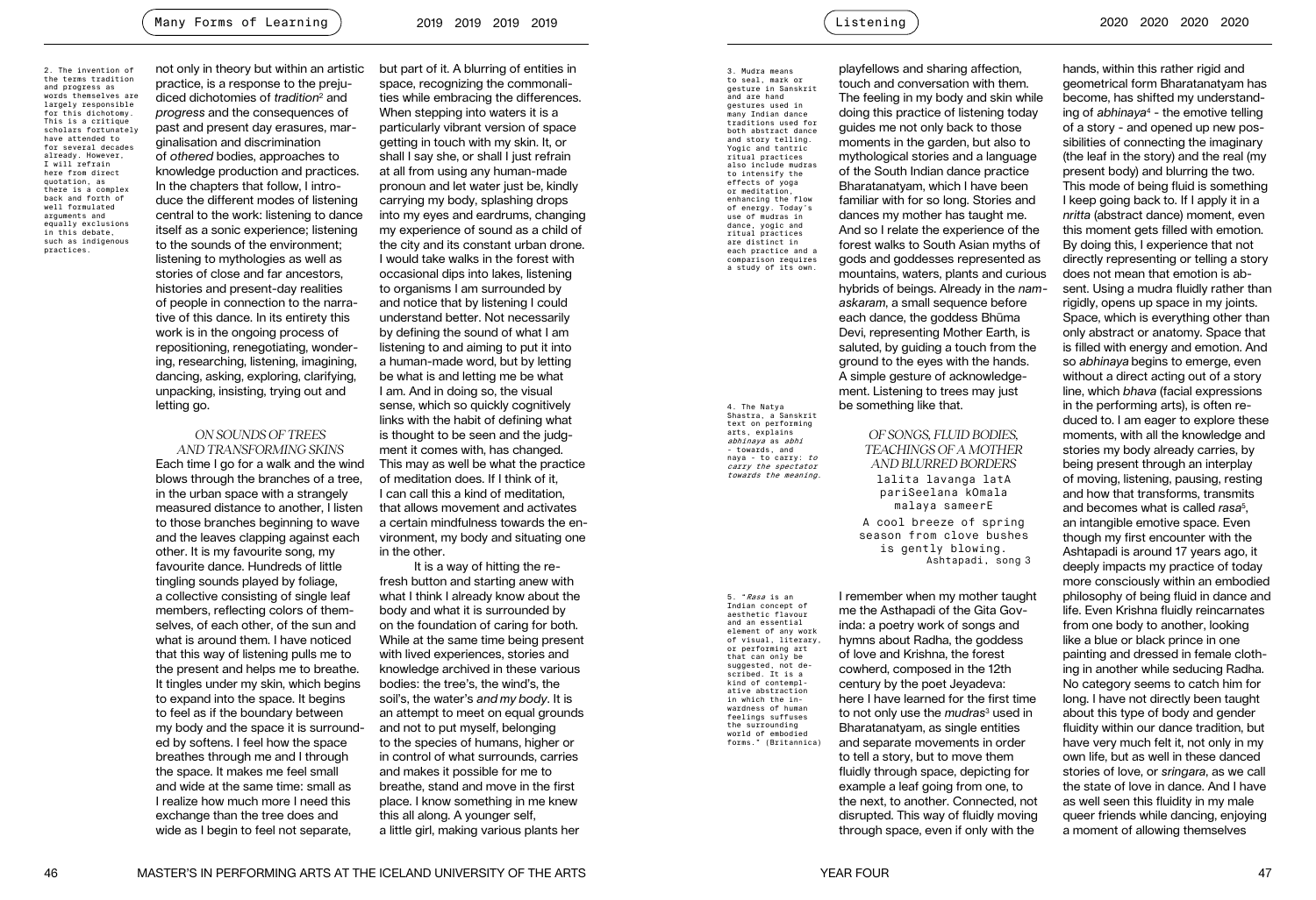not only in theory but within an artistic practice, is a response to the prejudiced dichotomies of *tradition*[2] and *progress* and the consequences of past and present day erasures, marginalisation and discrimination of *othered* bodies, approaches to knowledge production and practices. In the chapters that follow, I introduce the different modes of listening central to the work: listening to dance itself as a sonic experience; listening to the sounds of the environment; listening to mythologies as well as stories of close and far ancestors, histories and present-day realities of people in connection to the narrative of this dance. In its entirety this work is in the ongoing process of repositioning, renegotiating, wondering, researching, listening, imagining, dancing, asking, exploring, clarifying, unpacking, insisting, trying out and letting go.

2. The invention of the terms tradition and progress as words themselves are largely responsible for this dichotomy. This is a critique scholars fortunately have attended to for several decades already. However, I will refrain here from direct quotation, as there is a complex back and forth of well formulated arguments and equally exclusions in this debate, such as indigenous practices.

### ON SOUNDS OF TREES AND TRANSFORMING SKINS

Each time I go for a walk and the wind blows through the branches of a tree, in the urban space with a strangely measured distance to another, I listen to those branches beginning to wave and the leaves clapping against each other. It is my favourite song, my favourite dance. Hundreds of little tingling sounds played by foliage, a collective consisting of single leaf members, reflecting colors of themselves, of each other, of the sun and what is around them. I have noticed that this way of listening pulls me to the present and helps me to breathe. It tingles under my skin, which begins to expand into the space. It begins to feel as if the boundary between my body and the space it is surrounded by softens. I feel how the space breathes through me and I through the space. It makes me feel small and wide at the same time: small as I realize how much more I need this exchange than the tree does and wide as I begin to feel not separate, but part of it. A blurring of entities in space, recognizing the commonalities while embracing the differences. When stepping into waters it is a particularly vibrant version of space getting in touch with my skin. It, or shall I say she, or shall I just refrain at all from using any human-made pronoun and let water just be, kindly carrying my body, splashing drops into my eyes and eardrums, changing my experience of sound as a child of the city and its constant urban drone. I would take walks in the forest with occasional dips into lakes, listening to organisms I am surrounded by and notice that by listening I could understand better. Not necessarily by defining the sound of what I am listening to and aiming to put it into a human-made word, but by letting be what is and letting me be what I am. And in doing so, the visual sense, which so quickly cognitively links with the habit of defining what is thought to be seen and the judgment it comes with, has changed. This may as well be what the practice of meditation does. If I think of it, I can call this a kind of meditation, that allows movement and activates a certain mindfulness towards the environment, my body and situating one in the other.

It is a way of hitting the refresh button and starting anew with what I think I already know about the body and what it is surrounded by on the foundation of caring for both. While at the same time being present with lived experiences, stories and knowledge archived in these various bodies: the tree's, the wind's, the soil's, the water's *and my body*. It is an attempt to meet on equal grounds and not to put myself, belonging to the species of humans, higher or in control of what surrounds, carries and makes it possible for me to breathe, stand and move in the first place. I know something in me knew this all along. A younger self, a little girl, making various plants her playfellows and sharing affection, touch and conversation with them. The feeling in my body and skin while doing this practice of listening today guides me not only back to those moments in the garden, but also to mythological stories and a language of the South Indian dance practice Bharatanatyam, which I have been familiar with for so long. Stories and dances my mother has taught me. And so I relate the experience of the forest walks to South Asian myths of gods and goddesses represented as mountains, waters, plants and curious hybrids of beings. Already in the *namaskaram*, a small sequence before each dance, the goddess Bhūma Devi, representing Mother Earth, is saluted, by guiding a touch from the ground to the eyes with the hands. A simple gesture of acknowledgement. Listening to trees may just be something like that.

3. Mudra means to seal, mark or gesture in Sanskrit and are hand gestures used in many Indian dance traditions used for both abstract dance and story telling. Yogic and tantric ritual practices also include mudras to intensify the effects of yoga or meditation, enhancing the flow of energy. Today's use of mudras in dance, yogic and ritual practices are distinct in each practice and a comparison requires a study of its own.

4. The Natya Shastra, a Sanskrit text on performing arts, explains *abhinaya* as *abhi* - towards, and *naya* - to carry: *to carry the spectator towards the meaning.*

### OF SONGS, FLUID BODIES, TEACHINGS OF A MOTHER AND BLURRED BORDERS

lalita lavanga latA
pariSeelana kOmala
malaya sameerE

A cool breeze of spring
season from clove bushes
is gently blowing.
Ashtapadi, song 3

I remember when my mother taught me the Asthapadi of the Gita Govinda: a poetry work of songs and hymns about Radha, the goddess of love and Krishna, the forest cowherd, composed in the 12th century by the poet Jeyadeva: here I have learned for the first time to not only use the *mudras*[3] used in Bharatanatyam, as single entities and separate movements in order to tell a story, but to move them fluidly through space, depicting for example a leaf going from one, to the next, to another. Connected, not disrupted. This way of fluidly moving through space, even if only with the hands, within this rather rigid and geometrical form Bharatanatyam has become, has shifted my understanding of *abhinaya*[4] - the emotive telling of a story - and opened up new possibilities of connecting the imaginary (the leaf in the story) and the real (my present body) and blurring the two. This mode of being fluid is something I keep going back to. If I apply it in a *nritta* (abstract dance) moment, even this moment gets filled with emotion. By doing this, I experience that not directly representing or telling a story does not mean that emotion is absent. Using a mudra fluidly rather than rigidly, opens up space in my joints. Space, which is everything other than only abstract or anatomy. Space that is filled with energy and emotion. And so *abhinaya* begins to emerge, even without a direct acting out of a story line, which *bhava* (facial expressions in the performing arts), is often reduced to. I am eager to explore these moments, with all the knowledge and stories my body already carries, by being present through an interplay of moving, listening, pausing, resting and how that transforms, transmits and becomes what is called *rasa*[5], an intangible emotive space. Even though my first encounter with the Ashtapadi is around 17 years ago, it deeply impacts my practice of today more consciously within an embodied philosophy of being fluid in dance and life. Even Krishna fluidly reincarnates from one body to another, looking like a blue or black prince in one painting and dressed in female clothing in another while seducing Radha. No category seems to catch him for long. I have not directly been taught about this type of body and gender fluidity within our dance tradition, but have very much felt it, not only in my own life, but as well in these danced stories of love, or *sringara*, as we call the state of love in dance. And I have as well seen this fluidity in my male queer friends while dancing, enjoying a moment of allowing themselves

5. "*Rasa* is an Indian concept of aesthetic flavour and an essential element of any work of visual, literary, or performing art that can only be suggested, not described. It is a kind of contemplative abstraction in which the inwardness of human feelings suffuses the surrounding world of embodied forms." (Britannica)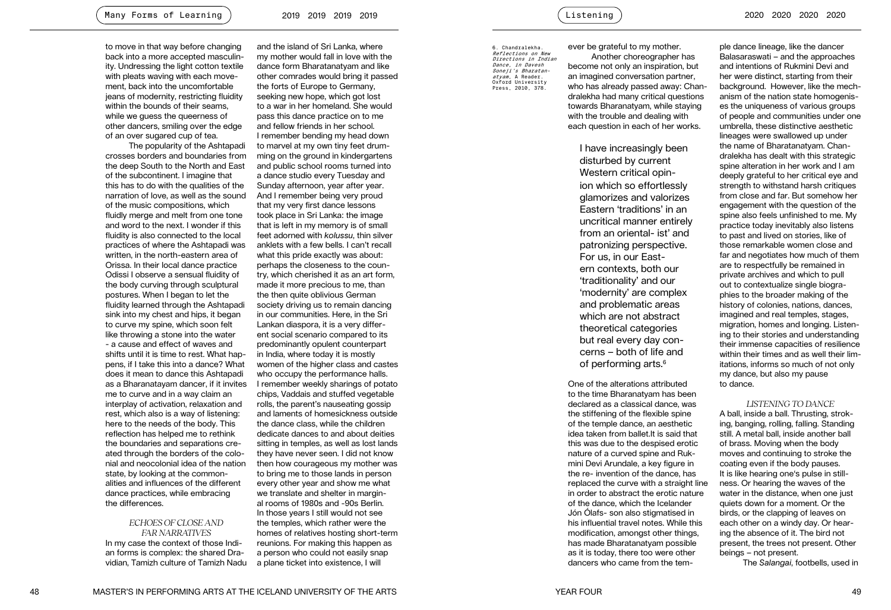to move in that way before changing back into a more accepted masculinity. Undressing the light cotton textile with pleats waving with each movement, back into the uncomfortable jeans of modernity, restricting fluidity within the bounds of their seams, while we guess the queerness of other dancers, smiling over the edge of an over sugared cup of tea.

The popularity of the Ashtapadi crosses borders and boundaries from the deep South to the North and East of the subcontinent. I imagine that this has to do with the qualities of the narration of love, as well as the sound of the music compositions, which fluidly merge and melt from one tone and word to the next. I wonder if this fluidity is also connected to the local practices of where the Ashtapadi was written, in the north-eastern area of Orissa. In their local dance practice Odissi I observe a sensual fluidity of the body curving through sculptural postures. When I began to let the fluidity learned through the Ashtapadi sink into my chest and hips, it began to curve my spine, which soon felt like throwing a stone into the water - a cause and effect of waves and shifts until it is time to rest. What happens, if I take this into a dance? What does it mean to dance this Ashtapadi as a Bharanatayam dancer, if it invites me to curve and in a way claim an interplay of activation, relaxation and rest, which also is a way of listening: here to the needs of the body. This reflection has helped me to rethink the boundaries and separations created through the borders of the colonial and neocolonial idea of the nation state, by looking at the commonalities and influences of the different dance practices, while embracing the differences.

### *ECHOES OF CLOSE AND FAR NARRATIVES*

In my case the context of those Indian forms is complex: the shared Dravidian, Tamizh culture of Tamizh Nadu and the island of Sri Lanka, where my mother would fall in love with the dance form Bharatanatyam and like other comrades would bring it passed the forts of Europe to Germany, seeking new hope, which got lost to a war in her homeland. She would pass this dance practice on to me and fellow friends in her school. I remember bending my head down to marvel at my own tiny feet drumming on the ground in kindergartens and public school rooms turned into a dance studio every Tuesday and Sunday afternoon, year after year. And I remember being very proud that my very first dance lessons took place in Sri Lanka: the image that is left in my memory is of small feet adorned with *kolussu*, thin silver anklets with a few bells. I can't recall what this pride exactly was about: perhaps the closeness to the country, which cherished it as an art form, made it more precious to me, than the then quite oblivious German society driving us to remain dancing in our communities. Here, in the Sri Lankan diaspora, it is a very different social scenario compared to its predominantly opulent counterpart in India, where today it is mostly women of the higher class and castes who occupy the performance halls. I remember weekly sharings of potato chips, Vaddais and stuffed vegetable rolls, the parent's nauseating gossip and laments of homesickness outside the dance class, while the children dedicate dances to and about deities sitting in temples, as well as lost lands they have never seen. I did not know then how courageous my mother was to bring me to those lands in person every other year and show me what we translate and shelter in marginal rooms of 1980s and -90s Berlin. In those years I still would not see the temples, which rather were the homes of relatives hosting short-term reunions. For making this happen as a person who could not easily snap a plane ticket into existence, I will ever be grateful to my mother.

Another choreographer has become not only an inspiration, but an imagined conversation partner, who has already passed away: Chandralekha had many critical questions towards Bharatanatyam, while staying with the trouble and dealing with each question in each of her works.

> I have increasingly been disturbed by current Western critical opinion which so effortlessly glamorizes and valorizes Eastern 'traditions' in an uncritical manner entirely from an oriental- ist' and patronizing perspective. For us, in our Eastern contexts, both our 'traditionality' and our 'modernity' are complex and problematic areas which are not abstract theoretical categories but real every day concerns – both of life and of performing arts.[6]

One of the alterations attributed to the time Bharanatyam has been declared as a classical dance, was the stiffening of the flexible spine of the temple dance, an aesthetic idea taken from ballet.It is said that this was due to the despised erotic nature of a curved spine and Rukmini Devi Arundale, a key figure in the re- invention of the dance, has replaced the curve with a straight line in order to abstract the erotic nature of the dance, which the Icelander Jón Ólafs- son also stigmatised in his influential travel notes. While this modification, amongst other things, has made Bharatanatyam possible as it is today, there too were other dancers who came from the temple dance lineage, like the dancer Balasaraswati – and the approaches and intentions of Rukmini Devi and her were distinct, starting from their background. However, like the mechanism of the nation state homogenises the uniqueness of various groups of people and communities under one umbrella, these distinctive aesthetic lineages were swallowed up under the name of Bharatanatyam. Chandralekha has dealt with this strategic spine alteration in her work and I am deeply grateful to her critical eye and strength to withstand harsh critiques from close and far. But somehow her engagement with the question of the spine also feels unfinished to me. My practice today inevitably also listens to past and lived on stories, like of those remarkable women close and far and negotiates how much of them are to respectfully be remained in private archives and which to pull out to contextualize single biographies to the broader making of the history of colonies, nations, dances, imagined and real temples, stages, migration, homes and longing. Listening to their stories and understanding their immense capacities of resilience within their times and as well their limitations, informs so much of not only my dance, but also my pause to dance.

### *LISTENING TO DANCE*

A ball, inside a ball. Thrusting, stroking, banging, rolling, falling. Standing still. A metal ball, inside another ball of brass. Moving when the body moves and continuing to stroke the coating even if the body pauses. It is like hearing one's pulse in stillness. Or hearing the waves of the water in the distance, when one just quiets down for a moment. Or the birds, or the clapping of leaves on each other on a windy day. Or hearing the absence of it. The bird not present, the trees not present. Other beings – not present.

The *Salangai*, footbells, used in

6. Chandralekha. *Reflections on New Directions in Indian Dance, in Davesh Soneji's Bharatanatyam*, A Reader. Oxford University Press, 2010, 378.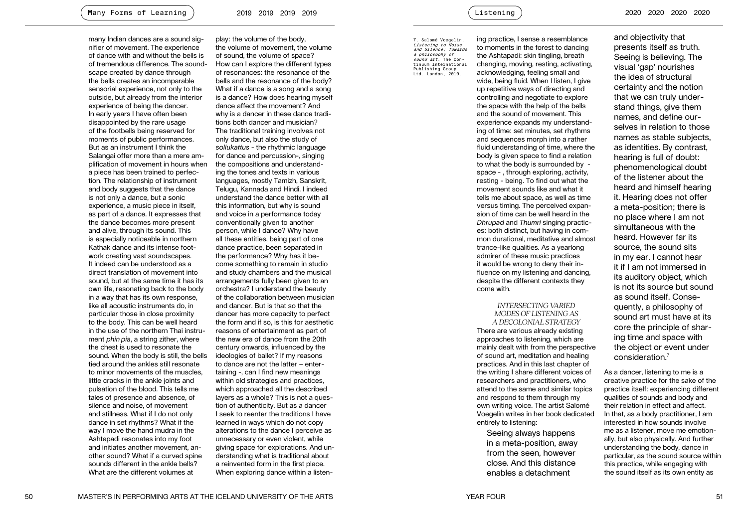many Indian dances are a sound signifier of movement. The experience of dance with and without the bells is of tremendous difference. The soundscape created by dance through the bells creates an incomparable sensorial experience, not only to the outside, but already from the interior experience of being the dancer. In early years I have often been disappointed by the rare usage of the footbells being reserved for moments of public performances. But as an instrument I think the Salangai offer more than a mere amplification of movement in hours when a piece has been trained to perfection. The relationship of instrument and body suggests that the dance is not only a dance, but a sonic experience, a music piece in itself, as part of a dance. It expresses that the dance becomes more present and alive, through its sound. This is especially noticeable in northern Kathak dance and its intense footwork creating vast soundscapes. It indeed can be understood as a direct translation of movement into sound, but at the same time it has its own life, resonating back to the body in a way that has its own response, like all acoustic instruments do, in particular those in close proximity to the body. This can be well heard in the use of the northern Thai instrument *phin pia*, a string zither, where the chest is used to resonate the sound. When the body is still, the bells tied around the ankles still resonate to minor movements of the muscles, little cracks in the ankle joints and pulsation of the blood. This tells me tales of presence and absence, of silence and noise, of movement and stillness. What if I do not only dance in set rhythms? What if the way I move the hand mudra in the Ashtapadi resonates into my foot and initiates another movement, another sound? What if a curved spine sounds different in the ankle bells? What are the different volumes at play: the volume of the body, the volume of movement, the volume of sound, the volume of space? How can I explore the different types of resonances: the resonance of the bells and the resonance of the body? What if a dance is a song and a song is a dance? How does hearing myself dance affect the movement? And why is a dancer in these dance traditions both dancer and musician? The traditional training involves not only dance, but also the study of *sollukattus* - the rhythmic language for dance and percussion-, singing the compositions and understanding the tones and texts in various languages, mostly Tamizh, Sanskrit, Telugu, Kannada and Hindi. I indeed understand the dance better with all this information, but why is sound and voice in a performance today conventionally given to another person, while I dance? Why have all these entities, being part of one dance practice, been separated in the performance? Why has it become something to remain in studio and study chambers and the musical arrangements fully been given to an orchestra? I understand the beauty of the collaboration between musician and dancer. But is that so that the dancer has more capacity to perfect the form and if so, is this for aesthetic reasons of entertainment as part of the new era of dance from the 20th century onwards, influenced by the ideologies of ballet? If my reasons to dance are not the latter – entertaining -, can I find new meanings within old strategies and practices, which approached all the described layers as a whole? This is not a question of authenticity. But as a dancer I seek to reenter the traditions I have learned in ways which do not copy alterations to the dance I perceive as unnecessary or even violent, while giving space for explorations. And understanding what is traditional about a reinvented form in the first place. When exploring dance within a listening practice, I sense a resemblance to moments in the forest to dancing the Ashtapadi: skin tingling, breath changing, moving, resting, activating, acknowledging, feeling small and wide, being fluid. When I listen, I give up repetitive ways of directing and controlling and negotiate to explore the space with the help of the bells and the sound of movement. This experience expands my understanding of time: set minutes, set rhythms and sequences morph into a rather fluid understanding of time, where the body is given space to find a relation to what the body is surrounded by - space - , through exploring, activity, resting - being. To find out what the movement sounds like and what it tells me about space, as well as time versus timing. The perceived expansion of time can be well heard in the *Dhrupad* and *Thumri* singing practices: both distinct, but having in common durational, meditative and almost trance-like qualities. As a yearlong admirer of these music practices it would be wrong to deny their influence on my listening and dancing, despite the different contexts they come with.

### INTERSECTING VARIED MODES OF LISTENING AS A DECOLONIAL STRATEGY

There are various already existing approaches to listening, which are mainly dealt with from the perspective of sound art, meditation and healing practices. And in this last chapter of the writing I share different voices of researchers and practitioners, who attend to the same and similar topics and respond to them through my own writing voice. The artist Salomé Voegelin writes in her book dedicated entirely to listening:

> Seeing always happens in a meta-position, away from the seen, however close. And this distance enables a detachment and objectivity that presents itself as truth. Seeing is believing. The visual 'gap' nourishes the idea of structural certainty and the notion that we can truly understand things, give them names, and define ourselves in relation to those names as stable subjects, as identities. By contrast, hearing is full of doubt: phenomenological doubt of the listener about the heard and himself hearing it. Hearing does not offer a meta-position; there is no place where I am not simultaneous with the heard. However far its source, the sound sits in my ear. I cannot hear it if I am not immersed in its auditory object, which is not its source but sound as sound itself. Consequently, a philosophy of sound art must have at its core the principle of sharing time and space with the object or event under consideration.[7]

As a dancer, listening to me is a creative practice for the sake of the practice itself: experiencing different qualities of sounds and body and their relation in effect and affect. In that, as a body practitioner, I am interested in how sounds involve me as a listener, move me emotionally, but also physically. And further understanding the body, dance in particular, as the sound source within this practice, while engaging with the sound itself as its own entity as

7. Salomé Voegelin. *Listening to Noise and Silence; Towards a philosophy of sound art*. The Continuum International Publishing Group Ltd. London, 2010.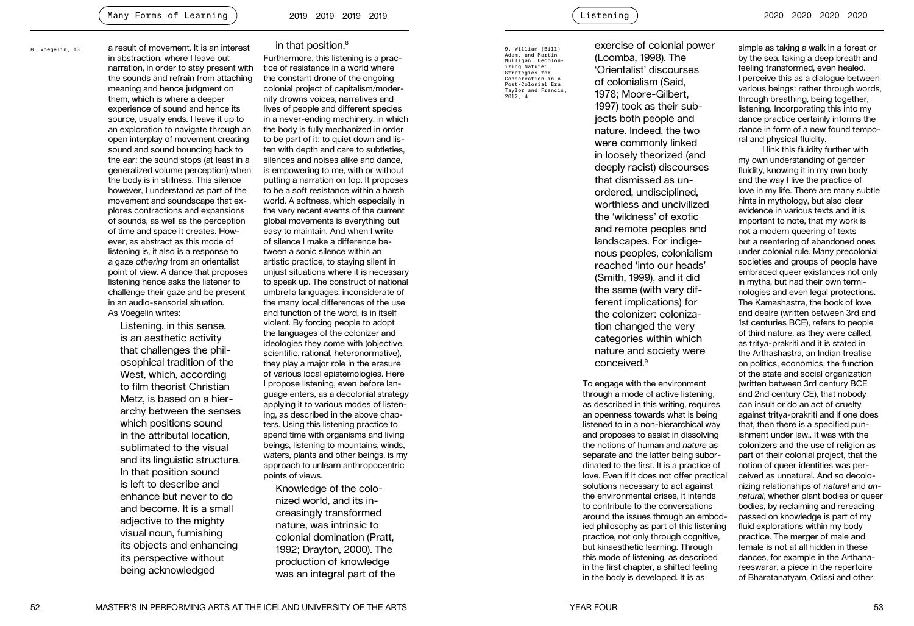a result of movement. It is an interest in abstraction, where I leave out narration, in order to stay present with the sounds and refrain from attaching meaning and hence judgment on them, which is where a deeper experience of sound and hence its source, usually ends. I leave it up to an exploration to navigate through an open interplay of movement creating sound and sound bouncing back to the ear: the sound stops (at least in a generalized volume perception) when the body is in stillness. This silence however, I understand as part of the movement and soundscape that explores contractions and expansions of sounds, as well as the perception of time and space it creates. However, as abstract as this mode of listening is, it also is a response to a gaze *othering* from an orientalist point of view. A dance that proposes listening hence asks the listener to challenge their gaze and be present in an audio-sensorial situation. As Voegelin writes:

> Listening, in this sense, is an aesthetic activity that challenges the philosophical tradition of the West, which, according to film theorist Christian Metz, is based on a hierarchy between the senses which positions sound in the attributal location, sublimated to the visual and its linguistic structure. In that position sound is left to describe and enhance but never to do and become. It is a small adjective to the mighty visual noun, furnishing its objects and enhancing its perspective without being acknowledged in that position.[8]

8. Voegelin, 13.

Furthermore, this listening is a practice of resistance in a world where the constant drone of the ongoing colonial project of capitalism/modernity drowns voices, narratives and lives of people and different species in a never-ending machinery, in which the body is fully mechanized in order to be part of it: to quiet down and listen with depth and care to subtleties, silences and noises alike and dance, is empowering to me, with or without putting a narration on top. It proposes to be a soft resistance within a harsh world. A softness, which especially in the very recent events of the current global movements is everything but easy to maintain. And when I write of silence I make a difference between a sonic silence within an artistic practice, to staying silent in unjust situations where it is necessary to speak up. The construct of national umbrella languages, inconsiderate of the many local differences of the use and function of the word, is in itself violent. By forcing people to adopt the languages of the colonizer and ideologies they come with (objective, scientific, rational, heteronormative), they play a major role in the erasure of various local epistemologies. Here I propose listening, even before language enters, as a decolonial strategy applying it to various modes of listening, as described in the above chapters. Using this listening practice to spend time with organisms and living beings, listening to mountains, winds, waters, plants and other beings, is my approach to unlearn anthropocentric points of views.

> Knowledge of the colonized world, and its increasingly transformed nature, was intrinsic to colonial domination (Pratt, 1992; Drayton, 2000). The production of knowledge was an integral part of the exercise of colonial power (Loomba, 1998). The 'Orientalist' discourses of colonialism (Said, 1978; Moore-Gilbert, 1997) took as their subjects both people and nature. Indeed, the two were commonly linked in loosely theorized (and deeply racist) discourses that dismissed as unordered, undisciplined, worthless and uncivilized the 'wildness' of exotic and remote peoples and landscapes. For indigenous peoples, colonialism reached 'into our heads' (Smith, 1999), and it did the same (with very different implications) for the colonizer: colonization changed the very categories within which nature and society were conceived.[9]

9. William (Bill) Adam, and Martin Mulligan. Decolonizing Nature: Strategies for Conservation in a Post-Colonial Era. Taylor and Francis, 2012, 4.

To engage with the environment through a mode of active listening, as described in this writing, requires an openness towards what is being listened to in a non-hierarchical way and proposes to assist in dissolving the notions of human and *nature* as separate and the latter being subordinated to the first. It is a practice of love. Even if it does not offer practical solutions necessary to act against the environmental crises, it intends to contribute to the conversations around the issues through an embodied philosophy as part of this listening practice, not only through cognitive, but kinaesthetic learning. Through this mode of listening, as described in the first chapter, a shifted feeling in the body is developed. It is as simple as taking a walk in a forest or by the sea, taking a deep breath and feeling transformed, even healed. I perceive this as a dialogue between various beings: rather through words, through breathing, being together, listening. Incorporating this into my dance practice certainly informs the dance in form of a new found temporal and physical fluidity.

I link this fluidity further with my own understanding of gender fluidity, knowing it in my own body and the way I live the practice of love in my life. There are many subtle hints in mythology, but also clear evidence in various texts and it is important to note, that my work is not a modern queering of texts but a reentering of abandoned ones under colonial rule. Many precolonial societies and groups of people have embraced queer existances not only in myths, but had their own terminologies and even legal protections. The Kamashastra, the book of love and desire (written between 3rd and 1st centuries BCE), refers to people of third nature, as they were called, as tritya-prakriti and it is stated in the Arthashastra, an Indian treatise on politics, economics, the function of the state and social organization (written between 3rd century BCE and 2nd century CE), that nobody can insult or do an act of cruelty against tritya-prakriti and if one does that, then there is a specified punishment under law.. It was with the colonizers and the use of religion as part of their colonial project, that the notion of queer identities was perceived as unnatural. And so decolonizing relationships of *natural* and *unnatural*, whether plant bodies or queer bodies, by reclaiming and rereading passed on knowledge is part of my fluid explorations within my body practice. The merger of male and female is not at all hidden in these dances, for example in the Arthanareeswarar, a piece in the repertoire of Bharatanatyam, Odissi and other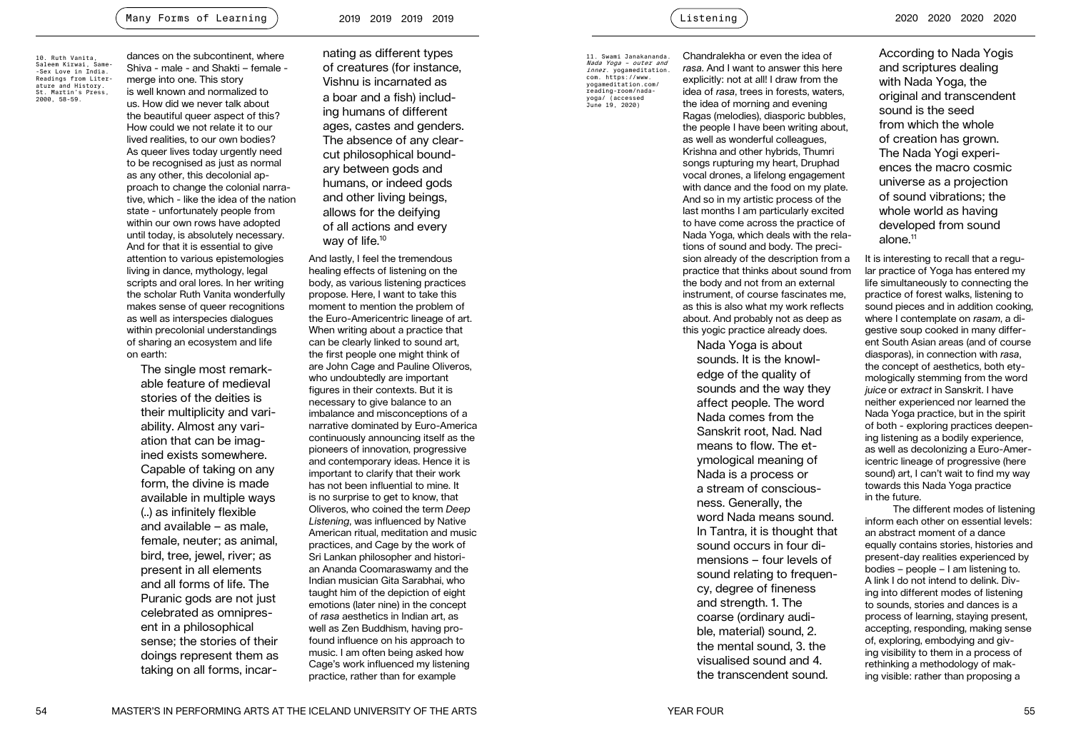dances on the subcontinent, where Shiva - male - and Shakti – female - merge into one. This story is well known and normalized to us. How did we never talk about the beautiful queer aspect of this? How could we not relate it to our lived realities, to our own bodies? As queer lives today urgently need to be recognised as just as normal as any other, this decolonial approach to change the colonial narrative, which - like the idea of the nation state - unfortunately people from within our own rows have adopted until today, is absolutely necessary. And for that it is essential to give attention to various epistemologies living in dance, mythology, legal scripts and oral lores. In her writing the scholar Ruth Vanita wonderfully makes sense of queer recognitions as well as interspecies dialogues within precolonial understandings of sharing an ecosystem and life on earth:

> The single most remarkable feature of medieval stories of the deities is their multiplicity and variability. Almost any variation that can be imagined exists somewhere. Capable of taking on any form, the divine is made available in multiple ways (..) as infinitely flexible and available – as male, female, neuter; as animal, bird, tree, jewel, river; as present in all elements and all forms of life. The Puranic gods are not just celebrated as omnipresent in a philosophical sense; the stories of their doings represent them as taking on all forms, incarnating as different types of creatures (for instance, Vishnu is incarnated as a boar and a fish) including humans of different ages, castes and genders. The absence of any clear-cut philosophical boundary between gods and humans, or indeed gods and other living beings, allows for the deifying of all actions and every way of life.[10]

10. Ruth Vanita, Saleem Kirwai, Same-Sex Love in India. Readings from Literature and History. St. Martin's Press, 2000, 58-59.

And lastly, I feel the tremendous healing effects of listening on the body, as various listening practices propose. Here, I want to take this moment to mention the problem of the Euro-Americentric lineage of art. When writing about a practice that can be clearly linked to sound art, the first people one might think of are John Cage and Pauline Oliveros, who undoubtedly are important figures in their contexts. But it is necessary to give balance to an imbalance and misconceptions of a narrative dominated by Euro-America continuously announcing itself as the pioneers of innovation, progressive and contemporary ideas. Hence it is important to clarify that their work has not been influential to mine. It is no surprise to get to know, that Oliveros, who coined the term *Deep Listening*, was influenced by Native American ritual, meditation and music practices, and Cage by the work of Sri Lankan philosopher and historian Ananda Coomaraswamy and the Indian musician Gita Sarabhai, who taught him of the depiction of eight emotions (later nine) in the concept of *rasa* aesthetics in Indian art, as well as Zen Buddhism, having profound influence on his approach to music. I am often being asked how Cage's work influenced my listening practice, rather than for example Chandralekha or even the idea of *rasa*. And I want to answer this here explicitly: not at all! I draw from the idea of *rasa*, trees in forests, waters, the idea of morning and evening Ragas (melodies), diasporic bubbles, the people I have been writing about, as well as wonderful colleagues, Krishna and other hybrids, Thumri songs rupturing my heart, Druphad vocal drones, a lifelong engagement with dance and the food on my plate. And so in my artistic process of the last months I am particularly excited to have come across the practice of Nada Yoga, which deals with the relations of sound and body. The precision already of the description from a practice that thinks about sound from the body and not from an external instrument, of course fascinates me, as this is also what my work reflects about. And probably not as deep as this yogic practice already does.

> Nada Yoga is about sounds. It is the knowledge of the quality of sounds and the way they affect people. The word Nada comes from the Sanskrit root, Nad. Nad means to flow. The etymological meaning of Nada is a process or a stream of consciousness. Generally, the word Nada means sound. In Tantra, it is thought that sound occurs in four dimensions – four levels of sound relating to frequency, degree of fineness and strength. 1. The coarse (ordinary audible, material) sound, 2. the mental sound, 3. the visualised sound and 4. the transcendent sound. According to Nada Yogis and scriptures dealing with Nada Yoga, the original and transcendent sound is the seed from which the whole of creation has grown. The Nada Yogi experiences the macro cosmic universe as a projection of sound vibrations; the whole world as having developed from sound alone.[11]

11. Swami Janakananda. *Nada Yoga – outer and inner*. yogameditation.com. https://www.yogameditation.com/reading-room/nada-yoga/ (accessed June 19, 2020)

It is interesting to recall that a regular practice of Yoga has entered my life simultaneously to connecting the practice of forest walks, listening to sound pieces and in addition cooking, where I contemplate on *rasam*, a digestive soup cooked in many different South Asian areas (and of course diasporas), in connection with *rasa*, the concept of aesthetics, both etymologically stemming from the word *juice* or *extract* in Sanskrit. I have neither experienced nor learned the Nada Yoga practice, but in the spirit of both - exploring practices deepening listening as a bodily experience, as well as decolonizing a Euro-Americentric lineage of progressive (here sound) art, I can't wait to find my way towards this Nada Yoga practice in the future.

The different modes of listening inform each other on essential levels: an abstract moment of a dance equally contains stories, histories and present-day realities experienced by bodies – people – I am listening to. A link I do not intend to delink. Diving into different modes of listening to sounds, stories and dances is a process of learning, staying present, accepting, responding, making sense of, exploring, embodying and giving visibility to them in a process of rethinking a methodology of making visible: rather than proposing a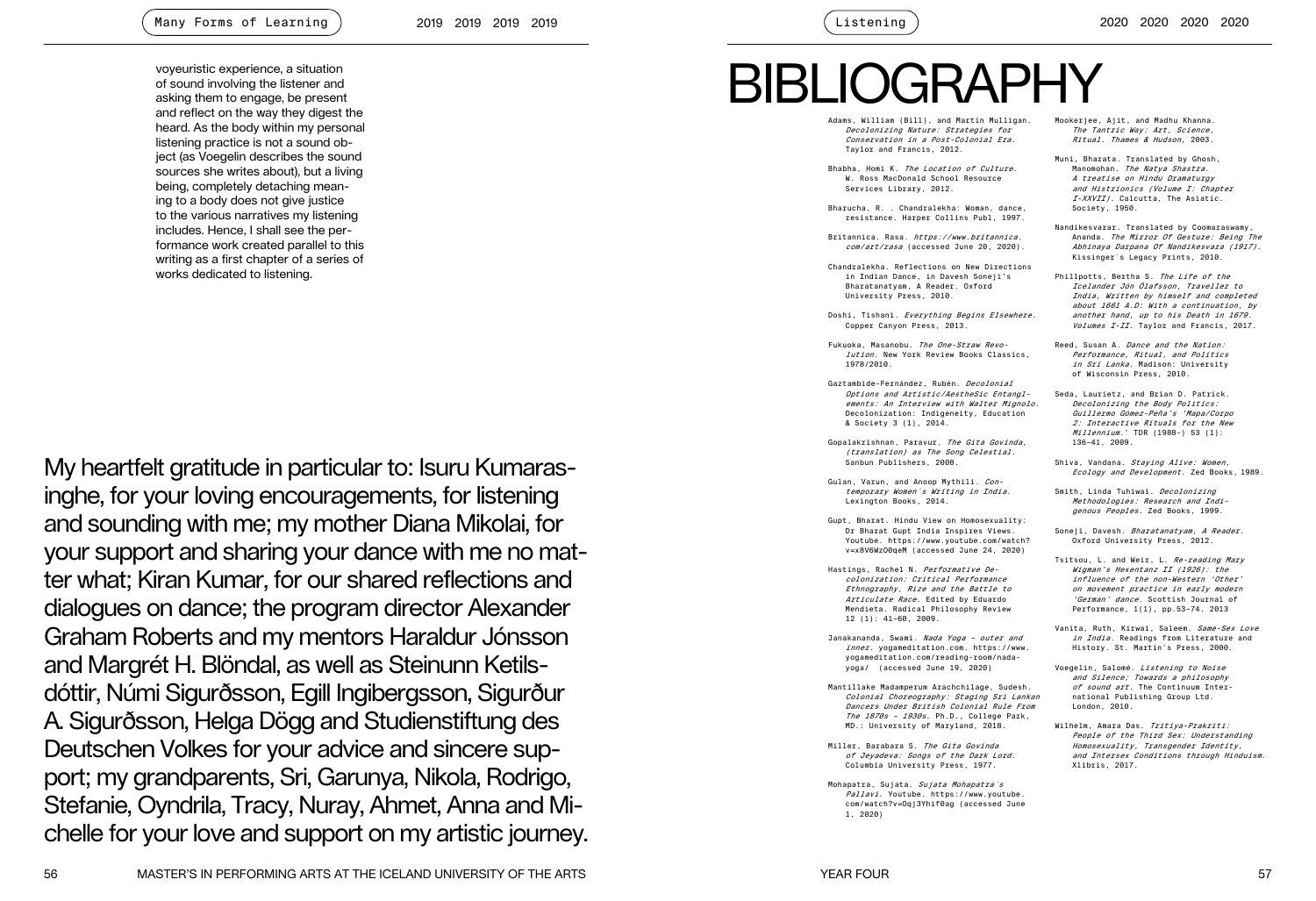voyeuristic experience, a situation of sound involving the listener and asking them to engage, be present and reflect on the way they digest the heard. As the body within my personal listening practice is not a sound object (as Voegelin describes the sound sources she writes about), but a living being, completely detaching meaning to a body does not give justice to the various narratives my listening includes. Hence, I shall see the performance work created parallel to this writing as a first chapter of a series of works dedicated to listening.

My heartfelt gratitude in particular to: Isuru Kumarasinghe, for your loving encouragements, for listening and sounding with me; my mother Diana Mikolai, for your support and sharing your dance with me no matter what; Kiran Kumar, for our shared reflections and dialogues on dance; the program director Alexander Graham Roberts and my mentors Haraldur Jónsson and Margrét H. Blöndal, as well as Steinunn Ketilsdóttir, Númi Sigurðsson, Egill Ingibergsson, Sigurður A. Sigurðsson, Helga Dögg and Studienstiftung des Deutschen Volkes for your advice and sincere support; my grandparents, Sri, Garunya, Nikola, Rodrigo, Stefanie, Oyndrila, Tracy, Nuray, Ahmet, Anna and Michelle for your love and support on my artistic journey.

# BIBLIOGRAPHY

Adams, William (Bill), and Martin Mulligan. *Decolonizing Nature: Strategies for Conservation in a Post-Colonial Era.* Taylor and Francis, 2012.

Bhabha, Homi K. *The Location of Culture.* W. Ross MacDonald School Resource Services Library, 2012.

Bharucha, R. . Chandralekha: Woman, dance, resistance. Harper Collins Publ, 1997.

Britannica. Rasa. *https://www.britannica.com/art/rasa* (accessed June 20, 2020).

Chandralekha. Reflections on New Directions in Indian Dance, in Davesh Soneji's Bharatanatyam, A Reader. Oxford University Press, 2010.

Doshi, Tishani. *Everything Begins Elsewhere.* Copper Canyon Press, 2013.

Fukuoka, Masanobu. *The One-Straw Revolution.* New York Review Books Classics, 1978/2010.

Gaztambide-Fernández, Rubén. *Decolonial Options and Artistic/AestheSic Entanglements: An Interview with Walter Mignolo.* Decolonization: Indigeneity, Education & Society 3 (1), 2014.

Gopalakrishnan, Paravur. *The Gita Govinda, (translation) as The Song Celestial.* Sanbun Publishers, 2008.

Gulan, Varun, and Anoop Mythili. *Contemporary Women´s Writing in India.* Lexington Books, 2014.

Gupt, Bharat. Hindu View on Homosexuality: Dr Bharat Gupt India Inspires Views. Youtube. https://www.youtube.com/watch?v=x8V6WzO0qeM (accessed June 24, 2020)

Hastings, Rachel N. *Performative Decolonization: Critical Performance Ethnography, Rize and the Battle to Articulate Race.* Edited by Eduardo Mendieta. Radical Philosophy Review 12 (1): 41–60, 2009.

Janakananda, Swami. *Nada Yoga – outer and inner.* yogameditation.com. https://www.yogameditation.com/reading-room/nada-yoga/ (accessed June 19, 2020)

Mantillake Madamperum Arachchilage, Sudesh. *Colonial Choreography: Staging Sri Lankan Dancers Under British Colonial Rule From The 1870s – 1930s.* Ph.D., College Park, MD.: University of Maryland, 2018.

Miller, Barabara S. *The Gita Govinda of Jeyadeva: Songs of the Dark Lord.* Columbia University Press, 1977.

Mohapatra, Sujata. *Sujata Mohapatra´s Pallavi.* Youtube. https://www.youtube.com/watch?v=Oqj3Yhif0ag (accessed June 1, 2020)

Mookerjee, Ajit, and Madhu Khanna. *The Tantric Way: Art, Science, Ritual.* Thames & Hudson, 2003.

Muni, Bharata. Translated by Ghosh, Manomohan. *The Natya Shastra. A treatise on Hindu Dramaturgy and Histrionics (Volume I: Chapter I-XXVII).* Calcutta, The Asiatic. Society, 1950.

Nandikesvarar. Translated by Coomaraswamy, Ananda. *The Mirror Of Gesture: Being The Abhinaya Darpana Of Nandikesvara (1917).* Kissinger´s Legacy Prints, 2010.

Phillpotts, Bertha S. *The Life of the Icelander Jón Ólafsson, Traveller to India, Written by himself and completed about 1661 A.D: With a continuation, by another hand, up to his Death in 1679. Volumes I-II.* Taylor and Francis, 2017.

Reed, Susan A. *Dance and the Nation: Performance, Ritual, and Politics in Sri Lanka.* Madison: University of Wisconsin Press, 2010.

Seda, Laurietz, and Brian D. Patrick. *Decolonizing the Body Politics: Guillermo Gómez-Peña's 'Mapa/Corpo 2: Interactive Rituals for the New Millennium.'* TDR (1988-) 53 (1): 136–41, 2009.

Shiva, Vandana. *Staying Alive: Women, Ecology and Development.* Zed Books, 1989.

Smith, Linda Tuhiwai. *Decolonizing Methodologies: Research and Indigenous Peoples.* Zed Books, 1999.

Soneji, Davesh. *Bharatanatyam, A Reader.* Oxford University Press, 2012.

Tsitsou, L. and Weir, L. *Re-reading Mary Wigman's Hexentanz II (1926): the influence of the non-Western 'Other' on movement practice in early modern 'German' dance.* Scottish Journal of Performance, 1(1), pp.53–74. 2013

Vanita, Ruth, Kirwai, Saleem. *Same-Sex Love in India.* Readings from Literature and History. St. Martin's Press, 2000.

Voegelin, Salomé. *Listening to Noise and Silence; Towards a philosophy of sound art.* The Continuum International Publishing Group Ltd. London, 2010.

Wilhelm, Amara Das. *Tritiya-Prakriti: People of the Third Sex: Understanding Homosexuality, Transgender Identity, and Intersex Conditions through Hinduism.* Xlibris, 2017.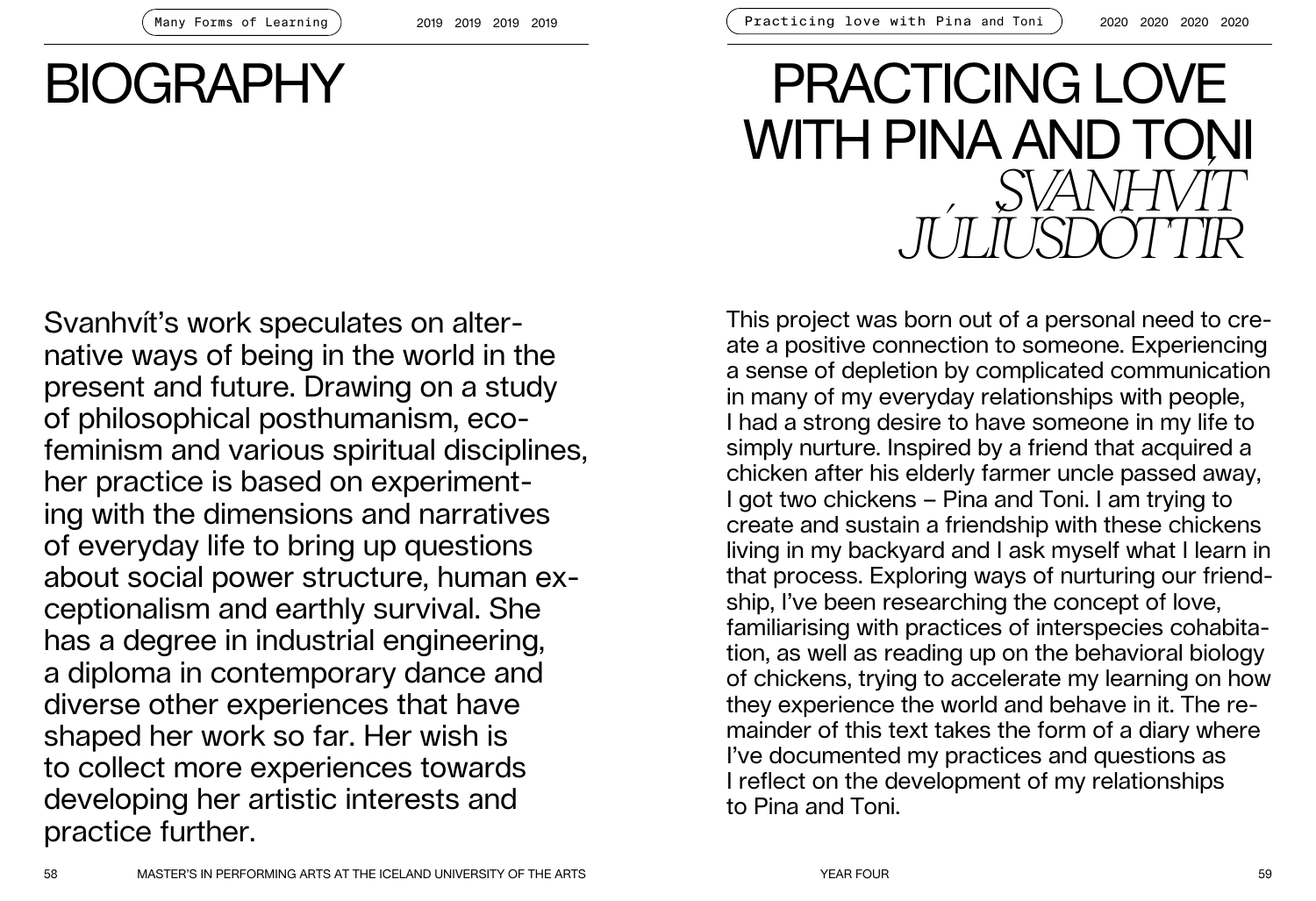# BIOGRAPHY

Svanhvít's work speculates on alternative ways of being in the world in the present and future. Drawing on a study of philosophical posthumanism, ecofeminism and various spiritual disciplines, her practice is based on experimenting with the dimensions and narratives of everyday life to bring up questions about social power structure, human exceptionalism and earthly survival. She has a degree in industrial engineering, a diploma in contemporary dance and diverse other experiences that have shaped her work so far. Her wish is to collect more experiences towards developing her artistic interests and practice further.

# PRACTICING LOVE WITH PINA AND TONI

*SVANHVÍT JÚLÍUSDÓTTIR*

This project was born out of a personal need to create a positive connection to someone. Experiencing a sense of depletion by complicated communication in many of my everyday relationships with people, I had a strong desire to have someone in my life to simply nurture. Inspired by a friend that acquired a chicken after his elderly farmer uncle passed away, I got two chickens – Pina and Toni. I am trying to create and sustain a friendship with these chickens living in my backyard and I ask myself what I learn in that process. Exploring ways of nurturing our friendship, I've been researching the concept of love, familiarising with practices of interspecies cohabitation, as well as reading up on the behavioral biology of chickens, trying to accelerate my learning on how they experience the world and behave in it. The remainder of this text takes the form of a diary where I've documented my practices and questions as I reflect on the development of my relationships to Pina and Toni.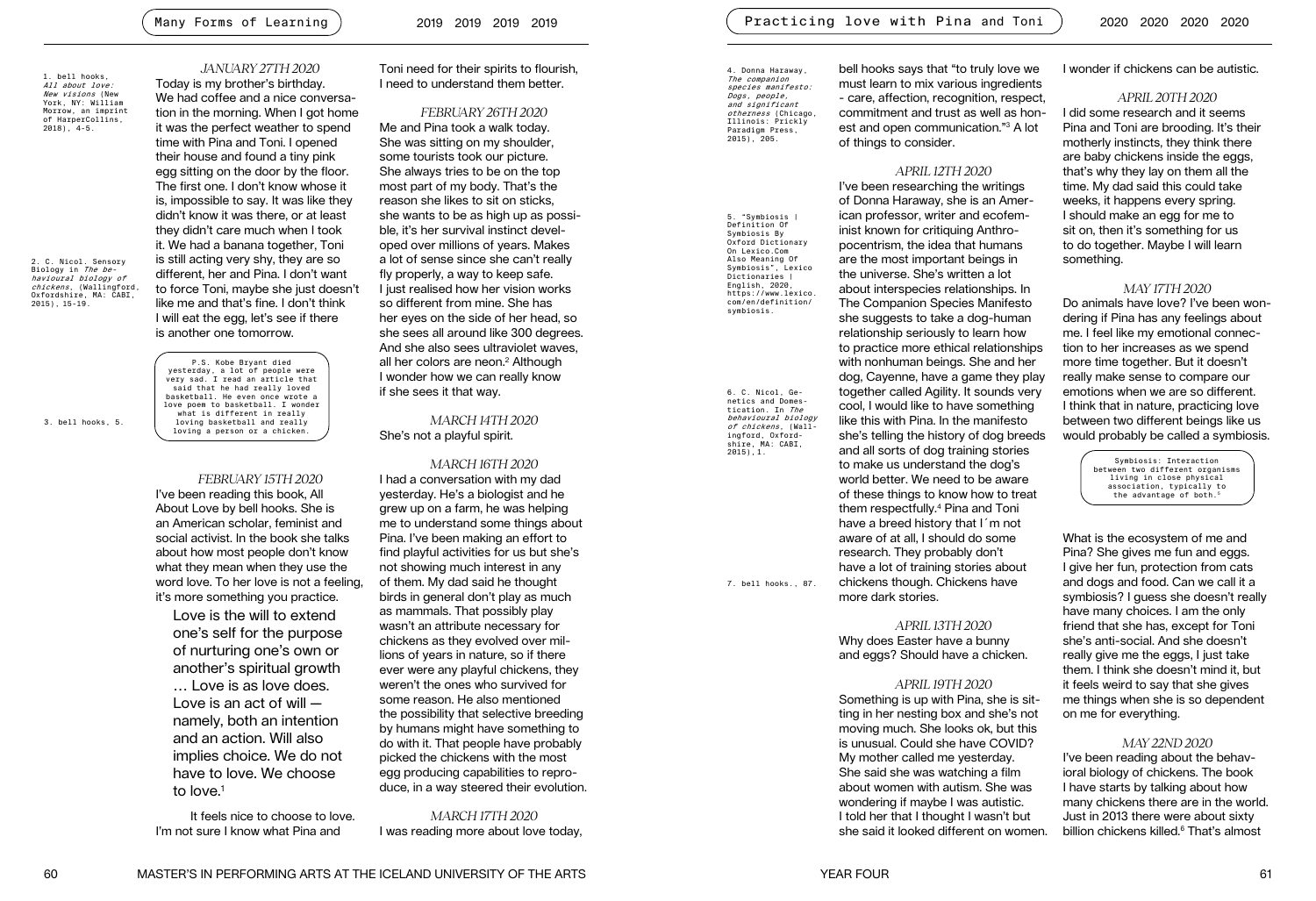## JANUARY 27TH 2020

Today is my brother's birthday. We had coffee and a nice conversation in the morning. When I got home it was the perfect weather to spend time with Pina and Toni. I opened their house and found a tiny pink egg sitting on the door by the floor. The first one. I don't know whose it is, impossible to say. It was like they didn't know it was there, or at least they didn't care much when I took it. We had a banana together, Toni is still acting very shy, they are so different, her and Pina. I don't want to force Toni, maybe she just doesn't like me and that's fine. I don't think I will eat the egg, let's see if there is another one tomorrow.

> P.S. Kobe Bryant died yesterday, a lot of people were very sad. I read an article that said that he had really loved basketball. He even once wrote a love poem to basketball. I wonder what is different in really loving basketball and really loving a person or a chicken.

## FEBRUARY 15TH 2020

I've been reading this book, All About Love by bell hooks. She is an American scholar, feminist and social activist. In the book she talks about how most people don't know what they mean when they use the word love. To her love is not a feeling, it's more something you practice.

> Love is the will to extend one's self for the purpose of nurturing one's own or another's spiritual growth … Love is as love does. Love is an act of will — namely, both an intention and an action. Will also implies choice. We do not have to love. We choose to love.[1]

It feels nice to choose to love. I'm not sure I know what Pina and Toni need for their spirits to flourish, I need to understand them better.

## FEBRUARY 26TH 2020

Me and Pina took a walk today. She was sitting on my shoulder, some tourists took our picture. She always tries to be on the top most part of my body. That's the reason she likes to sit on sticks, she wants to be as high up as possible, it's her survival instinct developed over millions of years. Makes a lot of sense since she can't really fly properly, a way to keep safe. I just realised how her vision works so different from mine. She has her eyes on the side of her head, so she sees all around like 300 degrees. And she also sees ultraviolet waves, all her colors are neon.[2] Although I wonder how we can really know if she sees it that way.

## MARCH 14TH 2020

She's not a playful spirit.

## MARCH 16TH 2020

I had a conversation with my dad yesterday. He's a biologist and he grew up on a farm, he was helping me to understand some things about Pina. I've been making an effort to find playful activities for us but she's not showing much interest in any of them. My dad said he thought birds in general don't play as much as mammals. That possibly play wasn't an attribute necessary for chickens as they evolved over millions of years in nature, so if there ever were any playful chickens, they weren't the ones who survived for some reason. He also mentioned the possibility that selective breeding by humans might have something to do with it. That people have probably picked the chickens with the most egg producing capabilities to reproduce, in a way steered their evolution.

## MARCH 17TH 2020

I was reading more about love today, bell hooks says that "to truly love we must learn to mix various ingredients - care, affection, recognition, respect, commitment and trust as well as honest and open communication."[3] A lot of things to consider.

## APRIL 12TH 2020

I've been researching the writings of Donna Haraway, she is an American professor, writer and ecofeminist known for critiquing Anthropocentrism, the idea that humans are the most important beings in the universe. She's written a lot about interspecies relationships. In The Companion Species Manifesto she suggests to take a dog-human relationship seriously to learn how to practice more ethical relationships with nonhuman beings. She and her dog, Cayenne, have a game they play together called Agility. It sounds very cool, I would like to have something like this with Pina. In the manifesto she's telling the history of dog breeds and all sorts of dog training stories to make us understand the dog's world better. We need to be aware of these things to know how to treat them respectfully.[4] Pina and Toni have a breed history that I´m not aware of at all, I should do some research. They probably don't have a lot of training stories about chickens though. Chickens have more dark stories.

## APRIL 13TH 2020

Why does Easter have a bunny and eggs? Should have a chicken.

## APRIL 19TH 2020

Something is up with Pina, she is sitting in her nesting box and she's not moving much. She looks ok, but this is unusual. Could she have COVID? My mother called me yesterday. She said she was watching a film about women with autism. She was wondering if maybe I was autistic. I told her that I thought I wasn't but she said it looked different on women. I wonder if chickens can be autistic.

## APRIL 20TH 2020

I did some research and it seems Pina and Toni are brooding. It's their motherly instincts, they think there are baby chickens inside the eggs, that's why they lay on them all the time. My dad said this could take weeks, it happens every spring. I should make an egg for me to sit on, then it's something for us to do together. Maybe I will learn something.

## MAY 17TH 2020

Do animals have love? I've been wondering if Pina has any feelings about me. I feel like my emotional connection to her increases as we spend more time together. But it doesn't really make sense to compare our emotions when we are so different. I think that in nature, practicing love between two different beings like us would probably be called a symbiosis.

> Symbiosis: Interaction between two different organisms living in close physical association, typically to the advantage of both.[5]

What is the ecosystem of me and Pina? She gives me fun and eggs. I give her fun, protection from cats and dogs and food. Can we call it a symbiosis? I guess she doesn't really have many choices. I am the only friend that she has, except for Toni she's anti-social. And she doesn't really give me the eggs, I just take them. I think she doesn't mind it, but it feels weird to say that she gives me things when she is so dependent on me for everything.

## MAY 22ND 2020

I've been reading about the behavioral biology of chickens. The book I have starts by talking about how many chickens there are in the world. Just in 2013 there were about sixty billion chickens killed.[6] That's almost

---

1. bell hooks, *All about love: New visions* (New York, NY: William Morrow, an imprint of HarperCollins, 2018), 4-5.
2. C. Nicol, Sensory Biology in *The behavioural biology of chickens*, (Wallingford, Oxfordshire, MA: CABI, 2015), 15-19.
3. bell hooks, 5.
4. Donna Haraway, *The companion species manifesto: Dogs, people, and significant otherness* (Chicago, Illinois: Prickly Paradigm Press, 2015), 205.
5. "Symbiosis | Definition Of Symbiosis By Oxford Dictionary On Lexico.Com Also Meaning Of Symbiosis", Lexico Dictionaries | English, 2020, https://www.lexico.com/en/definition/symbiosis.
6. C. Nicol, Genetics and Domestication. In *The behavioural biology of chickens*, (Wallingford, Oxfordshire, MA: CABI, 2015), 1.
7. bell hooks., 87.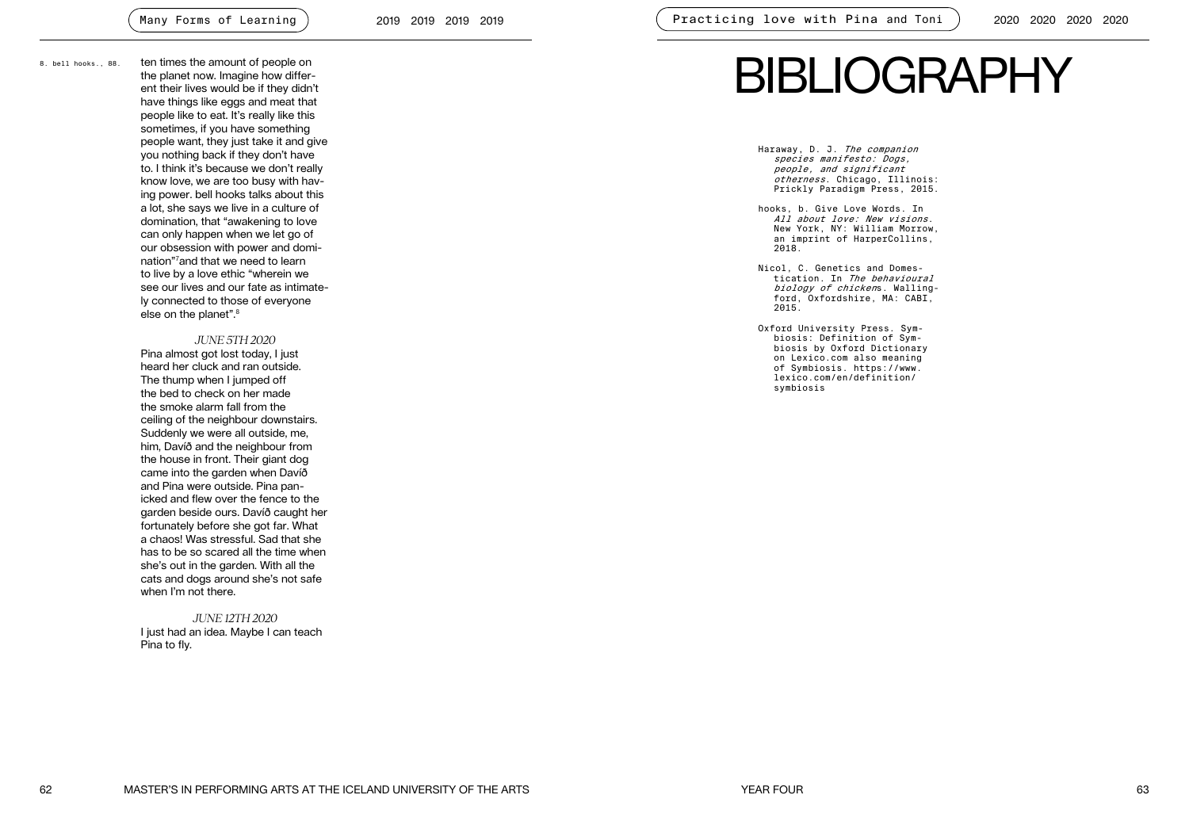ten times the amount of people on the planet now. Imagine how different their lives would be if they didn't have things like eggs and meat that people like to eat. It's really like this sometimes, if you have something people want, they just take it and give you nothing back if they don't have to. I think it's because we don't really know love, we are too busy with having power. bell hooks talks about this a lot, she says we live in a culture of domination, that "awakening to love can only happen when we let go of our obsession with power and domination"[7] and that we need to learn to live by a love ethic "wherein we see our lives and our fate as intimately connected to those of everyone else on the planet".[8]

8. bell hooks., 88.

*JUNE 5TH 2020*

Pina almost got lost today, I just heard her cluck and ran outside. The thump when I jumped off the bed to check on her made the smoke alarm fall from the ceiling of the neighbour downstairs. Suddenly we were all outside, me, him, Davíð and the neighbour from the house in front. Their giant dog came into the garden when Davíð and Pina were outside. Pina panicked and flew over the fence to the garden beside ours. Davíð caught her fortunately before she got far. What a chaos! Was stressful. Sad that she has to be so scared all the time when she's out in the garden. With all the cats and dogs around she's not safe when I'm not there.

*JUNE 12TH 2020*

I just had an idea. Maybe I can teach Pina to fly.

# BIBLIOGRAPHY

Haraway, D. J. *The companion species manifesto: Dogs, people, and significant otherness*. Chicago, Illinois: Prickly Paradigm Press, 2015.

hooks, b. Give Love Words. In *All about love: New visions*. New York, NY: William Morrow, an imprint of HarperCollins, 2018.

Nicol, C. Genetics and Domestication. In *The behavioural biology of chickens*. Wallingford, Oxfordshire, MA: CABI, 2015.

Oxford University Press. Symbiosis: Definition of Symbiosis by Oxford Dictionary on Lexico.com also meaning of Symbiosis. https://www.lexico.com/en/definition/symbiosis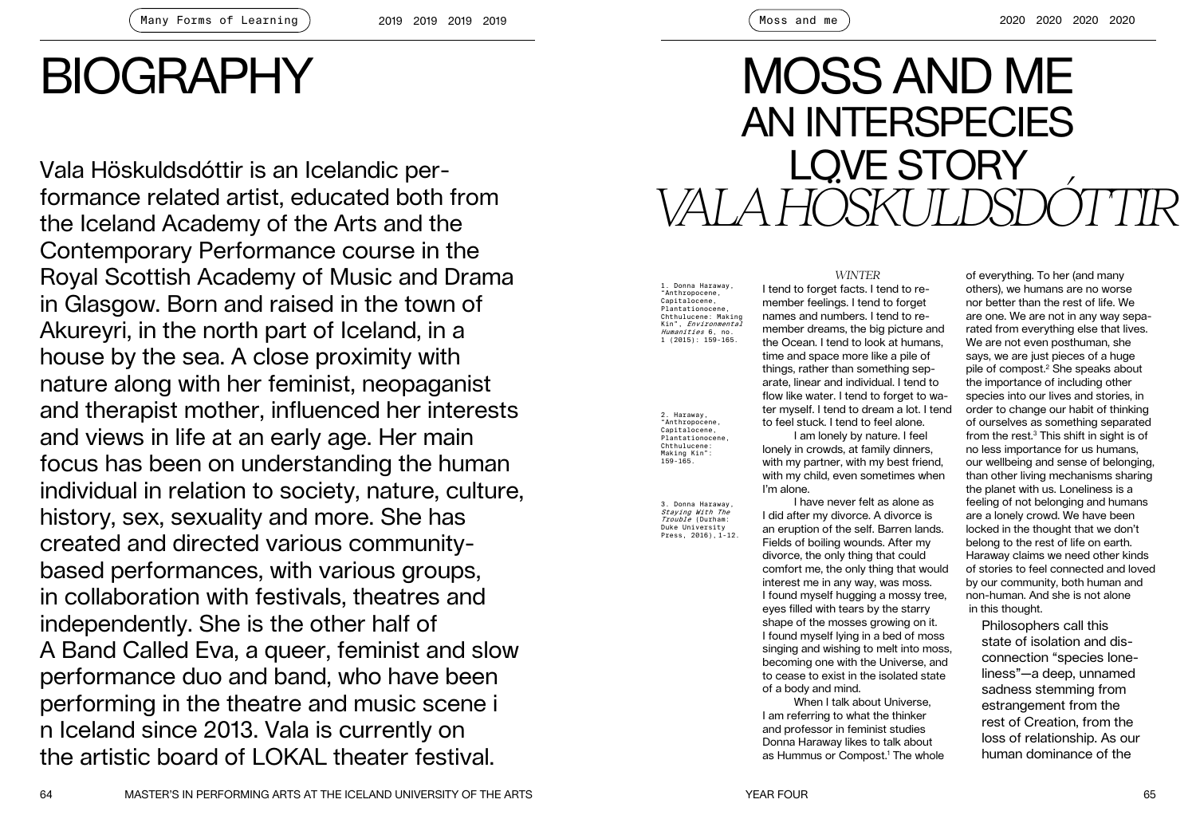# BIOGRAPHY

Vala Höskuldsdóttir is an Icelandic performance related artist, educated both from the Iceland Academy of the Arts and the Contemporary Performance course in the Royal Scottish Academy of Music and Drama in Glasgow. Born and raised in the town of Akureyri, in the north part of Iceland, in a house by the sea. A close proximity with nature along with her feminist, neopaganist and therapist mother, influenced her interests and views in life at an early age. Her main focus has been on understanding the human individual in relation to society, nature, culture, history, sex, sexuality and more. She has created and directed various community-based performances, with various groups, in collaboration with festivals, theatres and independently. She is the other half of A Band Called Eva, a queer, feminist and slow performance duo and band, who have been performing in the theatre and music scene in Iceland since 2013. Vala is currently on the artistic board of LOKAL theater festival.

# MOSS AND ME
## AN INTERSPECIES LOVE STORY
### *VALA HÖSKULDSDÓTTIR*

*WINTER*

I tend to forget facts. I tend to remember feelings. I tend to forget names and numbers. I tend to remember dreams, the big picture and the Ocean. I tend to look at humans, time and space more like a pile of things, rather than something separate, linear and individual. I tend to flow like water. I tend to forget to water myself. I tend to dream a lot. I tend to feel stuck. I tend to feel alone.

I am lonely by nature. I feel lonely in crowds, at family dinners, with my partner, with my best friend, with my child, even sometimes when I'm alone.

I have never felt as alone as I did after my divorce. A divorce is an eruption of the self. Barren lands. Fields of boiling wounds. After my divorce, the only thing that could comfort me, the only thing that would interest me in any way, was moss. I found myself hugging a mossy tree, eyes filled with tears by the starry shape of the mosses growing on it. I found myself lying in a bed of moss singing and wishing to melt into moss, becoming one with the Universe, and to cease to exist in the isolated state of a body and mind.

When I talk about Universe, I am referring to what the thinker and professor in feminist studies Donna Haraway likes to talk about as Hummus or Compost.[1] The whole of everything. To her (and many others), we humans are no worse nor better than the rest of life. We are one. We are not in any way separated from everything else that lives. We are not even posthuman, she says, we are just pieces of a huge pile of compost.[2] She speaks about the importance of including other species into our lives and stories, in order to change our habit of thinking of ourselves as something separated from the rest.[3] This shift in sight is of no less importance for us humans, our wellbeing and sense of belonging, than other living mechanisms sharing the planet with us. Loneliness is a feeling of not belonging and humans are a lonely crowd. We have been locked in the thought that we don't belong to the rest of life on earth. Haraway claims we need other kinds of stories to feel connected and loved by our community, both human and non-human. And she is not alone in this thought.

Philosophers call this state of isolation and disconnection "species loneliness"—a deep, unnamed sadness stemming from estrangement from the rest of Creation, from the loss of relationship. As our human dominance of the

1. Donna Haraway, "Anthropocene, Capitalocene, Plantationocene, Chthulucene: Making Kin", *Environmental Humanities* 6, no. 1 (2015): 159-165.

2. Haraway, "Anthropocene, Capitalocene, Plantationocene, Chthulucene: Making Kin": 159-165.

3. Donna Haraway, *Staying With The Trouble* (Durham: Duke University Press, 2016), 1-12.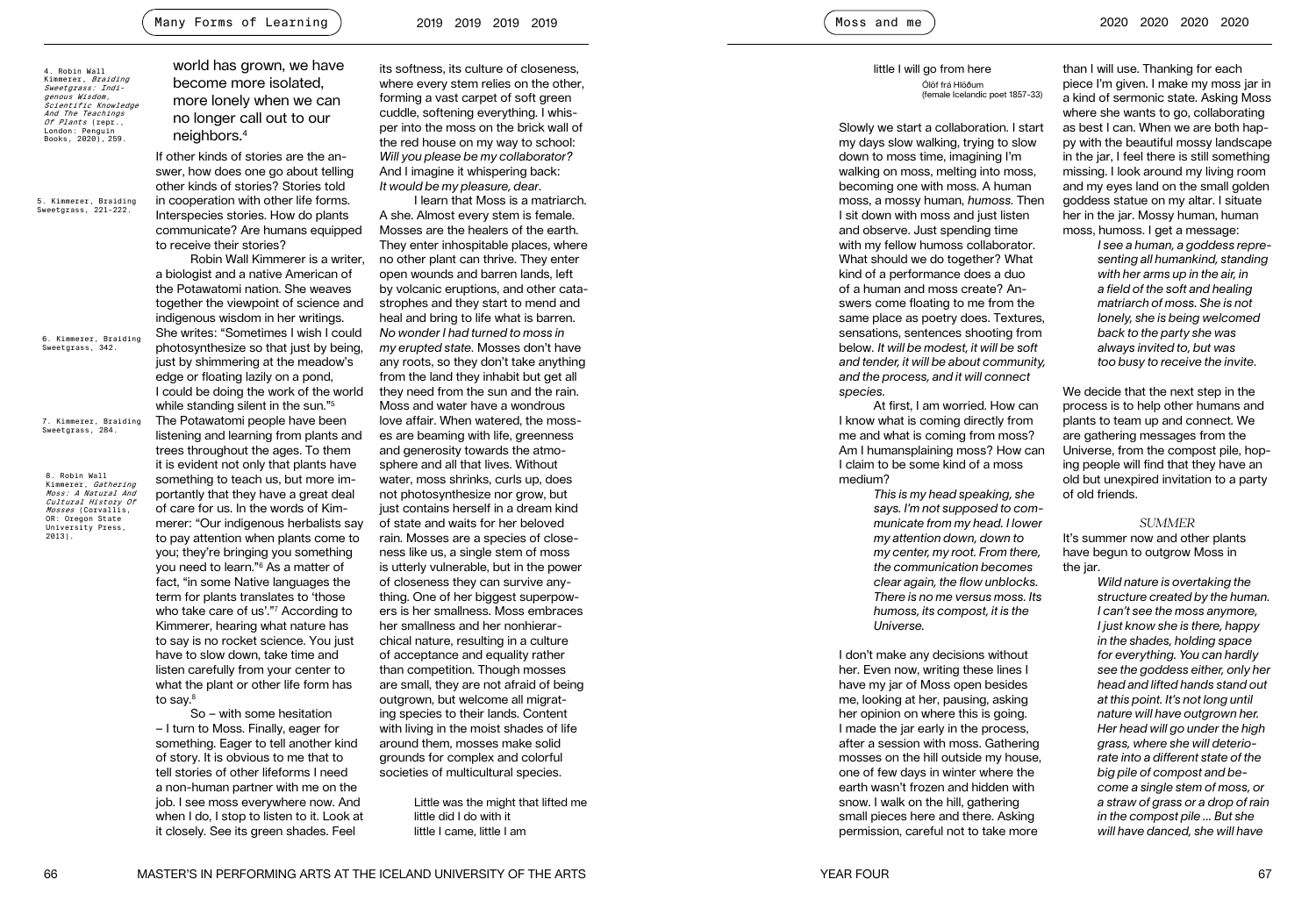world has grown, we have become more isolated, more lonely when we can no longer call out to our neighbors.[4]

4. Robin Wall Kimmerer, *Braiding Sweetgrass: Indigenous Wisdom, Scientific Knowledge And The Teachings Of Plants* (repr., London: Penguin Books, 2020), 259.

If other kinds of stories are the answer, how does one go about telling other kinds of stories? Stories told in cooperation with other life forms. Interspecies stories. How do plants communicate? Are humans equipped to receive their stories?

Robin Wall Kimmerer is a writer, a biologist and a native American of the Potawatomi nation. She weaves together the viewpoint of science and indigenous wisdom in her writings. She writes: "Sometimes I wish I could photosynthesize so that just by being, just by shimmering at the meadow's edge or floating lazily on a pond, I could be doing the work of the world while standing silent in the sun."[5] The Potawatomi people have been listening and learning from plants and trees throughout the ages. To them it is evident not only that plants have something to teach us, but more importantly that they have a great deal of care for us. In the words of Kimmerer: "Our indigenous herbalists say to pay attention when plants come to you; they're bringing you something you need to learn."[6] As a matter of fact, "in some Native languages the term for plants translates to 'those who take care of us'."[7] According to Kimmerer, hearing what nature has to say is no rocket science. You just have to slow down, take time and listen carefully from your center to what the plant or other life form has to say.[8]

5. Kimmerer, Braiding Sweetgrass, 221-222.

6. Kimmerer, Braiding Sweetgrass, 342.

7. Kimmerer, Braiding Sweetgrass, 284.

8. Robin Wall Kimmerer, *Gathering Moss: A Natural And Cultural History Of Mosses* (Corvallis, OR: Oregon State University Press, 2013).

So – with some hesitation – I turn to Moss. Finally, eager for something. Eager to tell another kind of story. It is obvious to me that to tell stories of other lifeforms I need a non-human partner with me on the job. I see moss everywhere now. And when I do, I stop to listen to it. Look at it closely. See its green shades. Feel its softness, its culture of closeness, where every stem relies on the other, forming a vast carpet of soft green cuddle, softening everything. I whisper into the moss on the brick wall of the red house on my way to school: *Will you please be my collaborator?* And I imagine it whispering back: *It would be my pleasure, dear.*

I learn that Moss is a matriarch. A she. Almost every stem is female. Mosses are the healers of the earth. They enter inhospitable places, where no other plant can thrive. They enter open wounds and barren lands, left by volcanic eruptions, and other catastrophes and they start to mend and heal and bring to life what is barren. *No wonder I had turned to moss in my erupted state.* Mosses don't have any roots, so they don't take anything from the land they inhabit but get all they need from the sun and the rain. Moss and water have a wondrous love affair. When watered, the mosses are beaming with life, greenness and generosity towards the atmosphere and all that lives. Without water, moss shrinks, curls up, does not photosynthesize nor grow, but just contains herself in a dream kind of state and waits for her beloved rain. Mosses are a species of closeness like us, a single stem of moss is utterly vulnerable, but in the power of closeness they can survive anything. One of her biggest superpowers is her smallness. Moss embraces her smallness and her nonhierarchical nature, resulting in a culture of acceptance and equality rather than competition. Though mosses are small, they are not afraid of being outgrown, but welcome all migrating species to their lands. Content with living in the moist shades of life around them, mosses make solid grounds for complex and colorful societies of multicultural species.

> Little was the might that lifted me
> little did I do with it
> little I came, little I am
> little I will go from here
>
> Ólöf frá Hlöðum
> (female Icelandic poet 1857-33)

Slowly we start a collaboration. I start my days slow walking, trying to slow down to moss time, imagining I'm walking on moss, melting into moss, becoming one with moss. A human moss, a mossy human, *humoss*. Then I sit down with moss and just listen and observe. Just spending time with my fellow humoss collaborator. What should we do together? What kind of a performance does a duo of a human and moss create? Answers come floating to me from the same place as poetry does. Textures, sensations, sentences shooting from below. *It will be modest, it will be soft and tender, it will be about community, and the process, and it will connect species.*

At first, I am worried. How can I know what is coming directly from me and what is coming from moss? Am I humansplaining moss? How can I claim to be some kind of a moss medium?

> *This is my head speaking, she says. I'm not supposed to communicate from my head. I lower my attention down, down to my center, my root. From there, the communication becomes clear again, the flow unblocks. There is no me versus moss. Its humoss, its compost, it is the Universe.*

I don't make any decisions without her. Even now, writing these lines I have my jar of Moss open besides me, looking at her, pausing, asking her opinion on where this is going. I made the jar early in the process, after a session with moss. Gathering mosses on the hill outside my house, one of few days in winter where the earth wasn't frozen and hidden with snow. I walk on the hill, gathering small pieces here and there. Asking permission, careful not to take more than I will use. Thanking for each piece I'm given. I make my moss jar in a kind of sermonic state. Asking Moss where she wants to go, collaborating as best I can. When we are both happy with the beautiful mossy landscape in the jar, I feel there is still something missing. I look around my living room and my eyes land on the small golden goddess statue on my altar. I situate her in the jar. Mossy human, human moss, humoss. I get a message:

> *I see a human, a goddess representing all humankind, standing with her arms up in the air, in a field of the soft and healing matriarch of moss. She is not lonely, she is being welcomed back to the party she was always invited to, but was too busy to receive the invite.*

We decide that the next step in the process is to help other humans and plants to team up and connect. We are gathering messages from the Universe, from the compost pile, hoping people will find that they have an old but unexpired invitation to a party of old friends.

## SUMMER

It's summer now and other plants have begun to outgrow Moss in the jar.

> *Wild nature is overtaking the structure created by the human. I can't see the moss anymore, I just know she is there, happy in the shades, holding space for everything. You can hardly see the goddess either, only her head and lifted hands stand out at this point. It's not long until nature will have outgrown her. Her head will go under the high grass, where she will deteriorate into a different state of the big pile of compost and become a single stem of moss, or a straw of grass or a drop of rain in the compost pile ... But she will have danced, she will have*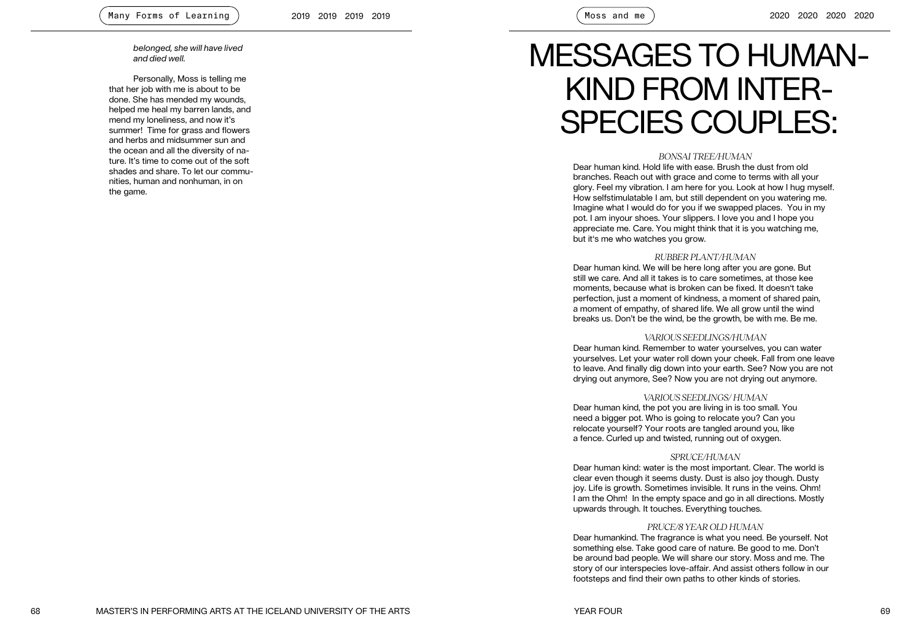*belonged, she will have lived and died well.*

Personally, Moss is telling me that her job with me is about to be done. She has mended my wounds, helped me heal my barren lands, and mend my loneliness, and now it's summer! Time for grass and flowers and herbs and midsummer sun and the ocean and all the diversity of nature. It's time to come out of the soft shades and share. To let our communities, human and nonhuman, in on the game.

# MESSAGES TO HUMAN-KIND FROM INTER-SPECIES COUPLES:

*BONSAI TREE/HUMAN*

Dear human kind. Hold life with ease. Brush the dust from old branches. Reach out with grace and come to terms with all your glory. Feel my vibration. I am here for you. Look at how I hug myself. How selfstimulatable I am, but still dependent on you watering me. Imagine what I would do for you if we swapped places. You in my pot. I am inyour shoes. Your slippers. I love you and I hope you appreciate me. Care. You might think that it is you watching me, but it's me who watches you grow.

*RUBBER PLANT/HUMAN*

Dear human kind. We will be here long after you are gone. But still we care. And all it takes is to care sometimes, at those kee moments, because what is broken can be fixed. It doesn't take perfection, just a moment of kindness, a moment of shared pain, a moment of empathy, of shared life. We all grow until the wind breaks us. Don't be the wind, be the growth, be with me. Be me.

*VARIOUS SEEDLINGS/HUMAN*

Dear human kind. Remember to water yourselves, you can water yourselves. Let your water roll down your cheek. Fall from one leave to leave. And finally dig down into your earth. See? Now you are not drying out anymore, See? Now you are not drying out anymore.

*VARIOUS SEEDLINGS/ HUMAN*

Dear human kind, the pot you are living in is too small. You need a bigger pot. Who is going to relocate you? Can you relocate yourself? Your roots are tangled around you, like a fence. Curled up and twisted, running out of oxygen.

*SPRUCE/HUMAN*

Dear human kind: water is the most important. Clear. The world is clear even though it seems dusty. Dust is also joy though. Dusty joy. Life is growth. Sometimes invisible. It runs in the veins. Ohm! I am the Ohm! In the empty space and go in all directions. Mostly upwards through. It touches. Everything touches.

*PRUCE/8 YEAR OLD HUMAN*

Dear humankind. The fragrance is what you need. Be yourself. Not something else. Take good care of nature. Be good to me. Don't be around bad people. We will share our story. Moss and me. The story of our interspecies love-affair. And assist others follow in our footsteps and find their own paths to other kinds of stories.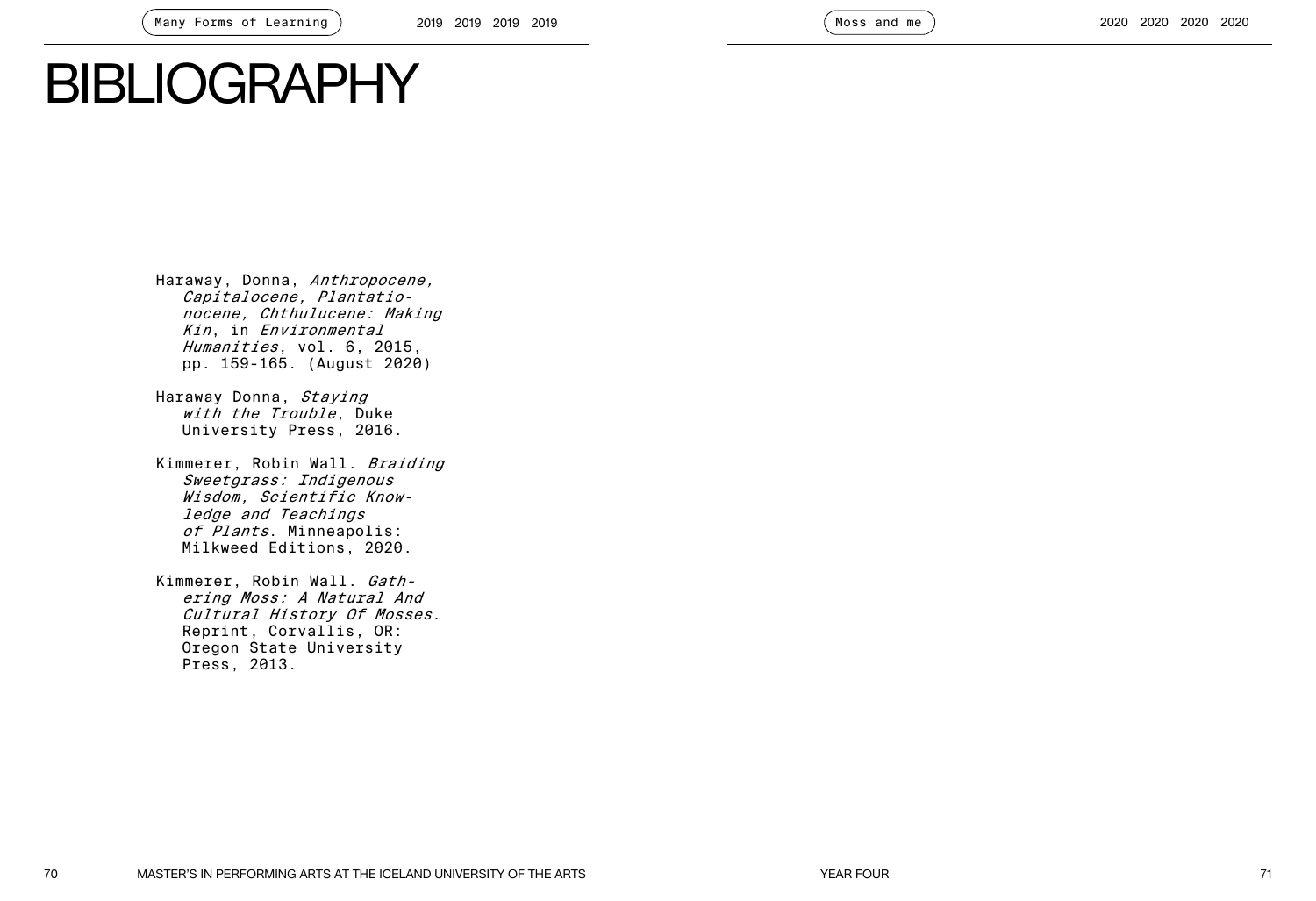# BIBLIOGRAPHY

Haraway, Donna, *Anthropocene, Capitalocene, Plantationocene, Chthulucene: Making Kin*, in *Environmental Humanities*, vol. 6, 2015, pp. 159-165. (August 2020)

Haraway Donna, *Staying with the Trouble*, Duke University Press, 2016.

Kimmerer, Robin Wall. *Braiding Sweetgrass: Indigenous Wisdom, Scientific Knowledge and Teachings of Plants*. Minneapolis: Milkweed Editions, 2020.

Kimmerer, Robin Wall. *Gathering Moss: A Natural And Cultural History Of Mosses*. Reprint, Corvallis, OR: Oregon State University Press, 2013.